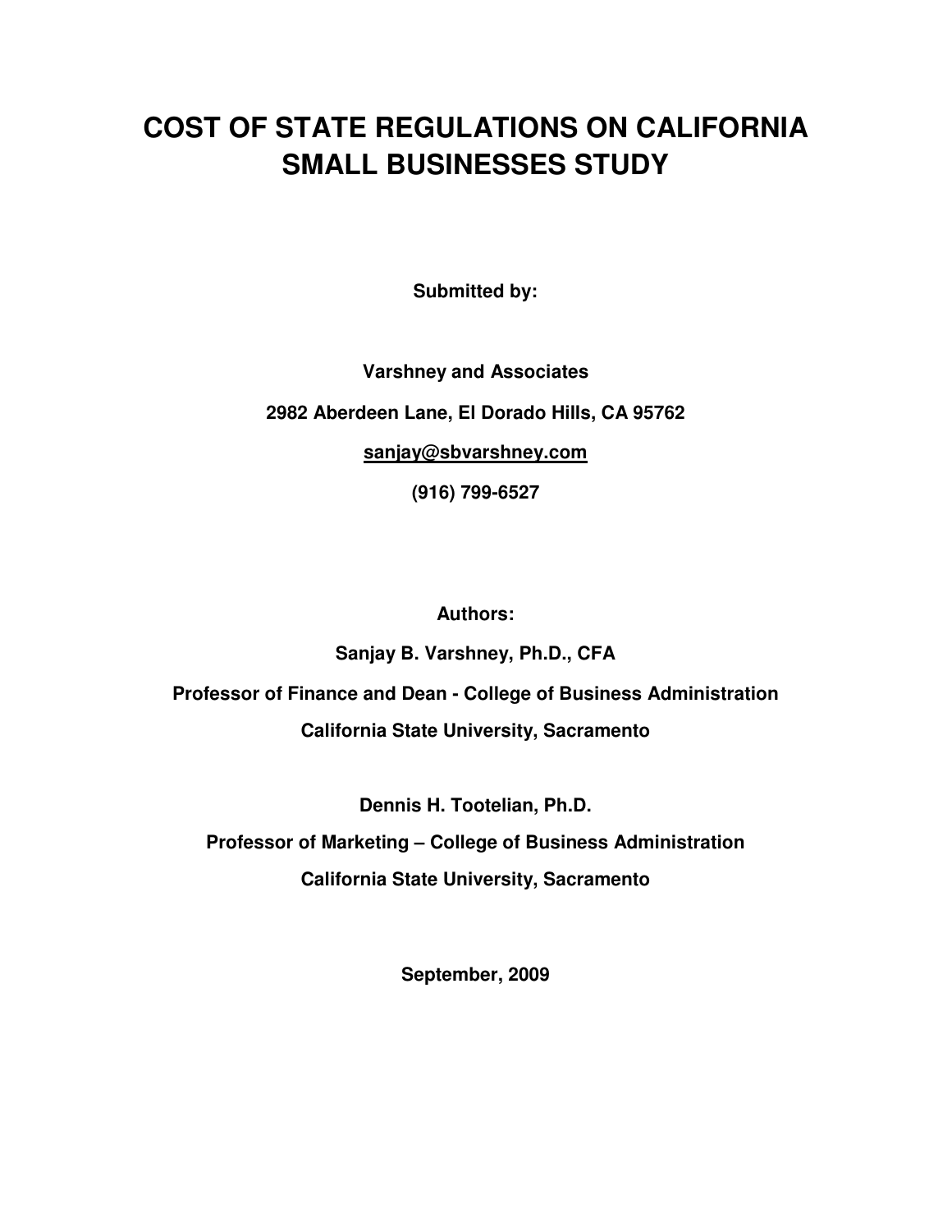# COST OF STATE REGULATIONS ON CALIFORNIA SMALL BUSINESSES STUDY

**Submitted by:**

**Varshney and Associates**

**2982 Aberdeen Lane, El Dorado Hills, CA 95762**

**sanjay@sbvarshney.com**

**(916) 799-6527**

**Authors:**

**Sanjay B. Varshney, Ph.D., CFA**

**Professor of Finance and Dean - College of Business Administration**

**California State University, Sacramento**

**Dennis H. Tootelian, Ph.D.**

**Professor of Marketing – College of Business Administration**

**California State University, Sacramento**

**September, 2009**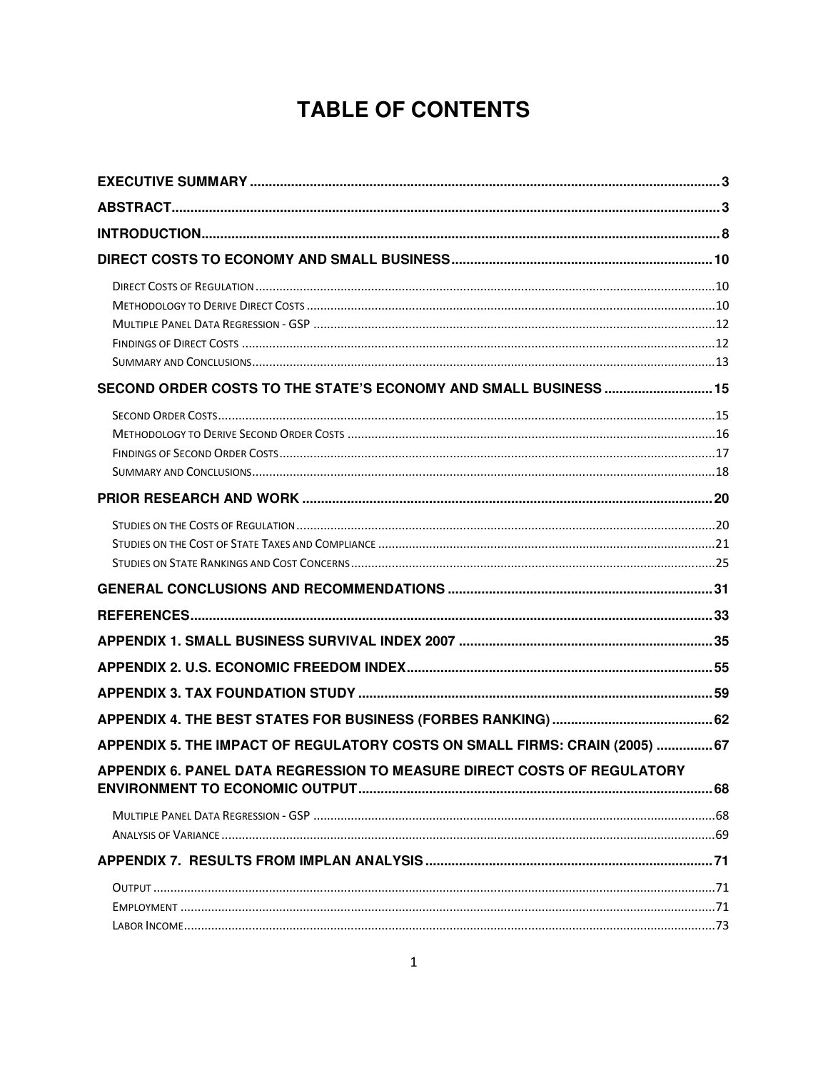# TABLE OF CONTENTS

**EXECUTIVE SUMMARY** ........................................ 3

**ABSTRACT** ........................................ 3

**INTRODUCTION** ........................................ 8

**DIRECT COSTS TO ECONOMY AND SMALL BUSINESS** ........................................ 10

- Direct Costs of Regulation ........................................ 10
- Methodology to Derive Direct Costs ........................................ 10
- Multiple Panel Data Regression - GSP ........................................ 12
- Findings of Direct Costs ........................................ 12
- Summary and Conclusions ........................................ 13

**SECOND ORDER COSTS TO THE STATE'S ECONOMY AND SMALL BUSINESS** ........................................ 15

- Second Order Costs ........................................ 15
- Methodology to Derive Second Order Costs ........................................ 16
- Findings of Second Order Costs ........................................ 17
- Summary and Conclusions ........................................ 18

**PRIOR RESEARCH AND WORK** ........................................ 20

- Studies on the Costs of Regulation ........................................ 20
- Studies on the Cost of State Taxes and Compliance ........................................ 21
- Studies on State Rankings and Cost Concerns ........................................ 25

**GENERAL CONCLUSIONS AND RECOMMENDATIONS** ........................................ 31

**REFERENCES** ........................................ 33

**APPENDIX 1. SMALL BUSINESS SURVIVAL INDEX 2007** ........................................ 35

**APPENDIX 2. U.S. ECONOMIC FREEDOM INDEX** ........................................ 55

**APPENDIX 3. TAX FOUNDATION STUDY** ........................................ 59

**APPENDIX 4. THE BEST STATES FOR BUSINESS (FORBES RANKING)** ........................................ 62

**APPENDIX 5. THE IMPACT OF REGULATORY COSTS ON SMALL FIRMS: CRAIN (2005)** ........................................ 67

**APPENDIX 6. PANEL DATA REGRESSION TO MEASURE DIRECT COSTS OF REGULATORY ENVIRONMENT TO ECONOMIC OUTPUT** ........................................ 68

- Multiple Panel Data Regression - GSP ........................................ 68
- Analysis of Variance ........................................ 69

**APPENDIX 7. RESULTS FROM IMPLAN ANALYSIS** ........................................ 71

- Output ........................................ 71
- Employment ........................................ 71
- Labor Income ........................................ 73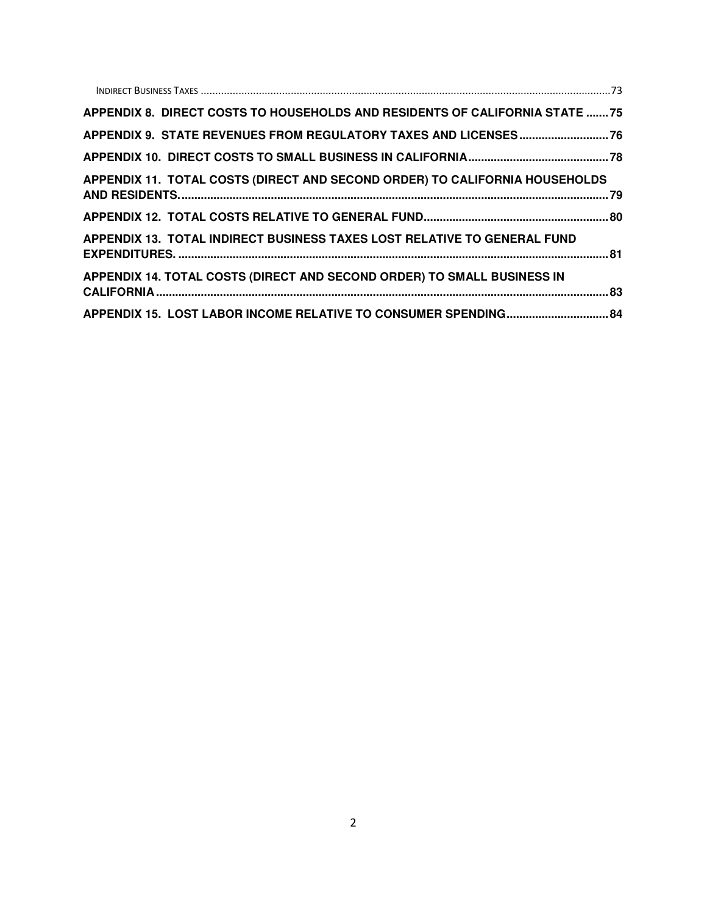Indirect Business Taxes ....................................................................................................................................................73

**APPENDIX 8. DIRECT COSTS TO HOUSEHOLDS AND RESIDENTS OF CALIFORNIA STATE .......75**

**APPENDIX 9. STATE REVENUES FROM REGULATORY TAXES AND LICENSES.............................76**

**APPENDIX 10. DIRECT COSTS TO SMALL BUSINESS IN CALIFORNIA.............................................78**

**APPENDIX 11. TOTAL COSTS (DIRECT AND SECOND ORDER) TO CALIFORNIA HOUSEHOLDS AND RESIDENTS......................................................................................................................................79**

**APPENDIX 12. TOTAL COSTS RELATIVE TO GENERAL FUND...........................................................80**

**APPENDIX 13. TOTAL INDIRECT BUSINESS TAXES LOST RELATIVE TO GENERAL FUND EXPENDITURES. ......................................................................................................................................81**

**APPENDIX 14. TOTAL COSTS (DIRECT AND SECOND ORDER) TO SMALL BUSINESS IN CALIFORNIA..............................................................................................................................................83**

**APPENDIX 15. LOST LABOR INCOME RELATIVE TO CONSUMER SPENDING................................84**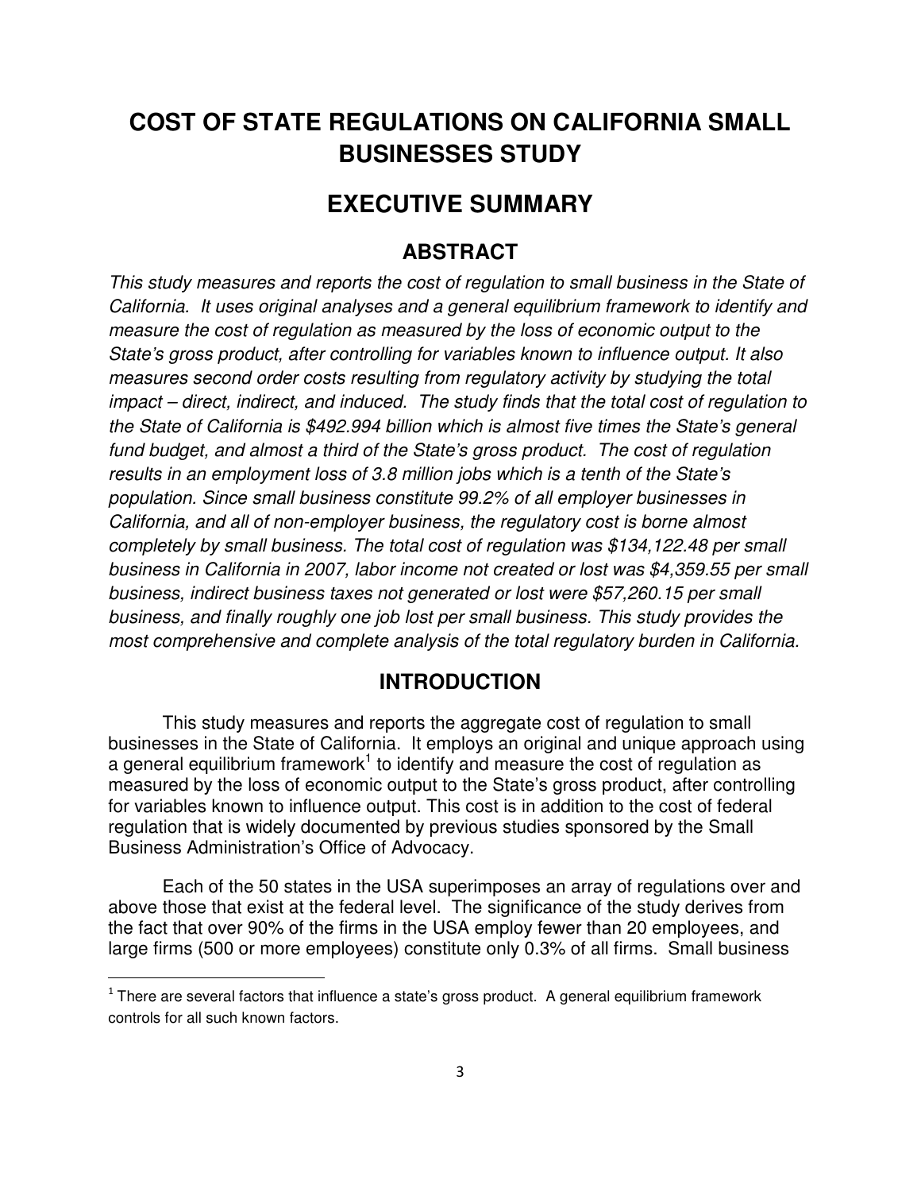# COST OF STATE REGULATIONS ON CALIFORNIA SMALL BUSINESSES STUDY

## EXECUTIVE SUMMARY

### ABSTRACT

*This study measures and reports the cost of regulation to small business in the State of California. It uses original analyses and a general equilibrium framework to identify and measure the cost of regulation as measured by the loss of economic output to the State's gross product, after controlling for variables known to influence output. It also measures second order costs resulting from regulatory activity by studying the total impact – direct, indirect, and induced. The study finds that the total cost of regulation to the State of California is $492.994 billion which is almost five times the State's general fund budget, and almost a third of the State's gross product. The cost of regulation results in an employment loss of 3.8 million jobs which is a tenth of the State's population. Since small business constitute 99.2% of all employer businesses in California, and all of non-employer business, the regulatory cost is borne almost completely by small business. The total cost of regulation was $134,122.48 per small business in California in 2007, labor income not created or lost was $4,359.55 per small business, indirect business taxes not generated or lost were $57,260.15 per small business, and finally roughly one job lost per small business. This study provides the most comprehensive and complete analysis of the total regulatory burden in California.*

### INTRODUCTION

This study measures and reports the aggregate cost of regulation to small businesses in the State of California. It employs an original and unique approach using a general equilibrium framework[1] to identify and measure the cost of regulation as measured by the loss of economic output to the State's gross product, after controlling for variables known to influence output. This cost is in addition to the cost of federal regulation that is widely documented by previous studies sponsored by the Small Business Administration's Office of Advocacy.

Each of the 50 states in the USA superimposes an array of regulations over and above those that exist at the federal level. The significance of the study derives from the fact that over 90% of the firms in the USA employ fewer than 20 employees, and large firms (500 or more employees) constitute only 0.3% of all firms. Small business

[1] There are several factors that influence a state's gross product. A general equilibrium framework controls for all such known factors.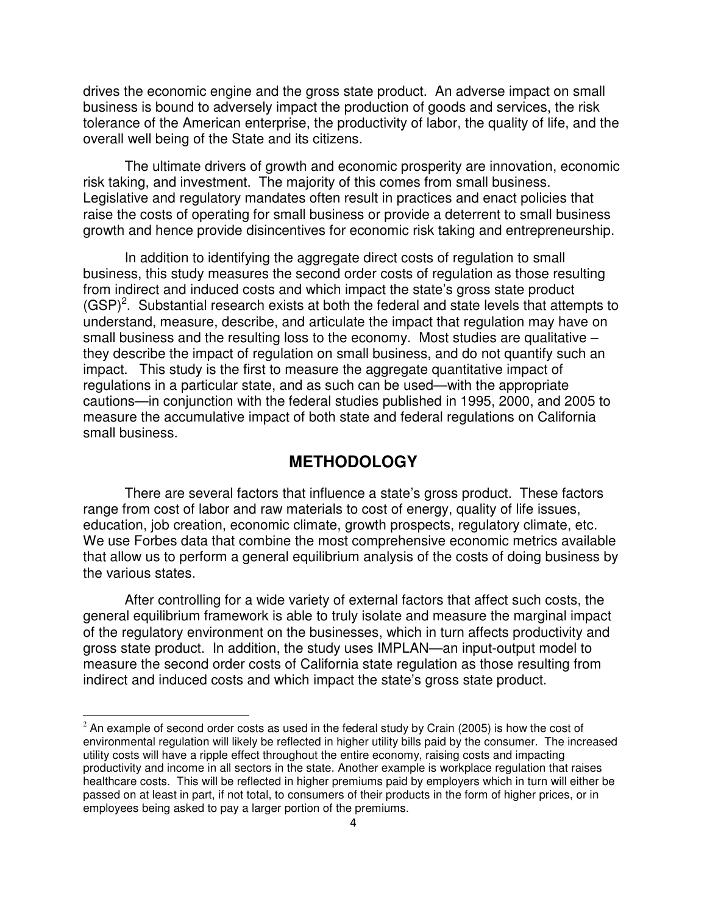drives the economic engine and the gross state product. An adverse impact on small business is bound to adversely impact the production of goods and services, the risk tolerance of the American enterprise, the productivity of labor, the quality of life, and the overall well being of the State and its citizens.

The ultimate drivers of growth and economic prosperity are innovation, economic risk taking, and investment. The majority of this comes from small business. Legislative and regulatory mandates often result in practices and enact policies that raise the costs of operating for small business or provide a deterrent to small business growth and hence provide disincentives for economic risk taking and entrepreneurship.

In addition to identifying the aggregate direct costs of regulation to small business, this study measures the second order costs of regulation as those resulting from indirect and induced costs and which impact the state's gross state product (GSP)[2]. Substantial research exists at both the federal and state levels that attempts to understand, measure, describe, and articulate the impact that regulation may have on small business and the resulting loss to the economy. Most studies are qualitative – they describe the impact of regulation on small business, and do not quantify such an impact. This study is the first to measure the aggregate quantitative impact of regulations in a particular state, and as such can be used—with the appropriate cautions—in conjunction with the federal studies published in 1995, 2000, and 2005 to measure the accumulative impact of both state and federal regulations on California small business.

## METHODOLOGY

There are several factors that influence a state's gross product. These factors range from cost of labor and raw materials to cost of energy, quality of life issues, education, job creation, economic climate, growth prospects, regulatory climate, etc. We use Forbes data that combine the most comprehensive economic metrics available that allow us to perform a general equilibrium analysis of the costs of doing business by the various states.

After controlling for a wide variety of external factors that affect such costs, the general equilibrium framework is able to truly isolate and measure the marginal impact of the regulatory environment on the businesses, which in turn affects productivity and gross state product. In addition, the study uses IMPLAN—an input-output model to measure the second order costs of California state regulation as those resulting from indirect and induced costs and which impact the state's gross state product.

---

[2] An example of second order costs as used in the federal study by Crain (2005) is how the cost of environmental regulation will likely be reflected in higher utility bills paid by the consumer. The increased utility costs will have a ripple effect throughout the entire economy, raising costs and impacting productivity and income in all sectors in the state. Another example is workplace regulation that raises healthcare costs. This will be reflected in higher premiums paid by employers which in turn will either be passed on at least in part, if not total, to consumers of their products in the form of higher prices, or in employees being asked to pay a larger portion of the premiums.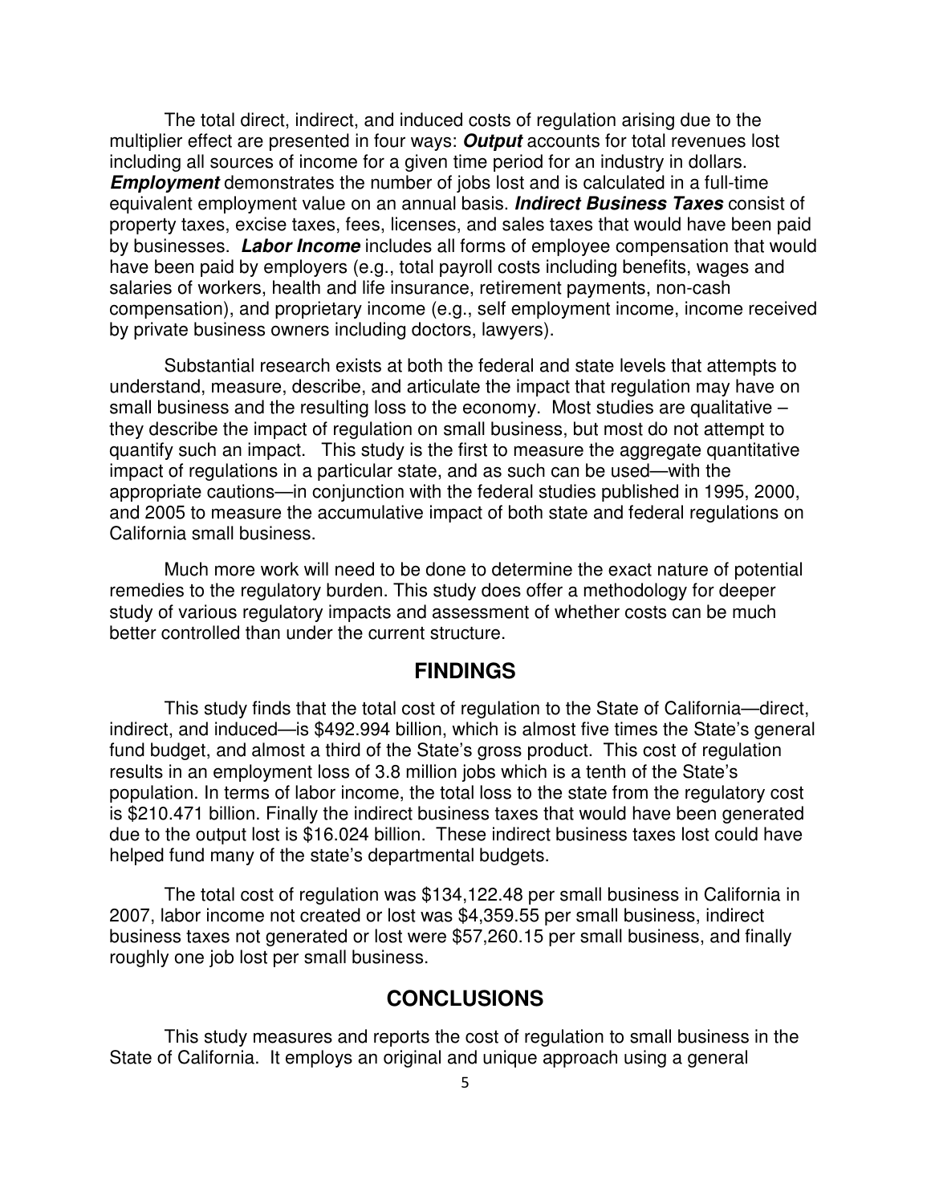The total direct, indirect, and induced costs of regulation arising due to the multiplier effect are presented in four ways: ***Output*** accounts for total revenues lost including all sources of income for a given time period for an industry in dollars. ***Employment*** demonstrates the number of jobs lost and is calculated in a full-time equivalent employment value on an annual basis. ***Indirect Business Taxes*** consist of property taxes, excise taxes, fees, licenses, and sales taxes that would have been paid by businesses. ***Labor Income*** includes all forms of employee compensation that would have been paid by employers (e.g., total payroll costs including benefits, wages and salaries of workers, health and life insurance, retirement payments, non-cash compensation), and proprietary income (e.g., self employment income, income received by private business owners including doctors, lawyers).

Substantial research exists at both the federal and state levels that attempts to understand, measure, describe, and articulate the impact that regulation may have on small business and the resulting loss to the economy. Most studies are qualitative – they describe the impact of regulation on small business, but most do not attempt to quantify such an impact. This study is the first to measure the aggregate quantitative impact of regulations in a particular state, and as such can be used—with the appropriate cautions—in conjunction with the federal studies published in 1995, 2000, and 2005 to measure the accumulative impact of both state and federal regulations on California small business.

Much more work will need to be done to determine the exact nature of potential remedies to the regulatory burden. This study does offer a methodology for deeper study of various regulatory impacts and assessment of whether costs can be much better controlled than under the current structure.

## FINDINGS

This study finds that the total cost of regulation to the State of California—direct, indirect, and induced—is $492.994 billion, which is almost five times the State's general fund budget, and almost a third of the State's gross product. This cost of regulation results in an employment loss of 3.8 million jobs which is a tenth of the State's population. In terms of labor income, the total loss to the state from the regulatory cost is $210.471 billion. Finally the indirect business taxes that would have been generated due to the output lost is $16.024 billion. These indirect business taxes lost could have helped fund many of the state's departmental budgets.

The total cost of regulation was $134,122.48 per small business in California in 2007, labor income not created or lost was $4,359.55 per small business, indirect business taxes not generated or lost were $57,260.15 per small business, and finally roughly one job lost per small business.

## CONCLUSIONS

This study measures and reports the cost of regulation to small business in the State of California. It employs an original and unique approach using a general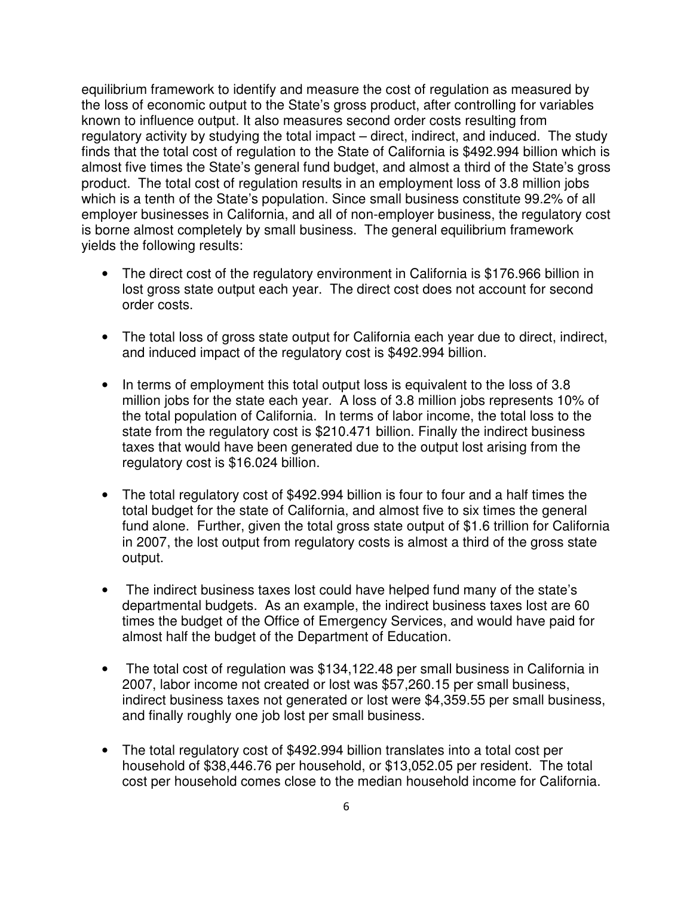equilibrium framework to identify and measure the cost of regulation as measured by the loss of economic output to the State's gross product, after controlling for variables known to influence output. It also measures second order costs resulting from regulatory activity by studying the total impact – direct, indirect, and induced. The study finds that the total cost of regulation to the State of California is $492.994 billion which is almost five times the State's general fund budget, and almost a third of the State's gross product. The total cost of regulation results in an employment loss of 3.8 million jobs which is a tenth of the State's population. Since small business constitute 99.2% of all employer businesses in California, and all of non-employer business, the regulatory cost is borne almost completely by small business. The general equilibrium framework yields the following results:

- The direct cost of the regulatory environment in California is $176.966 billion in lost gross state output each year. The direct cost does not account for second order costs.

- The total loss of gross state output for California each year due to direct, indirect, and induced impact of the regulatory cost is $492.994 billion.

- In terms of employment this total output loss is equivalent to the loss of 3.8 million jobs for the state each year. A loss of 3.8 million jobs represents 10% of the total population of California. In terms of labor income, the total loss to the state from the regulatory cost is $210.471 billion. Finally the indirect business taxes that would have been generated due to the output lost arising from the regulatory cost is $16.024 billion.

- The total regulatory cost of $492.994 billion is four to four and a half times the total budget for the state of California, and almost five to six times the general fund alone. Further, given the total gross state output of $1.6 trillion for California in 2007, the lost output from regulatory costs is almost a third of the gross state output.

- The indirect business taxes lost could have helped fund many of the state's departmental budgets. As an example, the indirect business taxes lost are 60 times the budget of the Office of Emergency Services, and would have paid for almost half the budget of the Department of Education.

- The total cost of regulation was $134,122.48 per small business in California in 2007, labor income not created or lost was $57,260.15 per small business, indirect business taxes not generated or lost were $4,359.55 per small business, and finally roughly one job lost per small business.

- The total regulatory cost of $492.994 billion translates into a total cost per household of $38,446.76 per household, or $13,052.05 per resident. The total cost per household comes close to the median household income for California.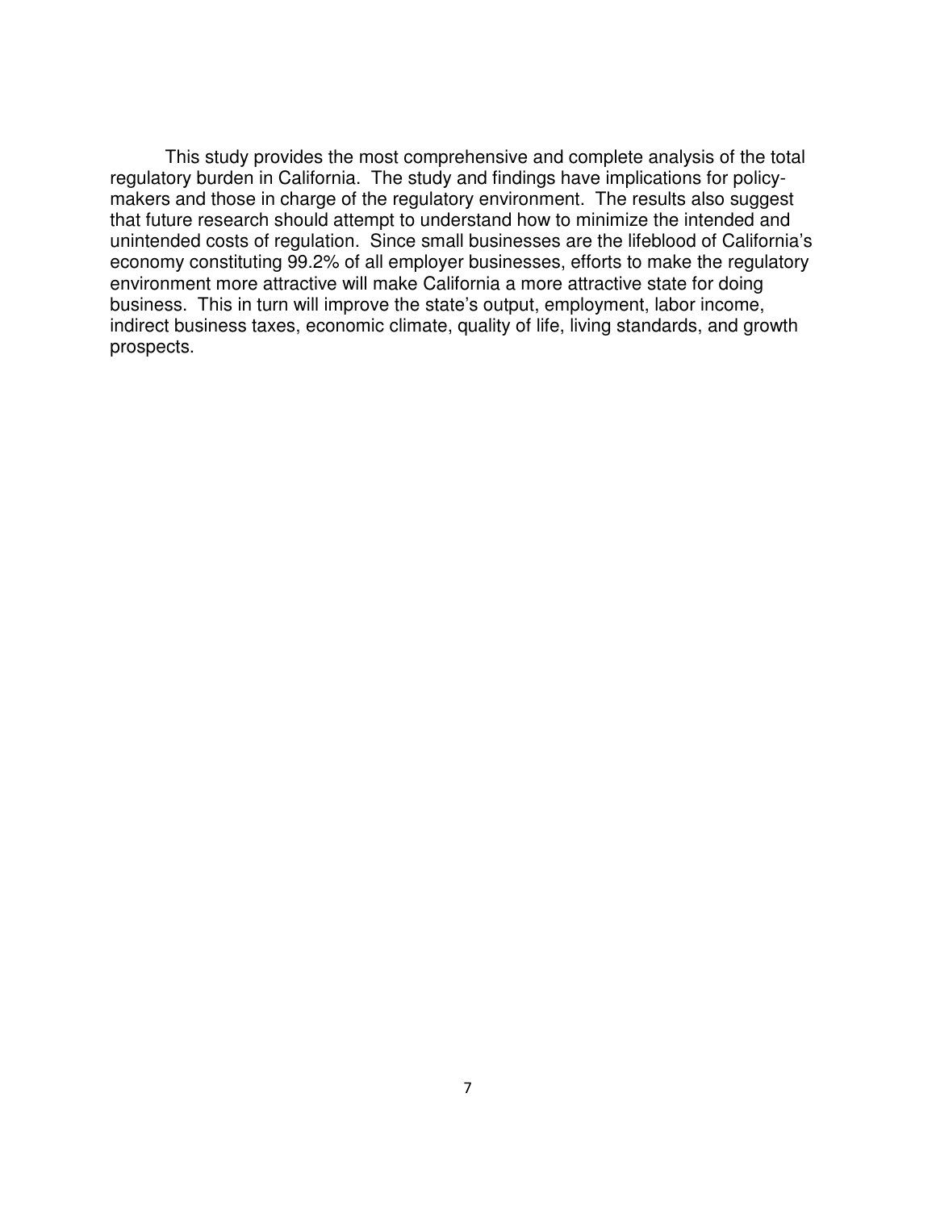This study provides the most comprehensive and complete analysis of the total regulatory burden in California. The study and findings have implications for policy-makers and those in charge of the regulatory environment. The results also suggest that future research should attempt to understand how to minimize the intended and unintended costs of regulation. Since small businesses are the lifeblood of California's economy constituting 99.2% of all employer businesses, efforts to make the regulatory environment more attractive will make California a more attractive state for doing business. This in turn will improve the state's output, employment, labor income, indirect business taxes, economic climate, quality of life, living standards, and growth prospects.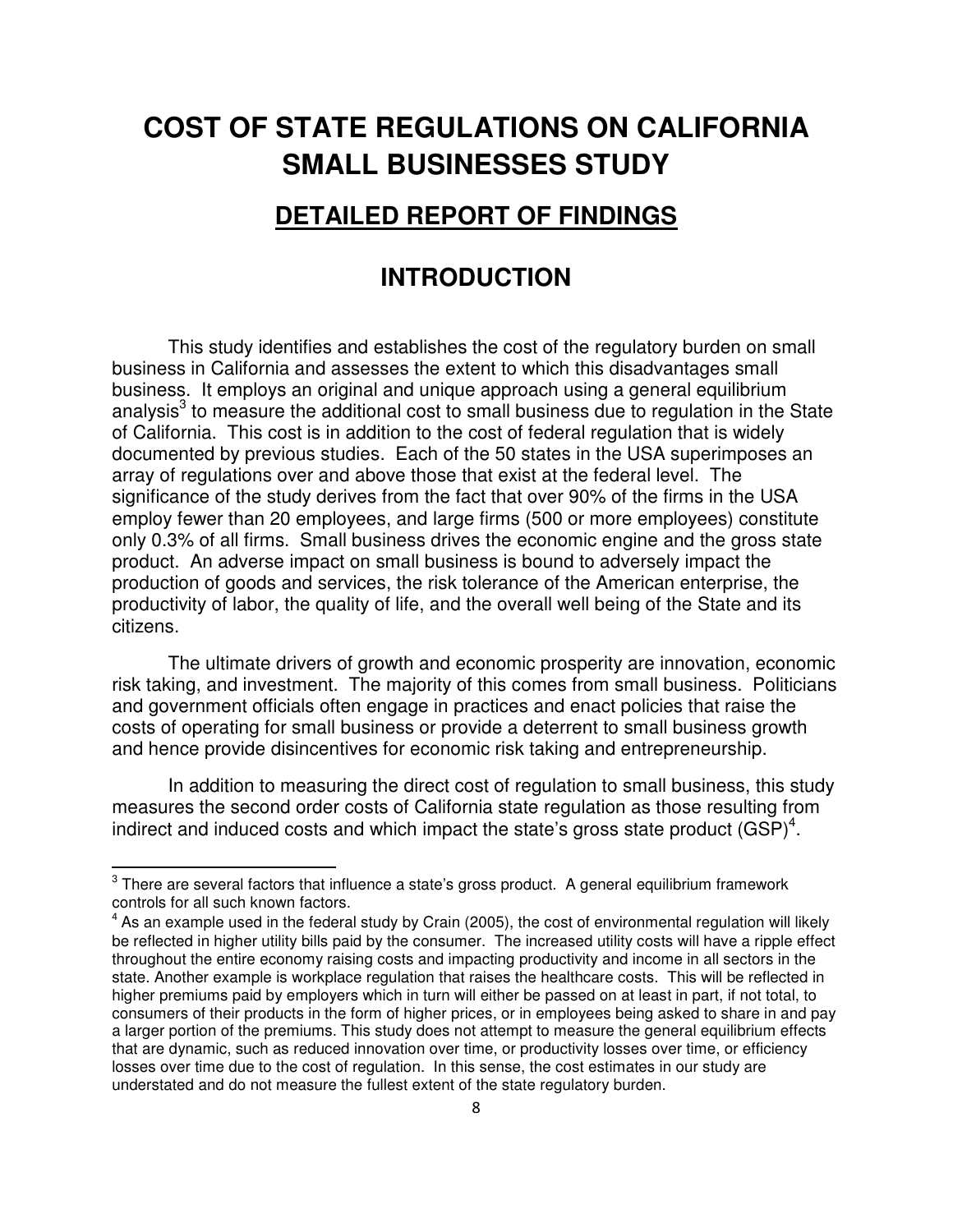# COST OF STATE REGULATIONS ON CALIFORNIA SMALL BUSINESSES STUDY

## DETAILED REPORT OF FINDINGS

## INTRODUCTION

This study identifies and establishes the cost of the regulatory burden on small business in California and assesses the extent to which this disadvantages small business. It employs an original and unique approach using a general equilibrium analysis[3] to measure the additional cost to small business due to regulation in the State of California. This cost is in addition to the cost of federal regulation that is widely documented by previous studies. Each of the 50 states in the USA superimposes an array of regulations over and above those that exist at the federal level. The significance of the study derives from the fact that over 90% of the firms in the USA employ fewer than 20 employees, and large firms (500 or more employees) constitute only 0.3% of all firms. Small business drives the economic engine and the gross state product. An adverse impact on small business is bound to adversely impact the production of goods and services, the risk tolerance of the American enterprise, the productivity of labor, the quality of life, and the overall well being of the State and its citizens.

The ultimate drivers of growth and economic prosperity are innovation, economic risk taking, and investment. The majority of this comes from small business. Politicians and government officials often engage in practices and enact policies that raise the costs of operating for small business or provide a deterrent to small business growth and hence provide disincentives for economic risk taking and entrepreneurship.

In addition to measuring the direct cost of regulation to small business, this study measures the second order costs of California state regulation as those resulting from indirect and induced costs and which impact the state's gross state product (GSP)[4].

---

[3] There are several factors that influence a state's gross product. A general equilibrium framework controls for all such known factors.

[4] As an example used in the federal study by Crain (2005), the cost of environmental regulation will likely be reflected in higher utility bills paid by the consumer. The increased utility costs will have a ripple effect throughout the entire economy raising costs and impacting productivity and income in all sectors in the state. Another example is workplace regulation that raises the healthcare costs. This will be reflected in higher premiums paid by employers which in turn will either be passed on at least in part, if not total, to consumers of their products in the form of higher prices, or in employees being asked to share in and pay a larger portion of the premiums. This study does not attempt to measure the general equilibrium effects that are dynamic, such as reduced innovation over time, or productivity losses over time, or efficiency losses over time due to the cost of regulation. In this sense, the cost estimates in our study are understated and do not measure the fullest extent of the state regulatory burden.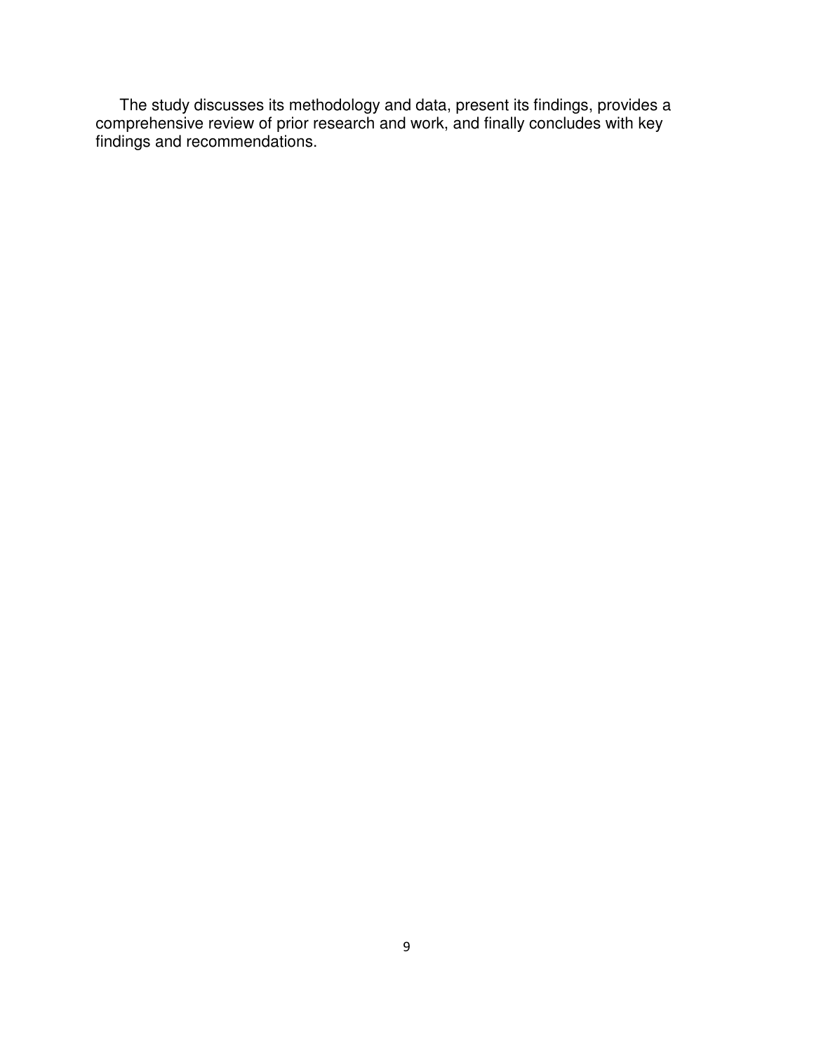The study discusses its methodology and data, present its findings, provides a comprehensive review of prior research and work, and finally concludes with key findings and recommendations.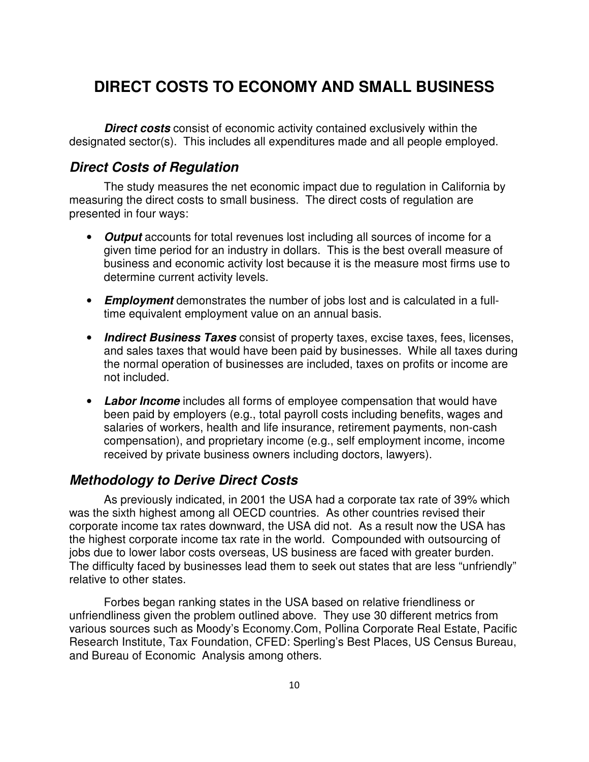# DIRECT COSTS TO ECONOMY AND SMALL BUSINESS

***Direct costs*** consist of economic activity contained exclusively within the designated sector(s). This includes all expenditures made and all people employed.

## *Direct Costs of Regulation*

The study measures the net economic impact due to regulation in California by measuring the direct costs to small business. The direct costs of regulation are presented in four ways:

- ***Output*** accounts for total revenues lost including all sources of income for a given time period for an industry in dollars. This is the best overall measure of business and economic activity lost because it is the measure most firms use to determine current activity levels.
- ***Employment*** demonstrates the number of jobs lost and is calculated in a full-time equivalent employment value on an annual basis.
- ***Indirect Business Taxes*** consist of property taxes, excise taxes, fees, licenses, and sales taxes that would have been paid by businesses. While all taxes during the normal operation of businesses are included, taxes on profits or income are not included.
- ***Labor Income*** includes all forms of employee compensation that would have been paid by employers (e.g., total payroll costs including benefits, wages and salaries of workers, health and life insurance, retirement payments, non-cash compensation), and proprietary income (e.g., self employment income, income received by private business owners including doctors, lawyers).

## *Methodology to Derive Direct Costs*

As previously indicated, in 2001 the USA had a corporate tax rate of 39% which was the sixth highest among all OECD countries. As other countries revised their corporate income tax rates downward, the USA did not. As a result now the USA has the highest corporate income tax rate in the world. Compounded with outsourcing of jobs due to lower labor costs overseas, US business are faced with greater burden. The difficulty faced by businesses lead them to seek out states that are less "unfriendly" relative to other states.

Forbes began ranking states in the USA based on relative friendliness or unfriendliness given the problem outlined above. They use 30 different metrics from various sources such as Moody's Economy.Com, Pollina Corporate Real Estate, Pacific Research Institute, Tax Foundation, CFED: Sperling's Best Places, US Census Bureau, and Bureau of Economic Analysis among others.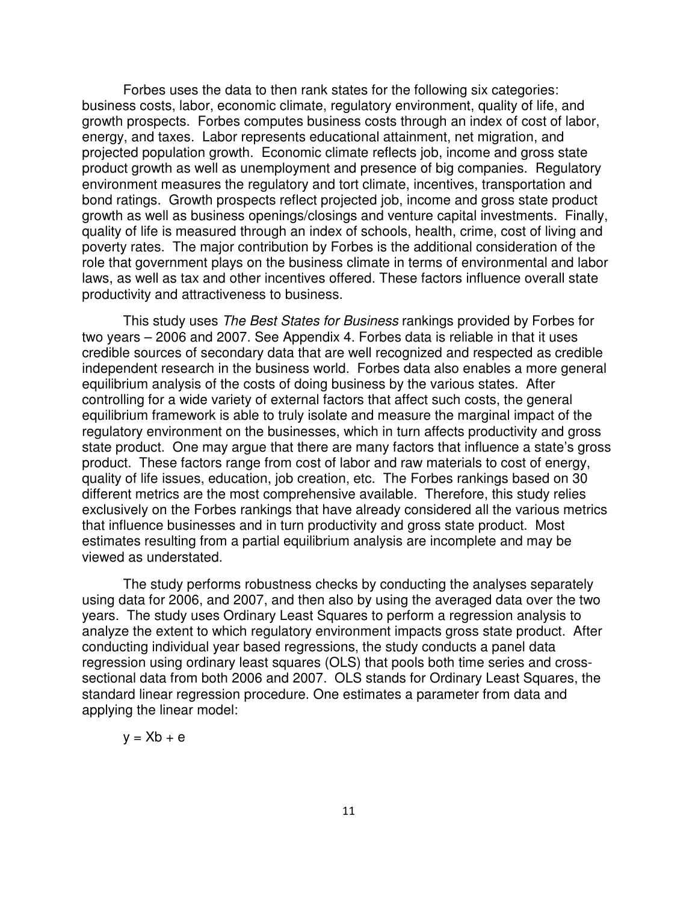Forbes uses the data to then rank states for the following six categories: business costs, labor, economic climate, regulatory environment, quality of life, and growth prospects. Forbes computes business costs through an index of cost of labor, energy, and taxes. Labor represents educational attainment, net migration, and projected population growth. Economic climate reflects job, income and gross state product growth as well as unemployment and presence of big companies. Regulatory environment measures the regulatory and tort climate, incentives, transportation and bond ratings. Growth prospects reflect projected job, income and gross state product growth as well as business openings/closings and venture capital investments. Finally, quality of life is measured through an index of schools, health, crime, cost of living and poverty rates. The major contribution by Forbes is the additional consideration of the role that government plays on the business climate in terms of environmental and labor laws, as well as tax and other incentives offered. These factors influence overall state productivity and attractiveness to business.

This study uses *The Best States for Business* rankings provided by Forbes for two years – 2006 and 2007. See Appendix 4. Forbes data is reliable in that it uses credible sources of secondary data that are well recognized and respected as credible independent research in the business world. Forbes data also enables a more general equilibrium analysis of the costs of doing business by the various states. After controlling for a wide variety of external factors that affect such costs, the general equilibrium framework is able to truly isolate and measure the marginal impact of the regulatory environment on the businesses, which in turn affects productivity and gross state product. One may argue that there are many factors that influence a state's gross product. These factors range from cost of labor and raw materials to cost of energy, quality of life issues, education, job creation, etc. The Forbes rankings based on 30 different metrics are the most comprehensive available. Therefore, this study relies exclusively on the Forbes rankings that have already considered all the various metrics that influence businesses and in turn productivity and gross state product. Most estimates resulting from a partial equilibrium analysis are incomplete and may be viewed as understated.

The study performs robustness checks by conducting the analyses separately using data for 2006, and 2007, and then also by using the averaged data over the two years. The study uses Ordinary Least Squares to perform a regression analysis to analyze the extent to which regulatory environment impacts gross state product. After conducting individual year based regressions, the study conducts a panel data regression using ordinary least squares (OLS) that pools both time series and cross-sectional data from both 2006 and 2007. OLS stands for Ordinary Least Squares, the standard linear regression procedure. One estimates a parameter from data and applying the linear model:

$$y = Xb + e$$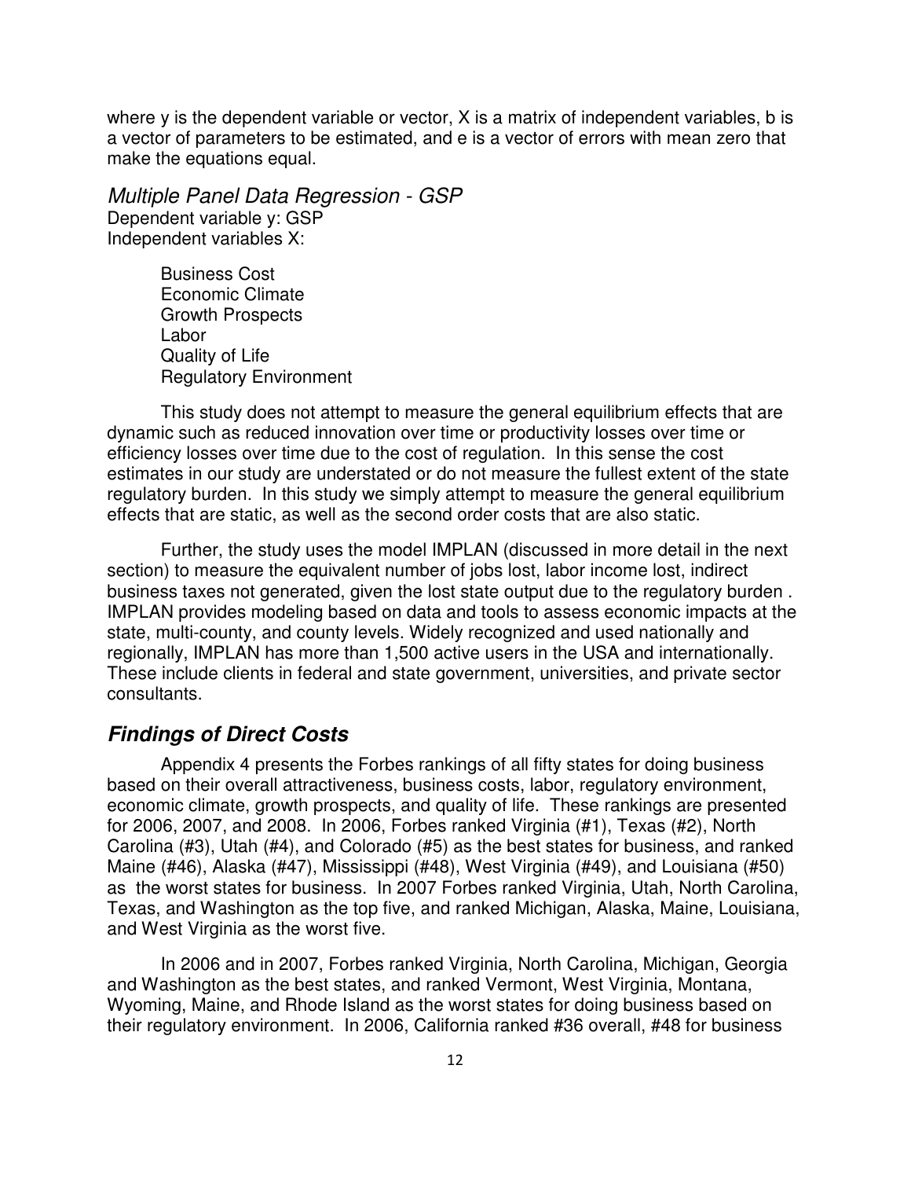where y is the dependent variable or vector, X is a matrix of independent variables, b is a vector of parameters to be estimated, and e is a vector of errors with mean zero that make the equations equal.

### *Multiple Panel Data Regression - GSP*

Dependent variable y: GSP
Independent variables X:

Business Cost
Economic Climate
Growth Prospects
Labor
Quality of Life
Regulatory Environment

This study does not attempt to measure the general equilibrium effects that are dynamic such as reduced innovation over time or productivity losses over time or efficiency losses over time due to the cost of regulation. In this sense the cost estimates in our study are understated or do not measure the fullest extent of the state regulatory burden. In this study we simply attempt to measure the general equilibrium effects that are static, as well as the second order costs that are also static.

Further, the study uses the model IMPLAN (discussed in more detail in the next section) to measure the equivalent number of jobs lost, labor income lost, indirect business taxes not generated, given the lost state output due to the regulatory burden . IMPLAN provides modeling based on data and tools to assess economic impacts at the state, multi-county, and county levels. Widely recognized and used nationally and regionally, IMPLAN has more than 1,500 active users in the USA and internationally. These include clients in federal and state government, universities, and private sector consultants.

## ***Findings of Direct Costs***

Appendix 4 presents the Forbes rankings of all fifty states for doing business based on their overall attractiveness, business costs, labor, regulatory environment, economic climate, growth prospects, and quality of life. These rankings are presented for 2006, 2007, and 2008. In 2006, Forbes ranked Virginia (#1), Texas (#2), North Carolina (#3), Utah (#4), and Colorado (#5) as the best states for business, and ranked Maine (#46), Alaska (#47), Mississippi (#48), West Virginia (#49), and Louisiana (#50) as the worst states for business. In 2007 Forbes ranked Virginia, Utah, North Carolina, Texas, and Washington as the top five, and ranked Michigan, Alaska, Maine, Louisiana, and West Virginia as the worst five.

In 2006 and in 2007, Forbes ranked Virginia, North Carolina, Michigan, Georgia and Washington as the best states, and ranked Vermont, West Virginia, Montana, Wyoming, Maine, and Rhode Island as the worst states for doing business based on their regulatory environment. In 2006, California ranked #36 overall, #48 for business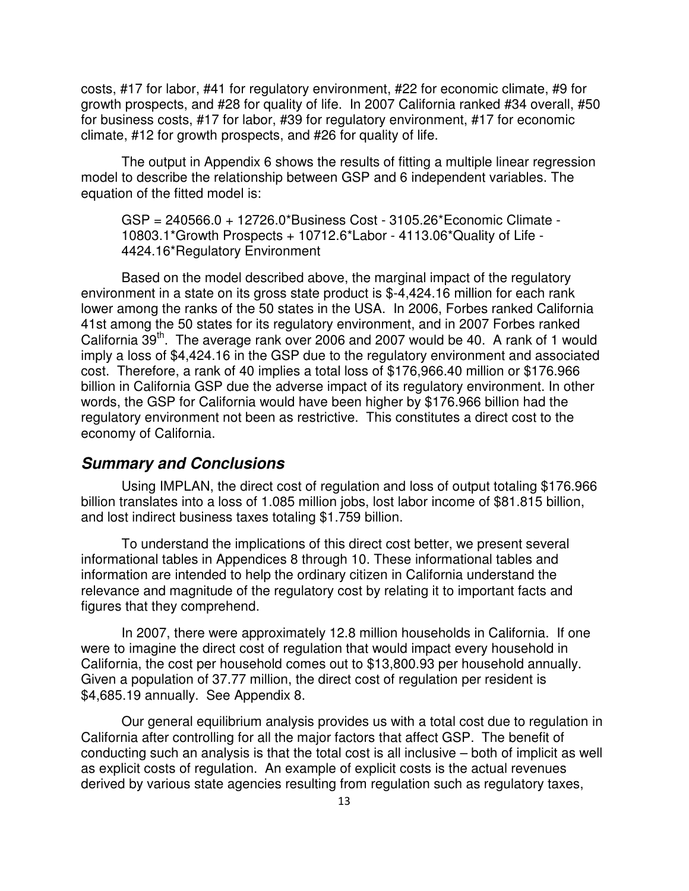costs, #17 for labor, #41 for regulatory environment, #22 for economic climate, #9 for growth prospects, and #28 for quality of life. In 2007 California ranked #34 overall, #50 for business costs, #17 for labor, #39 for regulatory environment, #17 for economic climate, #12 for growth prospects, and #26 for quality of life.

The output in Appendix 6 shows the results of fitting a multiple linear regression model to describe the relationship between GSP and 6 independent variables. The equation of the fitted model is:

> GSP = 240566.0 + 12726.0*Business Cost - 3105.26*Economic Climate - 10803.1*Growth Prospects + 10712.6*Labor - 4113.06*Quality of Life - 4424.16*Regulatory Environment

Based on the model described above, the marginal impact of the regulatory environment in a state on its gross state product is $-4,424.16 million for each rank lower among the ranks of the 50 states in the USA. In 2006, Forbes ranked California 41st among the 50 states for its regulatory environment, and in 2007 Forbes ranked California 39th. The average rank over 2006 and 2007 would be 40. A rank of 1 would imply a loss of $4,424.16 in the GSP due to the regulatory environment and associated cost. Therefore, a rank of 40 implies a total loss of $176,966.40 million or $176.966 billion in California GSP due the adverse impact of its regulatory environment. In other words, the GSP for California would have been higher by $176.966 billion had the regulatory environment not been as restrictive. This constitutes a direct cost to the economy of California.

## *Summary and Conclusions*

Using IMPLAN, the direct cost of regulation and loss of output totaling $176.966 billion translates into a loss of 1.085 million jobs, lost labor income of $81.815 billion, and lost indirect business taxes totaling $1.759 billion.

To understand the implications of this direct cost better, we present several informational tables in Appendices 8 through 10. These informational tables and information are intended to help the ordinary citizen in California understand the relevance and magnitude of the regulatory cost by relating it to important facts and figures that they comprehend.

In 2007, there were approximately 12.8 million households in California. If one were to imagine the direct cost of regulation that would impact every household in California, the cost per household comes out to $13,800.93 per household annually. Given a population of 37.77 million, the direct cost of regulation per resident is $4,685.19 annually. See Appendix 8.

Our general equilibrium analysis provides us with a total cost due to regulation in California after controlling for all the major factors that affect GSP. The benefit of conducting such an analysis is that the total cost is all inclusive – both of implicit as well as explicit costs of regulation. An example of explicit costs is the actual revenues derived by various state agencies resulting from regulation such as regulatory taxes,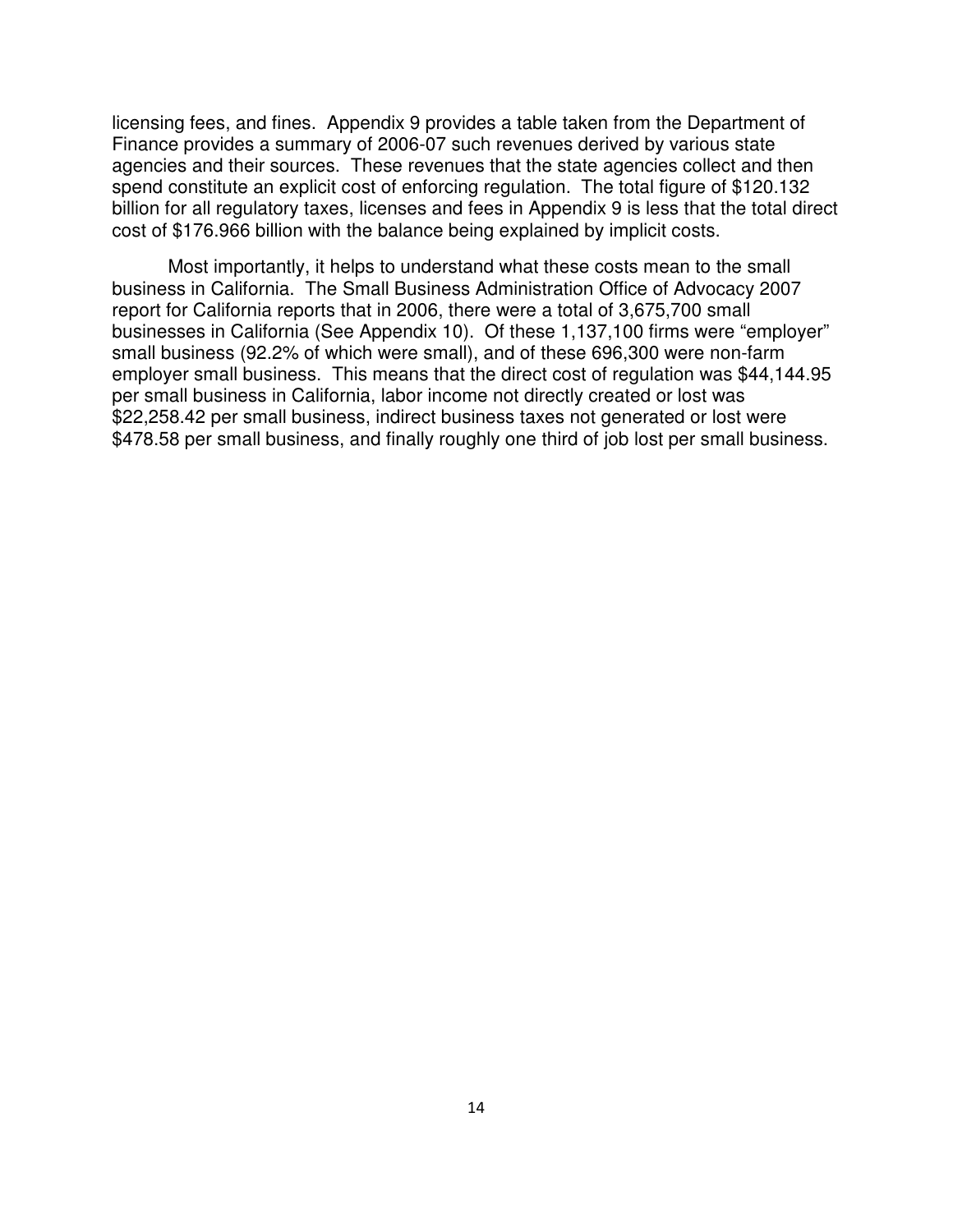licensing fees, and fines. Appendix 9 provides a table taken from the Department of Finance provides a summary of 2006-07 such revenues derived by various state agencies and their sources. These revenues that the state agencies collect and then spend constitute an explicit cost of enforcing regulation. The total figure of $120.132 billion for all regulatory taxes, licenses and fees in Appendix 9 is less that the total direct cost of $176.966 billion with the balance being explained by implicit costs.

Most importantly, it helps to understand what these costs mean to the small business in California. The Small Business Administration Office of Advocacy 2007 report for California reports that in 2006, there were a total of 3,675,700 small businesses in California (See Appendix 10). Of these 1,137,100 firms were "employer" small business (92.2% of which were small), and of these 696,300 were non-farm employer small business. This means that the direct cost of regulation was $44,144.95 per small business in California, labor income not directly created or lost was $22,258.42 per small business, indirect business taxes not generated or lost were $478.58 per small business, and finally roughly one third of job lost per small business.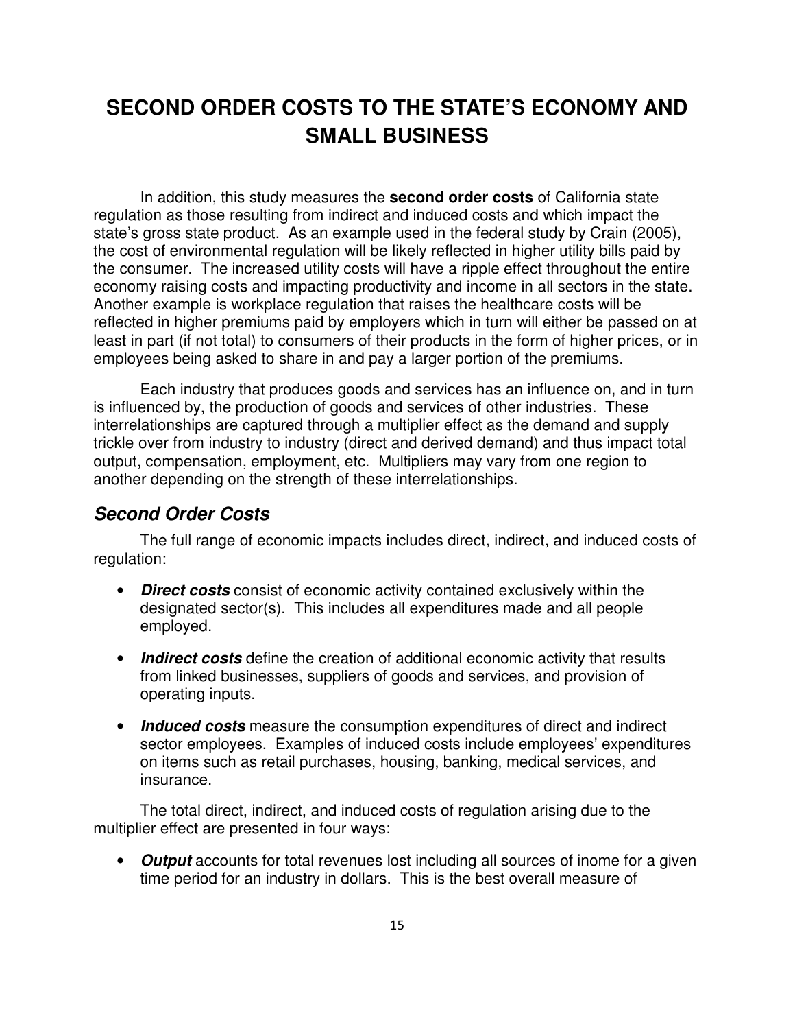# SECOND ORDER COSTS TO THE STATE'S ECONOMY AND SMALL BUSINESS

In addition, this study measures the **second order costs** of California state regulation as those resulting from indirect and induced costs and which impact the state's gross state product. As an example used in the federal study by Crain (2005), the cost of environmental regulation will be likely reflected in higher utility bills paid by the consumer. The increased utility costs will have a ripple effect throughout the entire economy raising costs and impacting productivity and income in all sectors in the state. Another example is workplace regulation that raises the healthcare costs will be reflected in higher premiums paid by employers which in turn will either be passed on at least in part (if not total) to consumers of their products in the form of higher prices, or in employees being asked to share in and pay a larger portion of the premiums.

Each industry that produces goods and services has an influence on, and in turn is influenced by, the production of goods and services of other industries. These interrelationships are captured through a multiplier effect as the demand and supply trickle over from industry to industry (direct and derived demand) and thus impact total output, compensation, employment, etc. Multipliers may vary from one region to another depending on the strength of these interrelationships.

## *Second Order Costs*

The full range of economic impacts includes direct, indirect, and induced costs of regulation:

- ***Direct costs*** consist of economic activity contained exclusively within the designated sector(s). This includes all expenditures made and all people employed.
- ***Indirect costs*** define the creation of additional economic activity that results from linked businesses, suppliers of goods and services, and provision of operating inputs.
- ***Induced costs*** measure the consumption expenditures of direct and indirect sector employees. Examples of induced costs include employees' expenditures on items such as retail purchases, housing, banking, medical services, and insurance.

The total direct, indirect, and induced costs of regulation arising due to the multiplier effect are presented in four ways:

- ***Output*** accounts for total revenues lost including all sources of inome for a given time period for an industry in dollars. This is the best overall measure of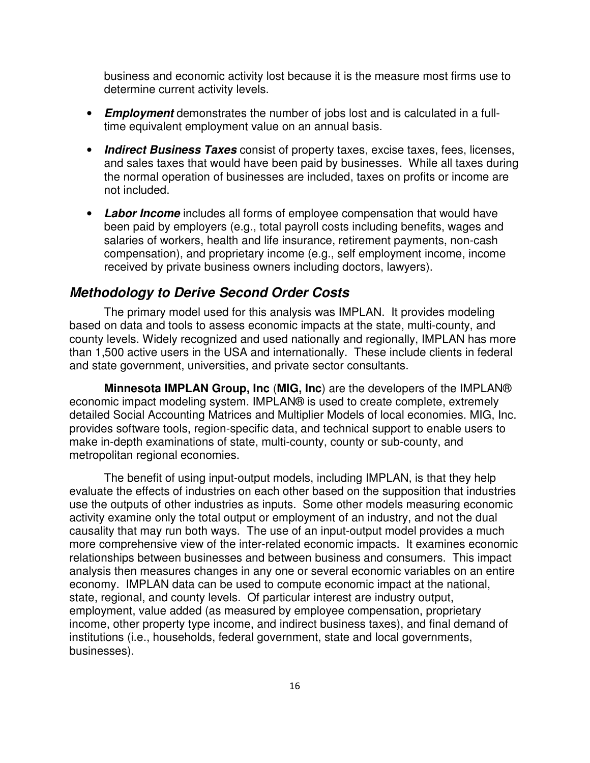business and economic activity lost because it is the measure most firms use to determine current activity levels.

- ***Employment*** demonstrates the number of jobs lost and is calculated in a full-time equivalent employment value on an annual basis.
- ***Indirect Business Taxes*** consist of property taxes, excise taxes, fees, licenses, and sales taxes that would have been paid by businesses. While all taxes during the normal operation of businesses are included, taxes on profits or income are not included.
- ***Labor Income*** includes all forms of employee compensation that would have been paid by employers (e.g., total payroll costs including benefits, wages and salaries of workers, health and life insurance, retirement payments, non-cash compensation), and proprietary income (e.g., self employment income, income received by private business owners including doctors, lawyers).

## *Methodology to Derive Second Order Costs*

The primary model used for this analysis was IMPLAN. It provides modeling based on data and tools to assess economic impacts at the state, multi-county, and county levels. Widely recognized and used nationally and regionally, IMPLAN has more than 1,500 active users in the USA and internationally. These include clients in federal and state government, universities, and private sector consultants.

**Minnesota IMPLAN Group, Inc** (**MIG, Inc**) are the developers of the IMPLAN® economic impact modeling system. IMPLAN® is used to create complete, extremely detailed Social Accounting Matrices and Multiplier Models of local economies. MIG, Inc. provides software tools, region-specific data, and technical support to enable users to make in-depth examinations of state, multi-county, county or sub-county, and metropolitan regional economies.

The benefit of using input-output models, including IMPLAN, is that they help evaluate the effects of industries on each other based on the supposition that industries use the outputs of other industries as inputs. Some other models measuring economic activity examine only the total output or employment of an industry, and not the dual causality that may run both ways. The use of an input-output model provides a much more comprehensive view of the inter-related economic impacts. It examines economic relationships between businesses and between business and consumers. This impact analysis then measures changes in any one or several economic variables on an entire economy. IMPLAN data can be used to compute economic impact at the national, state, regional, and county levels. Of particular interest are industry output, employment, value added (as measured by employee compensation, proprietary income, other property type income, and indirect business taxes), and final demand of institutions (i.e., households, federal government, state and local governments, businesses).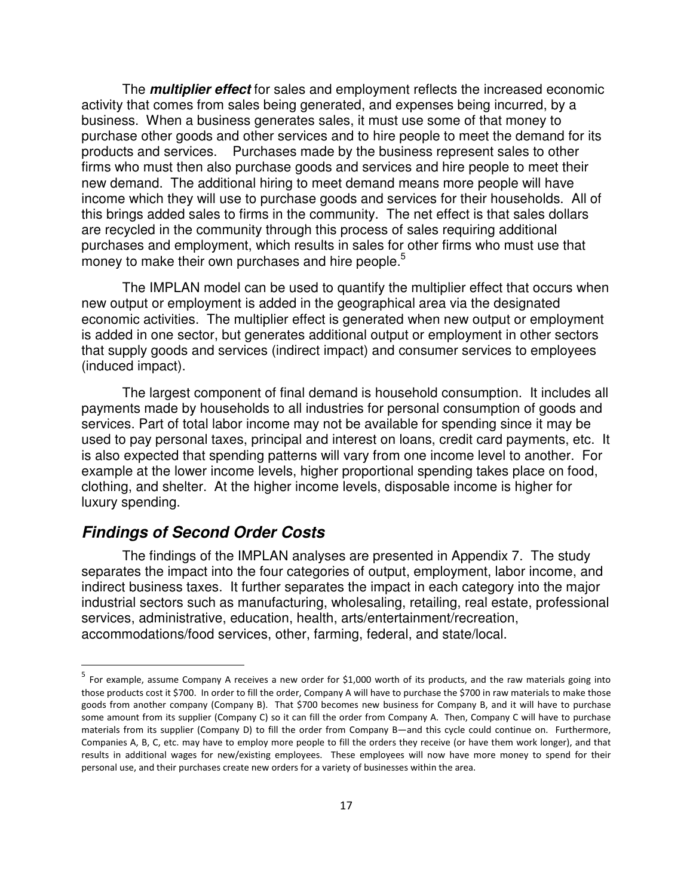The ***multiplier effect*** for sales and employment reflects the increased economic activity that comes from sales being generated, and expenses being incurred, by a business. When a business generates sales, it must use some of that money to purchase other goods and other services and to hire people to meet the demand for its products and services. Purchases made by the business represent sales to other firms who must then also purchase goods and services and hire people to meet their new demand. The additional hiring to meet demand means more people will have income which they will use to purchase goods and services for their households. All of this brings added sales to firms in the community. The net effect is that sales dollars are recycled in the community through this process of sales requiring additional purchases and employment, which results in sales for other firms who must use that money to make their own purchases and hire people.[5]

The IMPLAN model can be used to quantify the multiplier effect that occurs when new output or employment is added in the geographical area via the designated economic activities. The multiplier effect is generated when new output or employment is added in one sector, but generates additional output or employment in other sectors that supply goods and services (indirect impact) and consumer services to employees (induced impact).

The largest component of final demand is household consumption. It includes all payments made by households to all industries for personal consumption of goods and services. Part of total labor income may not be available for spending since it may be used to pay personal taxes, principal and interest on loans, credit card payments, etc. It is also expected that spending patterns will vary from one income level to another. For example at the lower income levels, higher proportional spending takes place on food, clothing, and shelter. At the higher income levels, disposable income is higher for luxury spending.

## *Findings of Second Order Costs*

The findings of the IMPLAN analyses are presented in Appendix 7. The study separates the impact into the four categories of output, employment, labor income, and indirect business taxes. It further separates the impact in each category into the major industrial sectors such as manufacturing, wholesaling, retailing, real estate, professional services, administrative, education, health, arts/entertainment/recreation, accommodations/food services, other, farming, federal, and state/local.

---

[5] For example, assume Company A receives a new order for $1,000 worth of its products, and the raw materials going into those products cost it $700. In order to fill the order, Company A will have to purchase the $700 in raw materials to make those goods from another company (Company B). That $700 becomes new business for Company B, and it will have to purchase some amount from its supplier (Company C) so it can fill the order from Company A. Then, Company C will have to purchase materials from its supplier (Company D) to fill the order from Company B—and this cycle could continue on. Furthermore, Companies A, B, C, etc. may have to employ more people to fill the orders they receive (or have them work longer), and that results in additional wages for new/existing employees. These employees will now have more money to spend for their personal use, and their purchases create new orders for a variety of businesses within the area.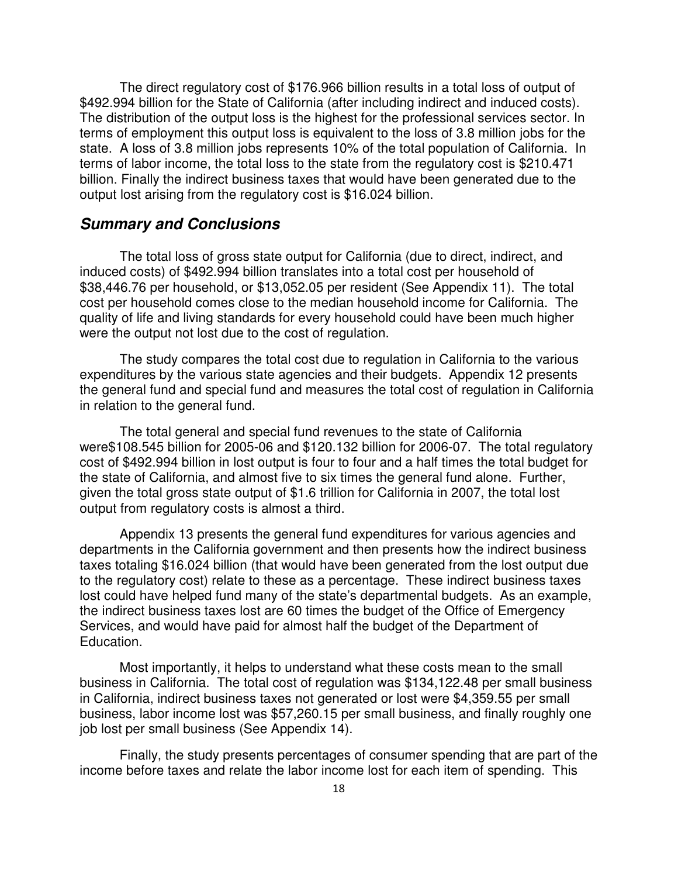The direct regulatory cost of $176.966 billion results in a total loss of output of $492.994 billion for the State of California (after including indirect and induced costs). The distribution of the output loss is the highest for the professional services sector. In terms of employment this output loss is equivalent to the loss of 3.8 million jobs for the state. A loss of 3.8 million jobs represents 10% of the total population of California. In terms of labor income, the total loss to the state from the regulatory cost is $210.471 billion. Finally the indirect business taxes that would have been generated due to the output lost arising from the regulatory cost is $16.024 billion.

## *Summary and Conclusions*

The total loss of gross state output for California (due to direct, indirect, and induced costs) of $492.994 billion translates into a total cost per household of $38,446.76 per household, or $13,052.05 per resident (See Appendix 11). The total cost per household comes close to the median household income for California. The quality of life and living standards for every household could have been much higher were the output not lost due to the cost of regulation.

The study compares the total cost due to regulation in California to the various expenditures by the various state agencies and their budgets. Appendix 12 presents the general fund and special fund and measures the total cost of regulation in California in relation to the general fund.

The total general and special fund revenues to the state of California were$108.545 billion for 2005-06 and $120.132 billion for 2006-07. The total regulatory cost of $492.994 billion in lost output is four to four and a half times the total budget for the state of California, and almost five to six times the general fund alone. Further, given the total gross state output of $1.6 trillion for California in 2007, the total lost output from regulatory costs is almost a third.

Appendix 13 presents the general fund expenditures for various agencies and departments in the California government and then presents how the indirect business taxes totaling $16.024 billion (that would have been generated from the lost output due to the regulatory cost) relate to these as a percentage. These indirect business taxes lost could have helped fund many of the state's departmental budgets. As an example, the indirect business taxes lost are 60 times the budget of the Office of Emergency Services, and would have paid for almost half the budget of the Department of Education.

Most importantly, it helps to understand what these costs mean to the small business in California. The total cost of regulation was $134,122.48 per small business in California, indirect business taxes not generated or lost were $4,359.55 per small business, labor income lost was $57,260.15 per small business, and finally roughly one job lost per small business (See Appendix 14).

Finally, the study presents percentages of consumer spending that are part of the income before taxes and relate the labor income lost for each item of spending. This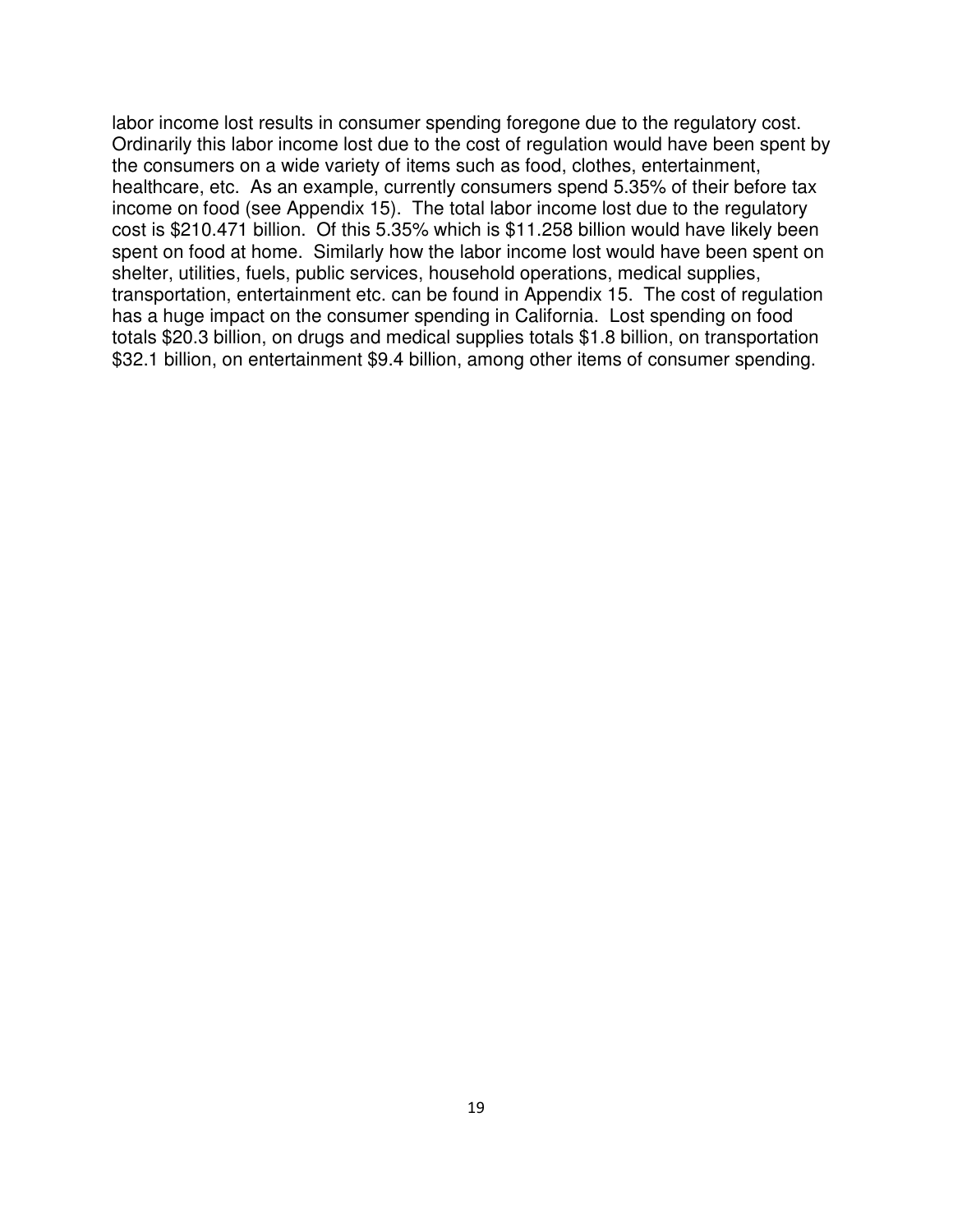labor income lost results in consumer spending foregone due to the regulatory cost. Ordinarily this labor income lost due to the cost of regulation would have been spent by the consumers on a wide variety of items such as food, clothes, entertainment, healthcare, etc. As an example, currently consumers spend 5.35% of their before tax income on food (see Appendix 15). The total labor income lost due to the regulatory cost is $210.471 billion. Of this 5.35% which is $11.258 billion would have likely been spent on food at home. Similarly how the labor income lost would have been spent on shelter, utilities, fuels, public services, household operations, medical supplies, transportation, entertainment etc. can be found in Appendix 15. The cost of regulation has a huge impact on the consumer spending in California. Lost spending on food totals $20.3 billion, on drugs and medical supplies totals $1.8 billion, on transportation $32.1 billion, on entertainment $9.4 billion, among other items of consumer spending.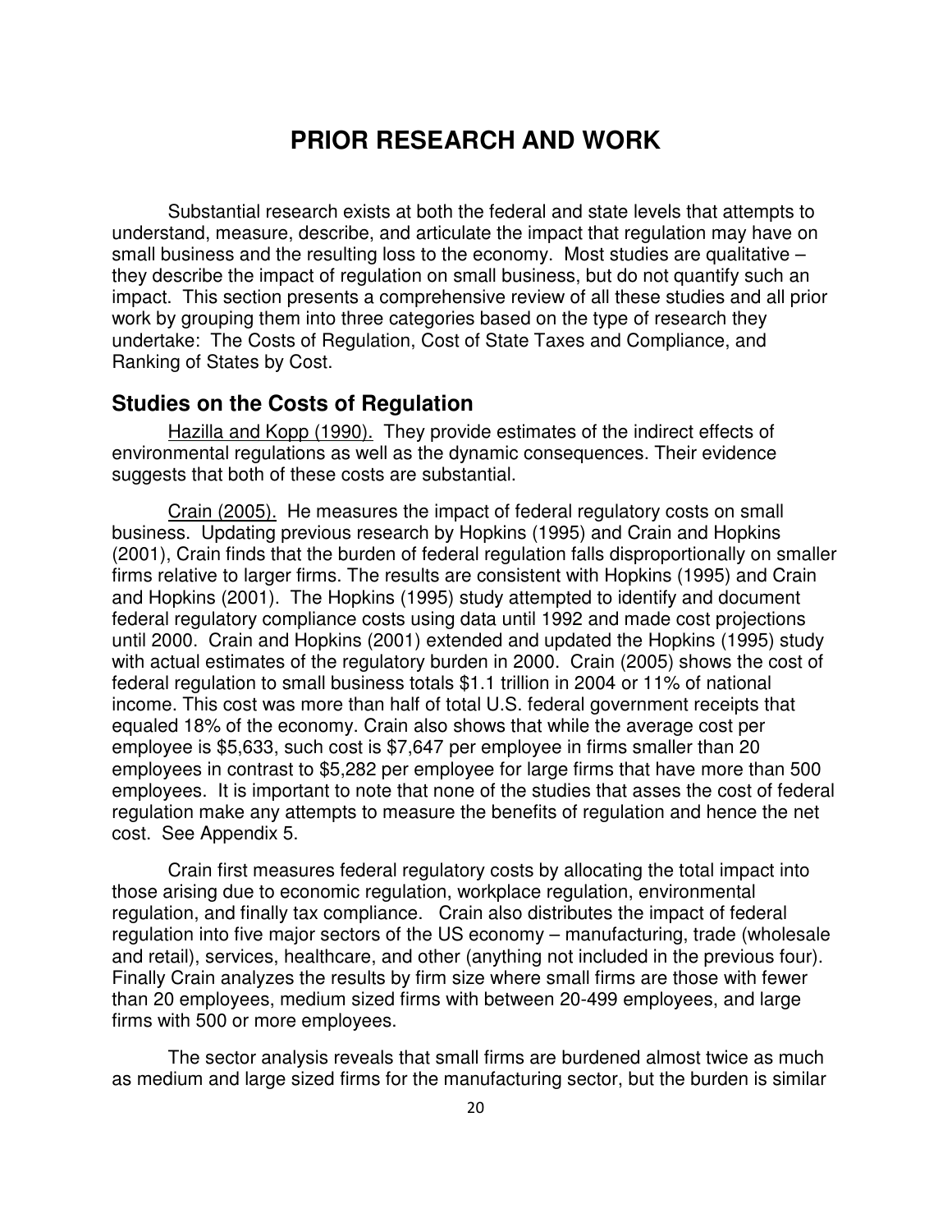# PRIOR RESEARCH AND WORK

Substantial research exists at both the federal and state levels that attempts to understand, measure, describe, and articulate the impact that regulation may have on small business and the resulting loss to the economy. Most studies are qualitative – they describe the impact of regulation on small business, but do not quantify such an impact. This section presents a comprehensive review of all these studies and all prior work by grouping them into three categories based on the type of research they undertake: The Costs of Regulation, Cost of State Taxes and Compliance, and Ranking of States by Cost.

## Studies on the Costs of Regulation

Hazilla and Kopp (1990). They provide estimates of the indirect effects of environmental regulations as well as the dynamic consequences. Their evidence suggests that both of these costs are substantial.

Crain (2005). He measures the impact of federal regulatory costs on small business. Updating previous research by Hopkins (1995) and Crain and Hopkins (2001), Crain finds that the burden of federal regulation falls disproportionally on smaller firms relative to larger firms. The results are consistent with Hopkins (1995) and Crain and Hopkins (2001). The Hopkins (1995) study attempted to identify and document federal regulatory compliance costs using data until 1992 and made cost projections until 2000. Crain and Hopkins (2001) extended and updated the Hopkins (1995) study with actual estimates of the regulatory burden in 2000. Crain (2005) shows the cost of federal regulation to small business totals $1.1 trillion in 2004 or 11% of national income. This cost was more than half of total U.S. federal government receipts that equaled 18% of the economy. Crain also shows that while the average cost per employee is $5,633, such cost is $7,647 per employee in firms smaller than 20 employees in contrast to $5,282 per employee for large firms that have more than 500 employees. It is important to note that none of the studies that asses the cost of federal regulation make any attempts to measure the benefits of regulation and hence the net cost. See Appendix 5.

Crain first measures federal regulatory costs by allocating the total impact into those arising due to economic regulation, workplace regulation, environmental regulation, and finally tax compliance. Crain also distributes the impact of federal regulation into five major sectors of the US economy – manufacturing, trade (wholesale and retail), services, healthcare, and other (anything not included in the previous four). Finally Crain analyzes the results by firm size where small firms are those with fewer than 20 employees, medium sized firms with between 20-499 employees, and large firms with 500 or more employees.

The sector analysis reveals that small firms are burdened almost twice as much as medium and large sized firms for the manufacturing sector, but the burden is similar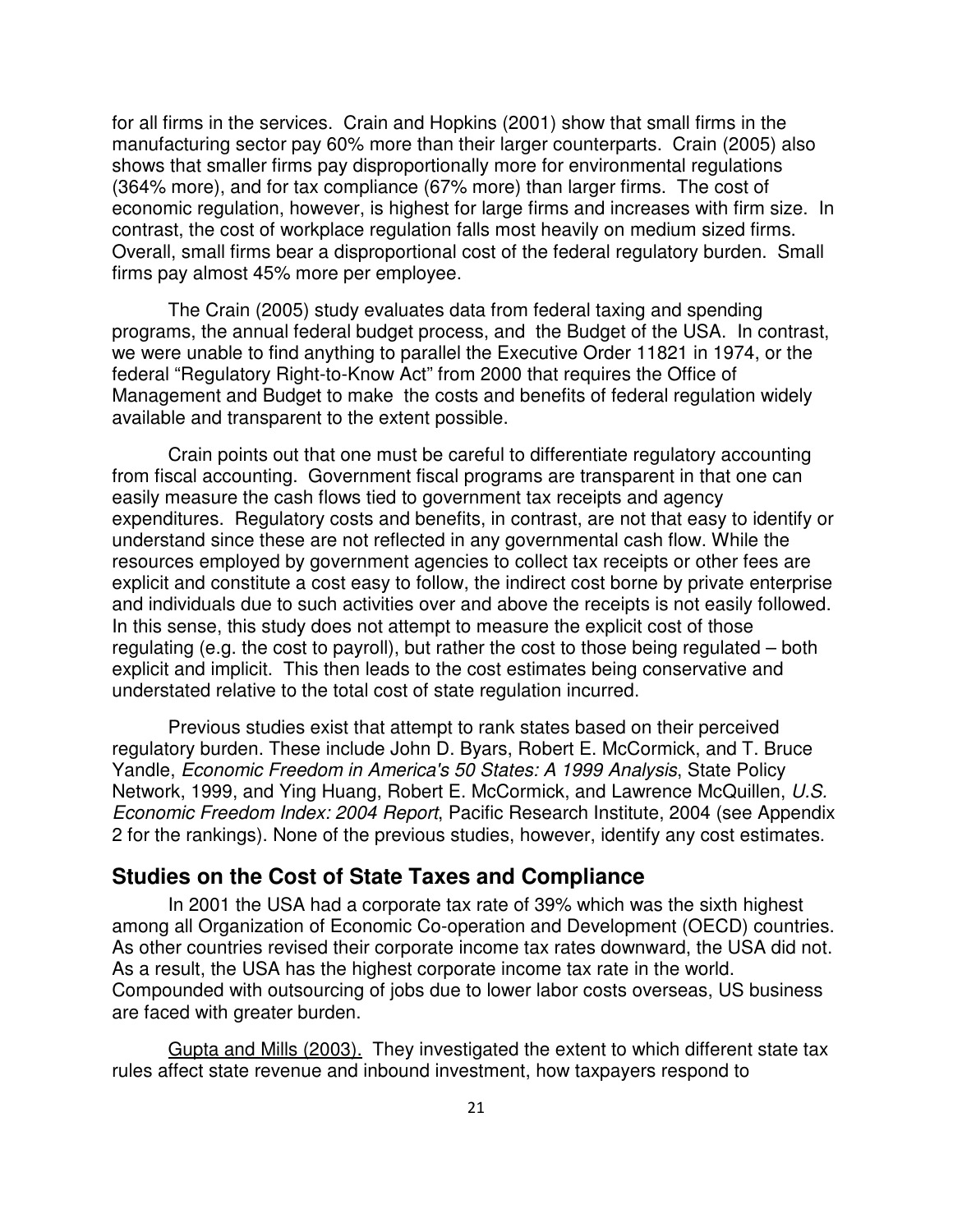for all firms in the services. Crain and Hopkins (2001) show that small firms in the manufacturing sector pay 60% more than their larger counterparts. Crain (2005) also shows that smaller firms pay disproportionally more for environmental regulations (364% more), and for tax compliance (67% more) than larger firms. The cost of economic regulation, however, is highest for large firms and increases with firm size. In contrast, the cost of workplace regulation falls most heavily on medium sized firms. Overall, small firms bear a disproportional cost of the federal regulatory burden. Small firms pay almost 45% more per employee.

The Crain (2005) study evaluates data from federal taxing and spending programs, the annual federal budget process, and the Budget of the USA. In contrast, we were unable to find anything to parallel the Executive Order 11821 in 1974, or the federal "Regulatory Right-to-Know Act" from 2000 that requires the Office of Management and Budget to make the costs and benefits of federal regulation widely available and transparent to the extent possible.

Crain points out that one must be careful to differentiate regulatory accounting from fiscal accounting. Government fiscal programs are transparent in that one can easily measure the cash flows tied to government tax receipts and agency expenditures. Regulatory costs and benefits, in contrast, are not that easy to identify or understand since these are not reflected in any governmental cash flow. While the resources employed by government agencies to collect tax receipts or other fees are explicit and constitute a cost easy to follow, the indirect cost borne by private enterprise and individuals due to such activities over and above the receipts is not easily followed. In this sense, this study does not attempt to measure the explicit cost of those regulating (e.g. the cost to payroll), but rather the cost to those being regulated – both explicit and implicit. This then leads to the cost estimates being conservative and understated relative to the total cost of state regulation incurred.

Previous studies exist that attempt to rank states based on their perceived regulatory burden. These include John D. Byars, Robert E. McCormick, and T. Bruce Yandle, *Economic Freedom in America's 50 States: A 1999 Analysis*, State Policy Network, 1999, and Ying Huang, Robert E. McCormick, and Lawrence McQuillen, *U.S. Economic Freedom Index: 2004 Report*, Pacific Research Institute, 2004 (see Appendix 2 for the rankings). None of the previous studies, however, identify any cost estimates.

## Studies on the Cost of State Taxes and Compliance

In 2001 the USA had a corporate tax rate of 39% which was the sixth highest among all Organization of Economic Co-operation and Development (OECD) countries. As other countries revised their corporate income tax rates downward, the USA did not. As a result, the USA has the highest corporate income tax rate in the world. Compounded with outsourcing of jobs due to lower labor costs overseas, US business are faced with greater burden.

Gupta and Mills (2003). They investigated the extent to which different state tax rules affect state revenue and inbound investment, how taxpayers respond to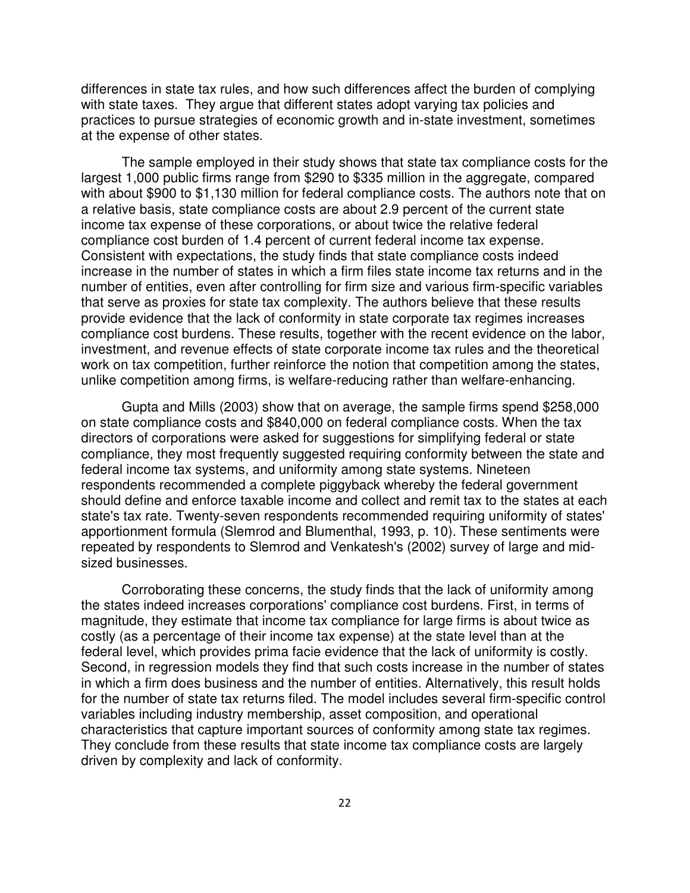differences in state tax rules, and how such differences affect the burden of complying with state taxes. They argue that different states adopt varying tax policies and practices to pursue strategies of economic growth and in-state investment, sometimes at the expense of other states.

The sample employed in their study shows that state tax compliance costs for the largest 1,000 public firms range from $290 to $335 million in the aggregate, compared with about $900 to $1,130 million for federal compliance costs. The authors note that on a relative basis, state compliance costs are about 2.9 percent of the current state income tax expense of these corporations, or about twice the relative federal compliance cost burden of 1.4 percent of current federal income tax expense. Consistent with expectations, the study finds that state compliance costs indeed increase in the number of states in which a firm files state income tax returns and in the number of entities, even after controlling for firm size and various firm-specific variables that serve as proxies for state tax complexity. The authors believe that these results provide evidence that the lack of conformity in state corporate tax regimes increases compliance cost burdens. These results, together with the recent evidence on the labor, investment, and revenue effects of state corporate income tax rules and the theoretical work on tax competition, further reinforce the notion that competition among the states, unlike competition among firms, is welfare-reducing rather than welfare-enhancing.

Gupta and Mills (2003) show that on average, the sample firms spend $258,000 on state compliance costs and $840,000 on federal compliance costs. When the tax directors of corporations were asked for suggestions for simplifying federal or state compliance, they most frequently suggested requiring conformity between the state and federal income tax systems, and uniformity among state systems. Nineteen respondents recommended a complete piggyback whereby the federal government should define and enforce taxable income and collect and remit tax to the states at each state's tax rate. Twenty-seven respondents recommended requiring uniformity of states' apportionment formula (Slemrod and Blumenthal, 1993, p. 10). These sentiments were repeated by respondents to Slemrod and Venkatesh's (2002) survey of large and mid-sized businesses.

Corroborating these concerns, the study finds that the lack of uniformity among the states indeed increases corporations' compliance cost burdens. First, in terms of magnitude, they estimate that income tax compliance for large firms is about twice as costly (as a percentage of their income tax expense) at the state level than at the federal level, which provides prima facie evidence that the lack of uniformity is costly. Second, in regression models they find that such costs increase in the number of states in which a firm does business and the number of entities. Alternatively, this result holds for the number of state tax returns filed. The model includes several firm-specific control variables including industry membership, asset composition, and operational characteristics that capture important sources of conformity among state tax regimes. They conclude from these results that state income tax compliance costs are largely driven by complexity and lack of conformity.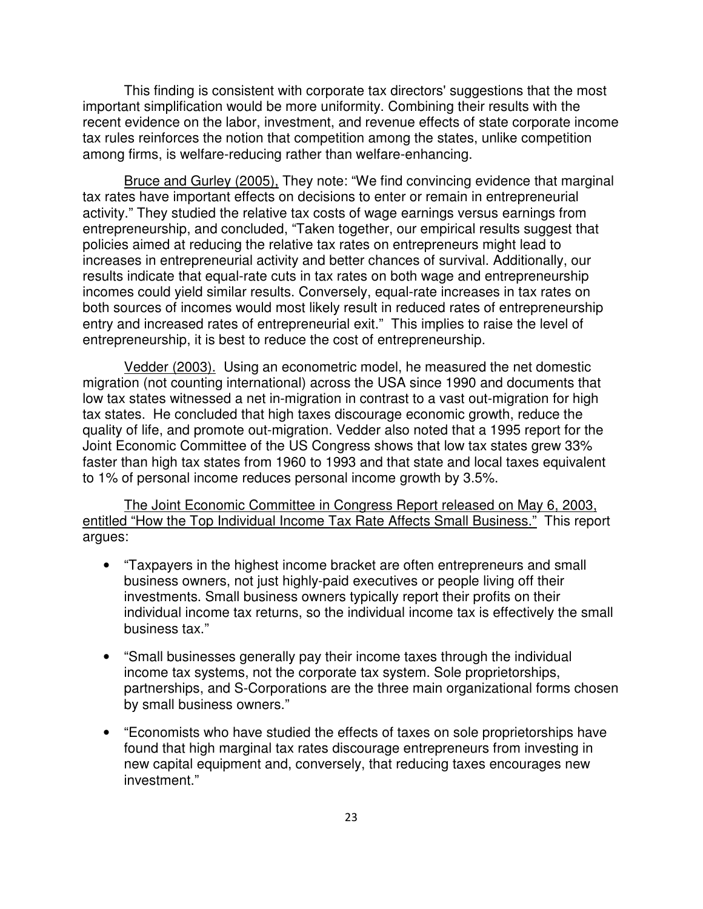This finding is consistent with corporate tax directors' suggestions that the most important simplification would be more uniformity. Combining their results with the recent evidence on the labor, investment, and revenue effects of state corporate income tax rules reinforces the notion that competition among the states, unlike competition among firms, is welfare-reducing rather than welfare-enhancing.

Bruce and Gurley (2005), They note: "We find convincing evidence that marginal tax rates have important effects on decisions to enter or remain in entrepreneurial activity." They studied the relative tax costs of wage earnings versus earnings from entrepreneurship, and concluded, "Taken together, our empirical results suggest that policies aimed at reducing the relative tax rates on entrepreneurs might lead to increases in entrepreneurial activity and better chances of survival. Additionally, our results indicate that equal-rate cuts in tax rates on both wage and entrepreneurship incomes could yield similar results. Conversely, equal-rate increases in tax rates on both sources of incomes would most likely result in reduced rates of entrepreneurship entry and increased rates of entrepreneurial exit." This implies to raise the level of entrepreneurship, it is best to reduce the cost of entrepreneurship.

Vedder (2003). Using an econometric model, he measured the net domestic migration (not counting international) across the USA since 1990 and documents that low tax states witnessed a net in-migration in contrast to a vast out-migration for high tax states. He concluded that high taxes discourage economic growth, reduce the quality of life, and promote out-migration. Vedder also noted that a 1995 report for the Joint Economic Committee of the US Congress shows that low tax states grew 33% faster than high tax states from 1960 to 1993 and that state and local taxes equivalent to 1% of personal income reduces personal income growth by 3.5%.

The Joint Economic Committee in Congress Report released on May 6, 2003, entitled "How the Top Individual Income Tax Rate Affects Small Business." This report argues:

- "Taxpayers in the highest income bracket are often entrepreneurs and small business owners, not just highly-paid executives or people living off their investments. Small business owners typically report their profits on their individual income tax returns, so the individual income tax is effectively the small business tax."
- "Small businesses generally pay their income taxes through the individual income tax systems, not the corporate tax system. Sole proprietorships, partnerships, and S-Corporations are the three main organizational forms chosen by small business owners."
- "Economists who have studied the effects of taxes on sole proprietorships have found that high marginal tax rates discourage entrepreneurs from investing in new capital equipment and, conversely, that reducing taxes encourages new investment."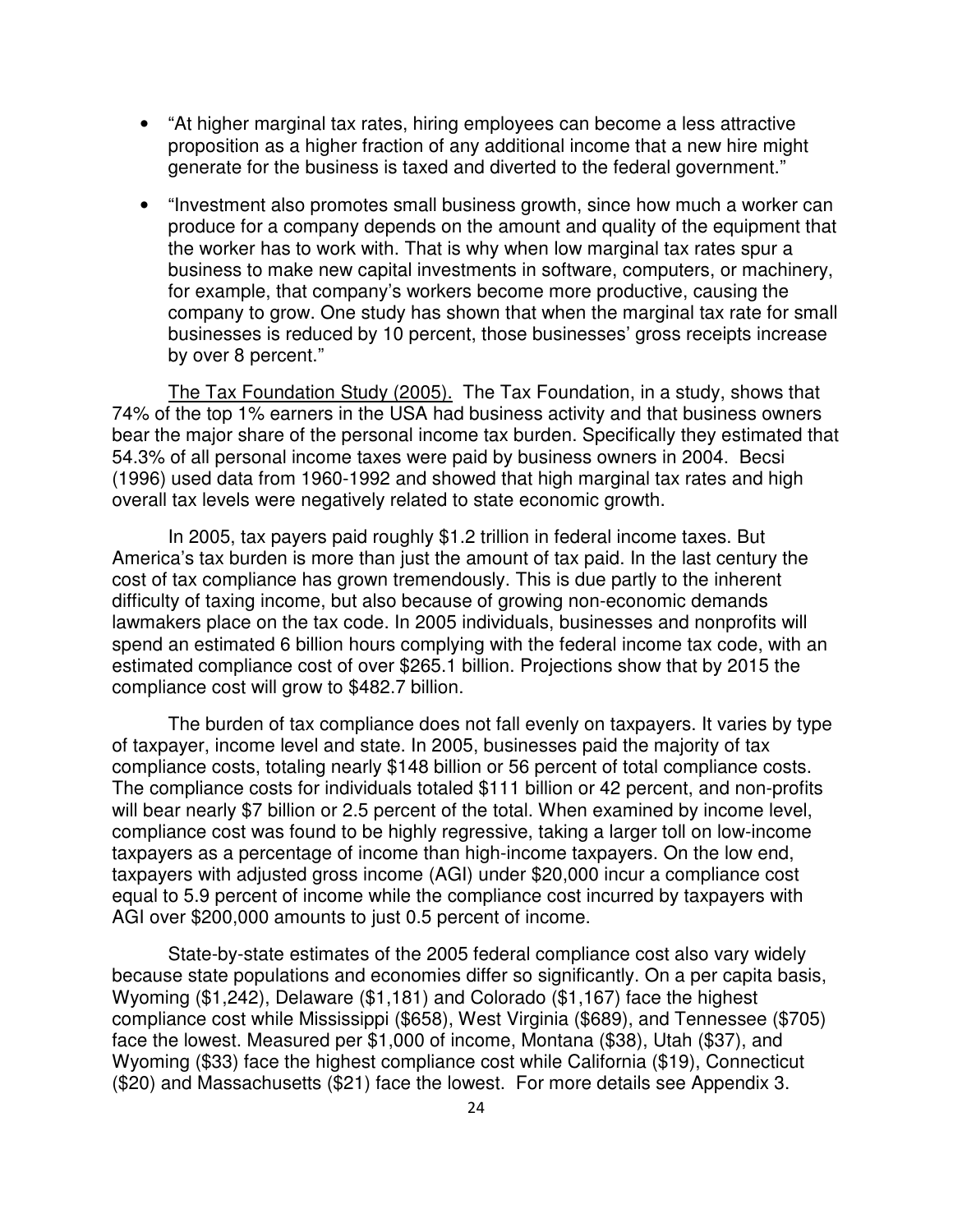- "At higher marginal tax rates, hiring employees can become a less attractive proposition as a higher fraction of any additional income that a new hire might generate for the business is taxed and diverted to the federal government."

- "Investment also promotes small business growth, since how much a worker can produce for a company depends on the amount and quality of the equipment that the worker has to work with. That is why when low marginal tax rates spur a business to make new capital investments in software, computers, or machinery, for example, that company's workers become more productive, causing the company to grow. One study has shown that when the marginal tax rate for small businesses is reduced by 10 percent, those businesses' gross receipts increase by over 8 percent."

The Tax Foundation Study (2005). The Tax Foundation, in a study, shows that 74% of the top 1% earners in the USA had business activity and that business owners bear the major share of the personal income tax burden. Specifically they estimated that 54.3% of all personal income taxes were paid by business owners in 2004. Becsi (1996) used data from 1960-1992 and showed that high marginal tax rates and high overall tax levels were negatively related to state economic growth.

In 2005, tax payers paid roughly $1.2 trillion in federal income taxes. But America's tax burden is more than just the amount of tax paid. In the last century the cost of tax compliance has grown tremendously. This is due partly to the inherent difficulty of taxing income, but also because of growing non-economic demands lawmakers place on the tax code. In 2005 individuals, businesses and nonprofits will spend an estimated 6 billion hours complying with the federal income tax code, with an estimated compliance cost of over $265.1 billion. Projections show that by 2015 the compliance cost will grow to $482.7 billion.

The burden of tax compliance does not fall evenly on taxpayers. It varies by type of taxpayer, income level and state. In 2005, businesses paid the majority of tax compliance costs, totaling nearly $148 billion or 56 percent of total compliance costs. The compliance costs for individuals totaled $111 billion or 42 percent, and non-profits will bear nearly $7 billion or 2.5 percent of the total. When examined by income level, compliance cost was found to be highly regressive, taking a larger toll on low-income taxpayers as a percentage of income than high-income taxpayers. On the low end, taxpayers with adjusted gross income (AGI) under $20,000 incur a compliance cost equal to 5.9 percent of income while the compliance cost incurred by taxpayers with AGI over $200,000 amounts to just 0.5 percent of income.

State-by-state estimates of the 2005 federal compliance cost also vary widely because state populations and economies differ so significantly. On a per capita basis, Wyoming ($1,242), Delaware ($1,181) and Colorado ($1,167) face the highest compliance cost while Mississippi ($658), West Virginia ($689), and Tennessee ($705) face the lowest. Measured per $1,000 of income, Montana ($38), Utah ($37), and Wyoming ($33) face the highest compliance cost while California ($19), Connecticut ($20) and Massachusetts ($21) face the lowest. For more details see Appendix 3.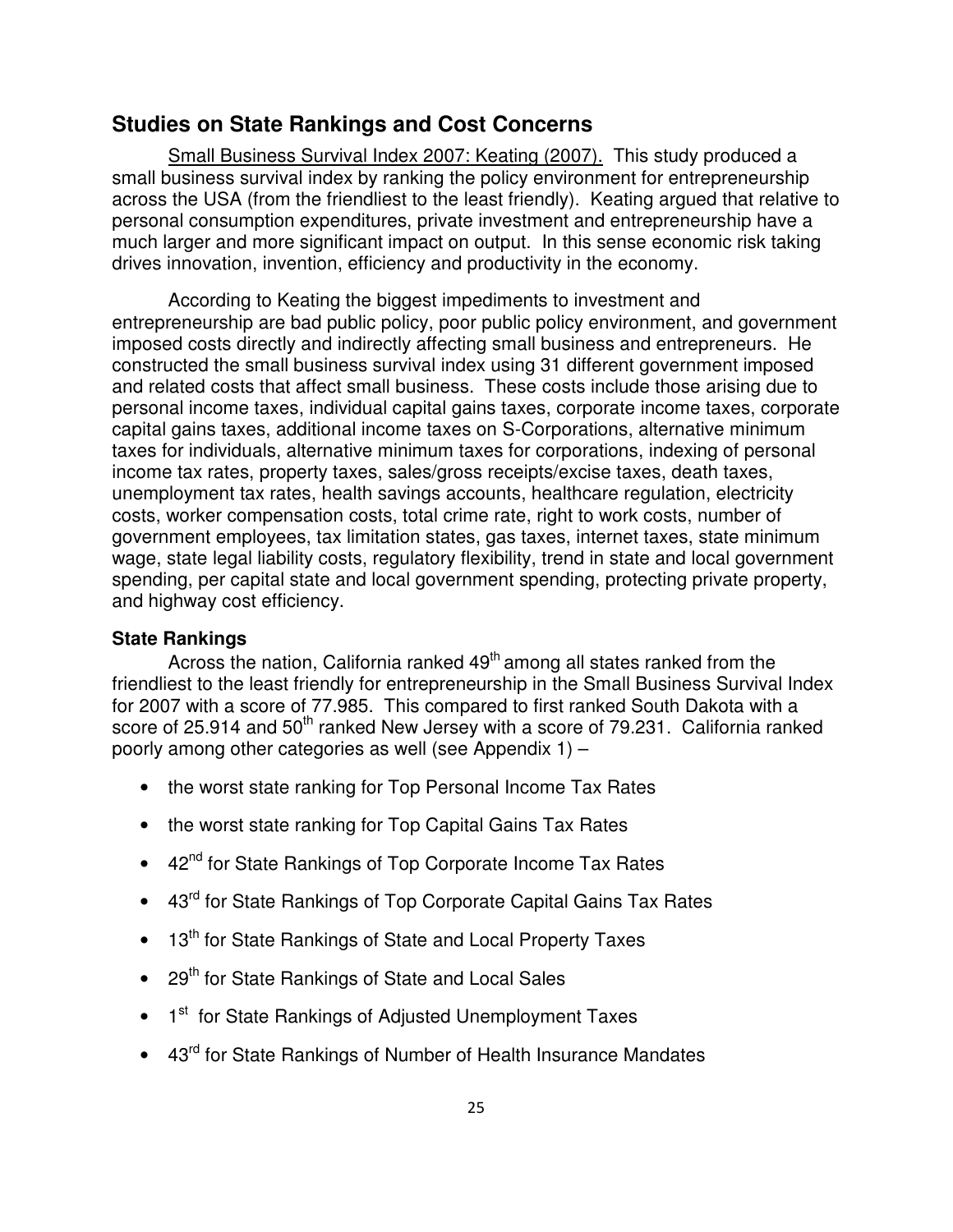## Studies on State Rankings and Cost Concerns

Small Business Survival Index 2007: Keating (2007). This study produced a small business survival index by ranking the policy environment for entrepreneurship across the USA (from the friendliest to the least friendly). Keating argued that relative to personal consumption expenditures, private investment and entrepreneurship have a much larger and more significant impact on output. In this sense economic risk taking drives innovation, invention, efficiency and productivity in the economy.

According to Keating the biggest impediments to investment and entrepreneurship are bad public policy, poor public policy environment, and government imposed costs directly and indirectly affecting small business and entrepreneurs. He constructed the small business survival index using 31 different government imposed and related costs that affect small business. These costs include those arising due to personal income taxes, individual capital gains taxes, corporate income taxes, corporate capital gains taxes, additional income taxes on S-Corporations, alternative minimum taxes for individuals, alternative minimum taxes for corporations, indexing of personal income tax rates, property taxes, sales/gross receipts/excise taxes, death taxes, unemployment tax rates, health savings accounts, healthcare regulation, electricity costs, worker compensation costs, total crime rate, right to work costs, number of government employees, tax limitation states, gas taxes, internet taxes, state minimum wage, state legal liability costs, regulatory flexibility, trend in state and local government spending, per capital state and local government spending, protecting private property, and highway cost efficiency.

### State Rankings

Across the nation, California ranked 49th among all states ranked from the friendliest to the least friendly for entrepreneurship in the Small Business Survival Index for 2007 with a score of 77.985. This compared to first ranked South Dakota with a score of 25.914 and 50th ranked New Jersey with a score of 79.231. California ranked poorly among other categories as well (see Appendix 1) –

- the worst state ranking for Top Personal Income Tax Rates
- the worst state ranking for Top Capital Gains Tax Rates
- 42nd for State Rankings of Top Corporate Income Tax Rates
- 43rd for State Rankings of Top Corporate Capital Gains Tax Rates
- 13th for State Rankings of State and Local Property Taxes
- 29th for State Rankings of State and Local Sales
- 1st for State Rankings of Adjusted Unemployment Taxes
- 43rd for State Rankings of Number of Health Insurance Mandates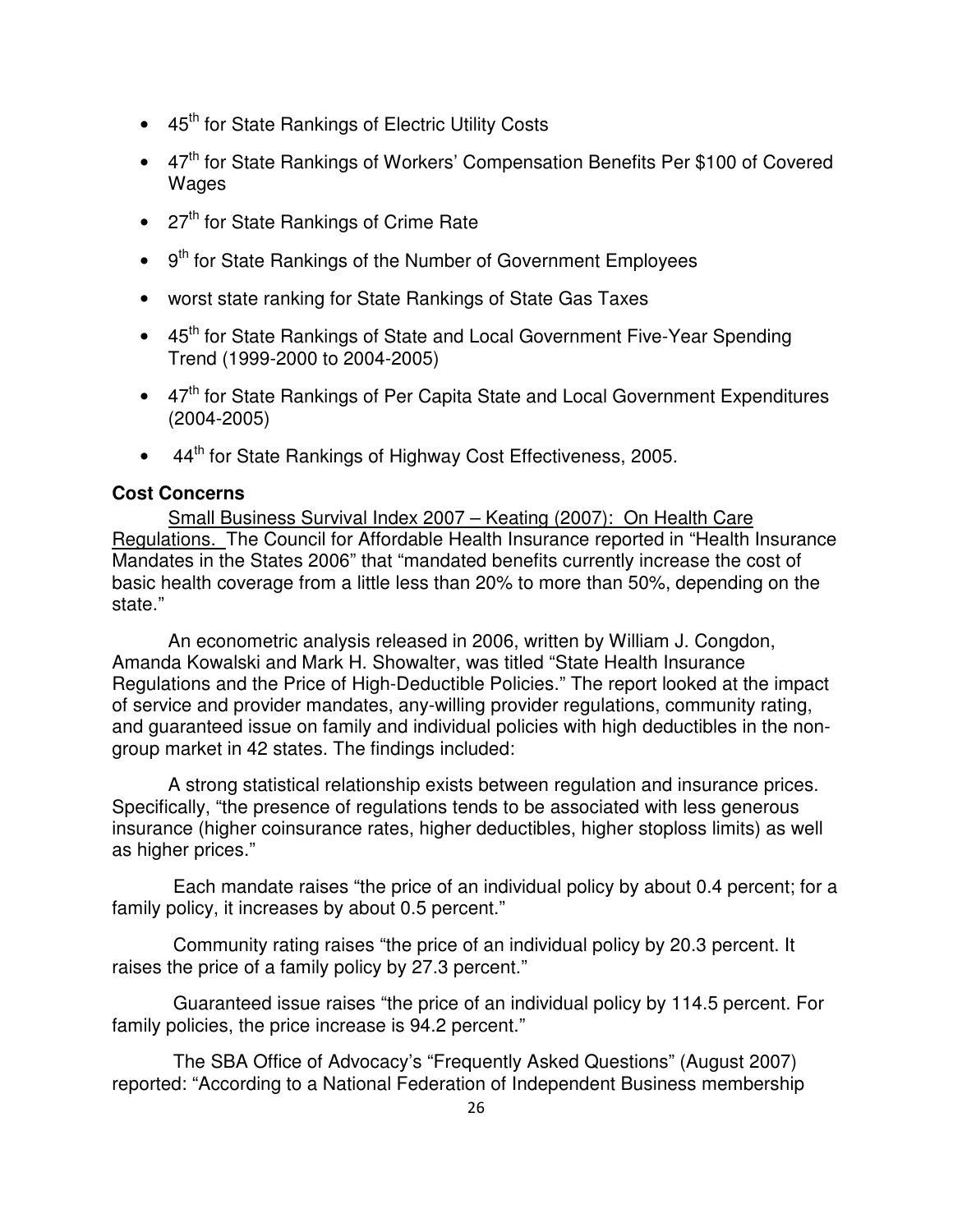- 45th for State Rankings of Electric Utility Costs
- 47th for State Rankings of Workers' Compensation Benefits Per $100 of Covered Wages
- 27th for State Rankings of Crime Rate
- 9th for State Rankings of the Number of Government Employees
- worst state ranking for State Rankings of State Gas Taxes
- 45th for State Rankings of State and Local Government Five-Year Spending Trend (1999-2000 to 2004-2005)
- 47th for State Rankings of Per Capita State and Local Government Expenditures (2004-2005)
- 44th for State Rankings of Highway Cost Effectiveness, 2005.

**Cost Concerns**

Small Business Survival Index 2007 – Keating (2007): On Health Care Regulations. The Council for Affordable Health Insurance reported in "Health Insurance Mandates in the States 2006" that "mandated benefits currently increase the cost of basic health coverage from a little less than 20% to more than 50%, depending on the state."

An econometric analysis released in 2006, written by William J. Congdon, Amanda Kowalski and Mark H. Showalter, was titled "State Health Insurance Regulations and the Price of High-Deductible Policies." The report looked at the impact of service and provider mandates, any-willing provider regulations, community rating, and guaranteed issue on family and individual policies with high deductibles in the non-group market in 42 states. The findings included:

A strong statistical relationship exists between regulation and insurance prices. Specifically, "the presence of regulations tends to be associated with less generous insurance (higher coinsurance rates, higher deductibles, higher stoploss limits) as well as higher prices."

Each mandate raises "the price of an individual policy by about 0.4 percent; for a family policy, it increases by about 0.5 percent."

Community rating raises "the price of an individual policy by 20.3 percent. It raises the price of a family policy by 27.3 percent."

Guaranteed issue raises "the price of an individual policy by 114.5 percent. For family policies, the price increase is 94.2 percent."

The SBA Office of Advocacy's "Frequently Asked Questions" (August 2007) reported: "According to a National Federation of Independent Business membership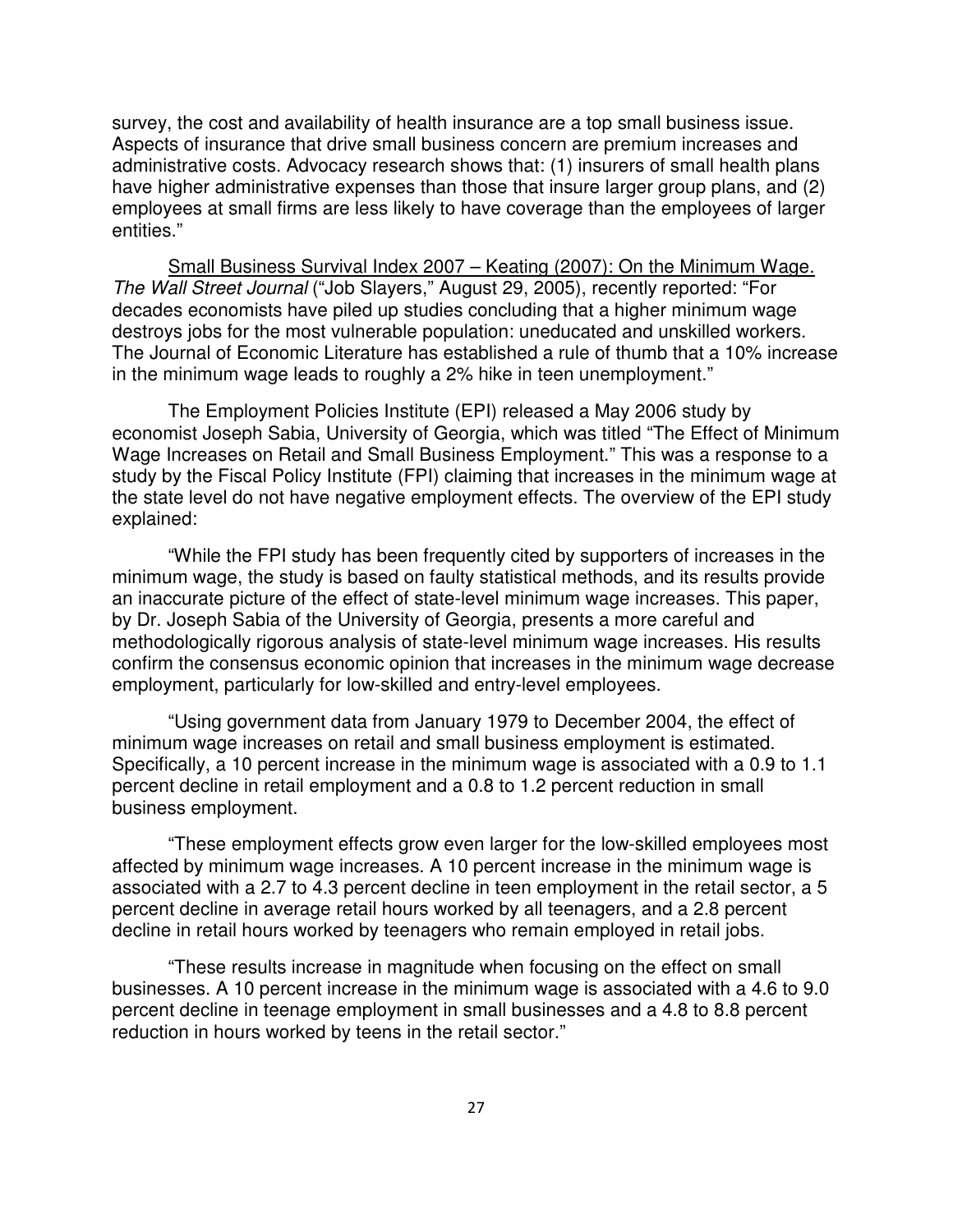survey, the cost and availability of health insurance are a top small business issue. Aspects of insurance that drive small business concern are premium increases and administrative costs. Advocacy research shows that: (1) insurers of small health plans have higher administrative expenses than those that insure larger group plans, and (2) employees at small firms are less likely to have coverage than the employees of larger entities."

<u>Small Business Survival Index 2007 – Keating (2007): On the Minimum Wage.</u> *The Wall Street Journal* ("Job Slayers," August 29, 2005), recently reported: "For decades economists have piled up studies concluding that a higher minimum wage destroys jobs for the most vulnerable population: uneducated and unskilled workers. The Journal of Economic Literature has established a rule of thumb that a 10% increase in the minimum wage leads to roughly a 2% hike in teen unemployment."

The Employment Policies Institute (EPI) released a May 2006 study by economist Joseph Sabia, University of Georgia, which was titled "The Effect of Minimum Wage Increases on Retail and Small Business Employment." This was a response to a study by the Fiscal Policy Institute (FPI) claiming that increases in the minimum wage at the state level do not have negative employment effects. The overview of the EPI study explained:

"While the FPI study has been frequently cited by supporters of increases in the minimum wage, the study is based on faulty statistical methods, and its results provide an inaccurate picture of the effect of state-level minimum wage increases. This paper, by Dr. Joseph Sabia of the University of Georgia, presents a more careful and methodologically rigorous analysis of state-level minimum wage increases. His results confirm the consensus economic opinion that increases in the minimum wage decrease employment, particularly for low-skilled and entry-level employees.

"Using government data from January 1979 to December 2004, the effect of minimum wage increases on retail and small business employment is estimated. Specifically, a 10 percent increase in the minimum wage is associated with a 0.9 to 1.1 percent decline in retail employment and a 0.8 to 1.2 percent reduction in small business employment.

"These employment effects grow even larger for the low-skilled employees most affected by minimum wage increases. A 10 percent increase in the minimum wage is associated with a 2.7 to 4.3 percent decline in teen employment in the retail sector, a 5 percent decline in average retail hours worked by all teenagers, and a 2.8 percent decline in retail hours worked by teenagers who remain employed in retail jobs.

"These results increase in magnitude when focusing on the effect on small businesses. A 10 percent increase in the minimum wage is associated with a 4.6 to 9.0 percent decline in teenage employment in small businesses and a 4.8 to 8.8 percent reduction in hours worked by teens in the retail sector."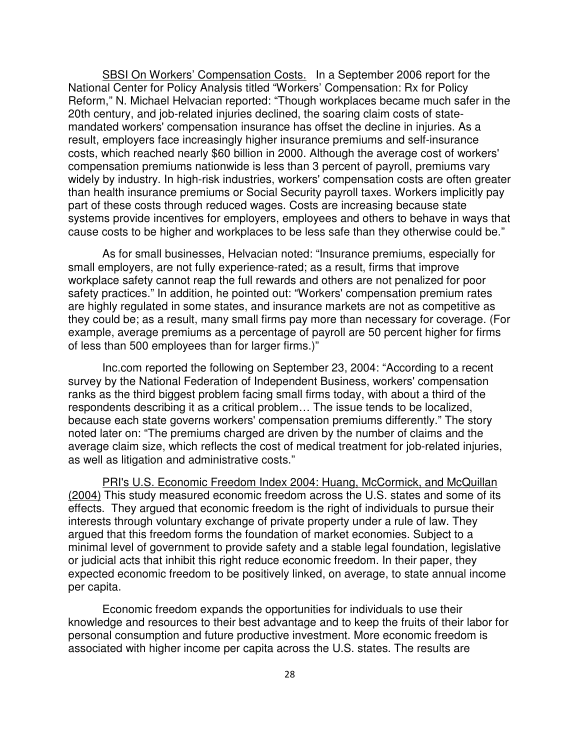<u>SBSI On Workers' Compensation Costs.</u> In a September 2006 report for the National Center for Policy Analysis titled "Workers' Compensation: Rx for Policy Reform," N. Michael Helvacian reported: "Though workplaces became much safer in the 20th century, and job-related injuries declined, the soaring claim costs of state-mandated workers' compensation insurance has offset the decline in injuries. As a result, employers face increasingly higher insurance premiums and self-insurance costs, which reached nearly $60 billion in 2000. Although the average cost of workers' compensation premiums nationwide is less than 3 percent of payroll, premiums vary widely by industry. In high-risk industries, workers' compensation costs are often greater than health insurance premiums or Social Security payroll taxes. Workers implicitly pay part of these costs through reduced wages. Costs are increasing because state systems provide incentives for employers, employees and others to behave in ways that cause costs to be higher and workplaces to be less safe than they otherwise could be."

As for small businesses, Helvacian noted: "Insurance premiums, especially for small employers, are not fully experience-rated; as a result, firms that improve workplace safety cannot reap the full rewards and others are not penalized for poor safety practices." In addition, he pointed out: "Workers' compensation premium rates are highly regulated in some states, and insurance markets are not as competitive as they could be; as a result, many small firms pay more than necessary for coverage. (For example, average premiums as a percentage of payroll are 50 percent higher for firms of less than 500 employees than for larger firms.)"

Inc.com reported the following on September 23, 2004: "According to a recent survey by the National Federation of Independent Business, workers' compensation ranks as the third biggest problem facing small firms today, with about a third of the respondents describing it as a critical problem… The issue tends to be localized, because each state governs workers' compensation premiums differently." The story noted later on: "The premiums charged are driven by the number of claims and the average claim size, which reflects the cost of medical treatment for job-related injuries, as well as litigation and administrative costs."

<u>PRI's U.S. Economic Freedom Index 2004: Huang, McCormick, and McQuillan (2004)</u> This study measured economic freedom across the U.S. states and some of its effects. They argued that economic freedom is the right of individuals to pursue their interests through voluntary exchange of private property under a rule of law. They argued that this freedom forms the foundation of market economies. Subject to a minimal level of government to provide safety and a stable legal foundation, legislative or judicial acts that inhibit this right reduce economic freedom. In their paper, they expected economic freedom to be positively linked, on average, to state annual income per capita.

Economic freedom expands the opportunities for individuals to use their knowledge and resources to their best advantage and to keep the fruits of their labor for personal consumption and future productive investment. More economic freedom is associated with higher income per capita across the U.S. states. The results are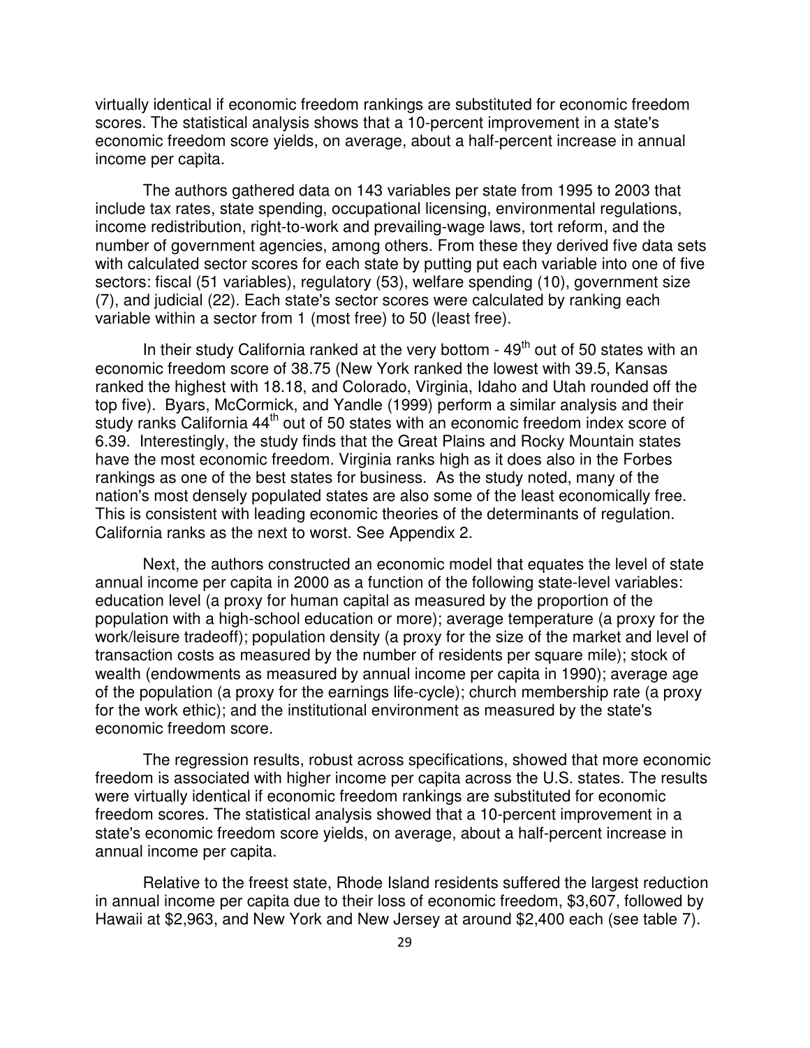virtually identical if economic freedom rankings are substituted for economic freedom scores. The statistical analysis shows that a 10-percent improvement in a state's economic freedom score yields, on average, about a half-percent increase in annual income per capita.

The authors gathered data on 143 variables per state from 1995 to 2003 that include tax rates, state spending, occupational licensing, environmental regulations, income redistribution, right-to-work and prevailing-wage laws, tort reform, and the number of government agencies, among others. From these they derived five data sets with calculated sector scores for each state by putting put each variable into one of five sectors: fiscal (51 variables), regulatory (53), welfare spending (10), government size (7), and judicial (22). Each state's sector scores were calculated by ranking each variable within a sector from 1 (most free) to 50 (least free).

In their study California ranked at the very bottom - 49th out of 50 states with an economic freedom score of 38.75 (New York ranked the lowest with 39.5, Kansas ranked the highest with 18.18, and Colorado, Virginia, Idaho and Utah rounded off the top five). Byars, McCormick, and Yandle (1999) perform a similar analysis and their study ranks California 44th out of 50 states with an economic freedom index score of 6.39. Interestingly, the study finds that the Great Plains and Rocky Mountain states have the most economic freedom. Virginia ranks high as it does also in the Forbes rankings as one of the best states for business. As the study noted, many of the nation's most densely populated states are also some of the least economically free. This is consistent with leading economic theories of the determinants of regulation. California ranks as the next to worst. See Appendix 2.

Next, the authors constructed an economic model that equates the level of state annual income per capita in 2000 as a function of the following state-level variables: education level (a proxy for human capital as measured by the proportion of the population with a high-school education or more); average temperature (a proxy for the work/leisure tradeoff); population density (a proxy for the size of the market and level of transaction costs as measured by the number of residents per square mile); stock of wealth (endowments as measured by annual income per capita in 1990); average age of the population (a proxy for the earnings life-cycle); church membership rate (a proxy for the work ethic); and the institutional environment as measured by the state's economic freedom score.

The regression results, robust across specifications, showed that more economic freedom is associated with higher income per capita across the U.S. states. The results were virtually identical if economic freedom rankings are substituted for economic freedom scores. The statistical analysis showed that a 10-percent improvement in a state's economic freedom score yields, on average, about a half-percent increase in annual income per capita.

Relative to the freest state, Rhode Island residents suffered the largest reduction in annual income per capita due to their loss of economic freedom, $3,607, followed by Hawaii at $2,963, and New York and New Jersey at around $2,400 each (see table 7).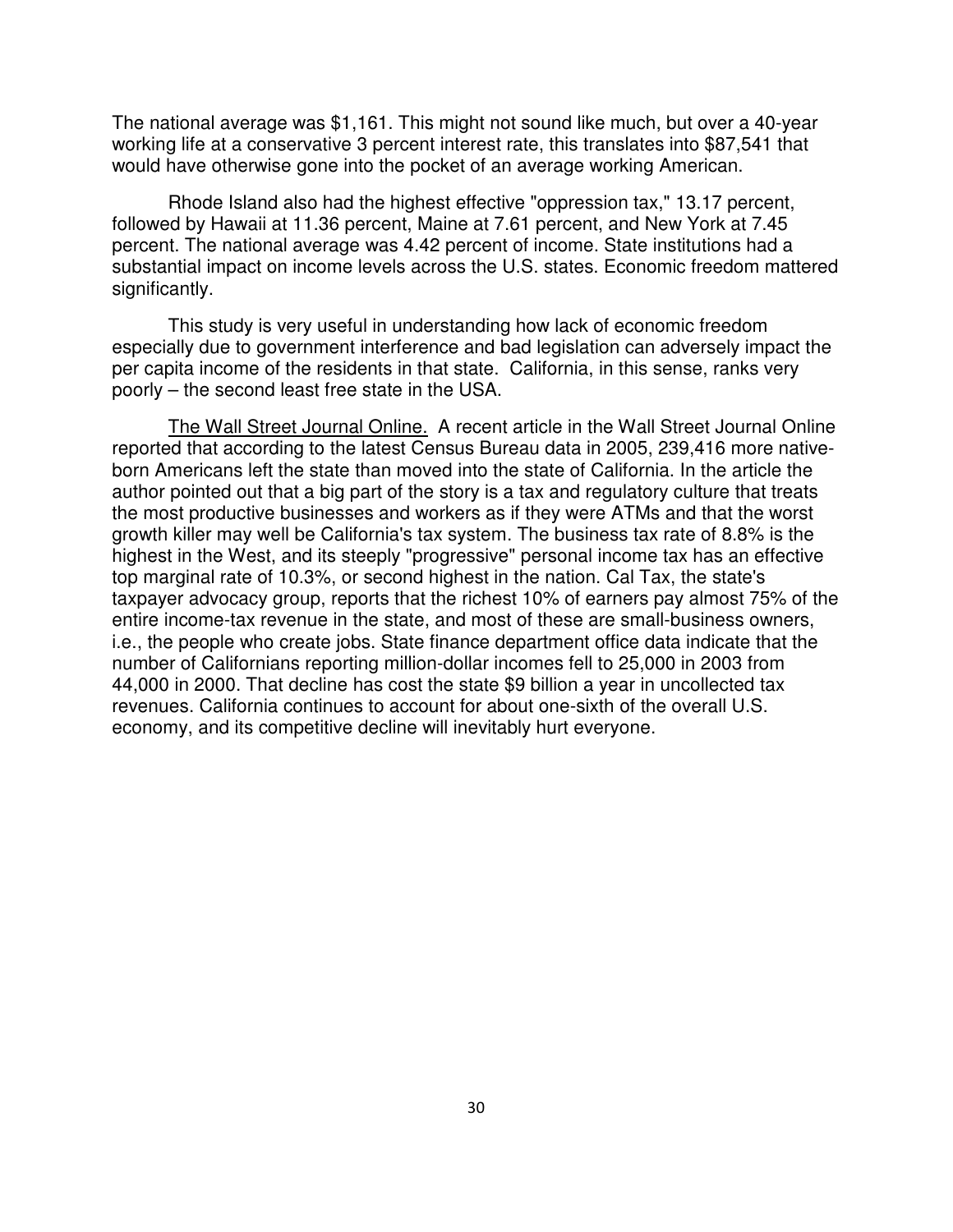The national average was $1,161. This might not sound like much, but over a 40-year working life at a conservative 3 percent interest rate, this translates into $87,541 that would have otherwise gone into the pocket of an average working American.

Rhode Island also had the highest effective "oppression tax," 13.17 percent, followed by Hawaii at 11.36 percent, Maine at 7.61 percent, and New York at 7.45 percent. The national average was 4.42 percent of income. State institutions had a substantial impact on income levels across the U.S. states. Economic freedom mattered significantly.

This study is very useful in understanding how lack of economic freedom especially due to government interference and bad legislation can adversely impact the per capita income of the residents in that state. California, in this sense, ranks very poorly – the second least free state in the USA.

The Wall Street Journal Online. A recent article in the Wall Street Journal Online reported that according to the latest Census Bureau data in 2005, 239,416 more native-born Americans left the state than moved into the state of California. In the article the author pointed out that a big part of the story is a tax and regulatory culture that treats the most productive businesses and workers as if they were ATMs and that the worst growth killer may well be California's tax system. The business tax rate of 8.8% is the highest in the West, and its steeply "progressive" personal income tax has an effective top marginal rate of 10.3%, or second highest in the nation. Cal Tax, the state's taxpayer advocacy group, reports that the richest 10% of earners pay almost 75% of the entire income-tax revenue in the state, and most of these are small-business owners, i.e., the people who create jobs. State finance department office data indicate that the number of Californians reporting million-dollar incomes fell to 25,000 in 2003 from 44,000 in 2000. That decline has cost the state $9 billion a year in uncollected tax revenues. California continues to account for about one-sixth of the overall U.S. economy, and its competitive decline will inevitably hurt everyone.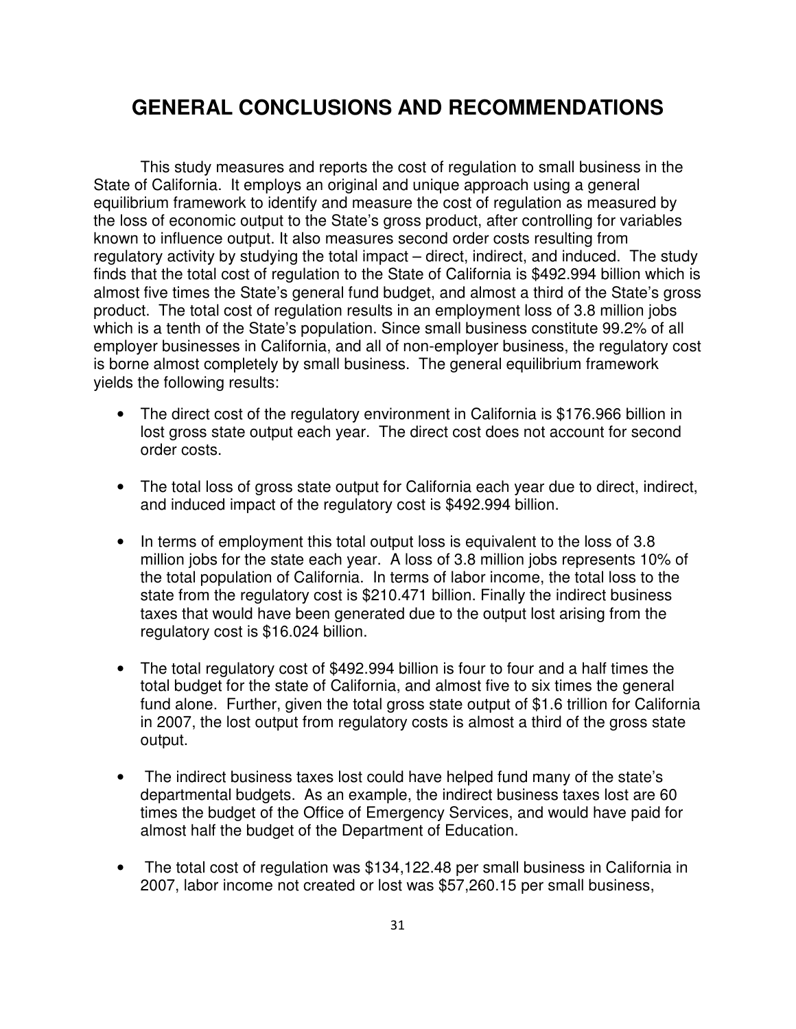# GENERAL CONCLUSIONS AND RECOMMENDATIONS

This study measures and reports the cost of regulation to small business in the State of California. It employs an original and unique approach using a general equilibrium framework to identify and measure the cost of regulation as measured by the loss of economic output to the State's gross product, after controlling for variables known to influence output. It also measures second order costs resulting from regulatory activity by studying the total impact – direct, indirect, and induced. The study finds that the total cost of regulation to the State of California is $492.994 billion which is almost five times the State's general fund budget, and almost a third of the State's gross product. The total cost of regulation results in an employment loss of 3.8 million jobs which is a tenth of the State's population. Since small business constitute 99.2% of all employer businesses in California, and all of non-employer business, the regulatory cost is borne almost completely by small business. The general equilibrium framework yields the following results:

- The direct cost of the regulatory environment in California is $176.966 billion in lost gross state output each year. The direct cost does not account for second order costs.

- The total loss of gross state output for California each year due to direct, indirect, and induced impact of the regulatory cost is $492.994 billion.

- In terms of employment this total output loss is equivalent to the loss of 3.8 million jobs for the state each year. A loss of 3.8 million jobs represents 10% of the total population of California. In terms of labor income, the total loss to the state from the regulatory cost is $210.471 billion. Finally the indirect business taxes that would have been generated due to the output lost arising from the regulatory cost is $16.024 billion.

- The total regulatory cost of $492.994 billion is four to four and a half times the total budget for the state of California, and almost five to six times the general fund alone. Further, given the total gross state output of $1.6 trillion for California in 2007, the lost output from regulatory costs is almost a third of the gross state output.

- The indirect business taxes lost could have helped fund many of the state's departmental budgets. As an example, the indirect business taxes lost are 60 times the budget of the Office of Emergency Services, and would have paid for almost half the budget of the Department of Education.

- The total cost of regulation was $134,122.48 per small business in California in 2007, labor income not created or lost was $57,260.15 per small business,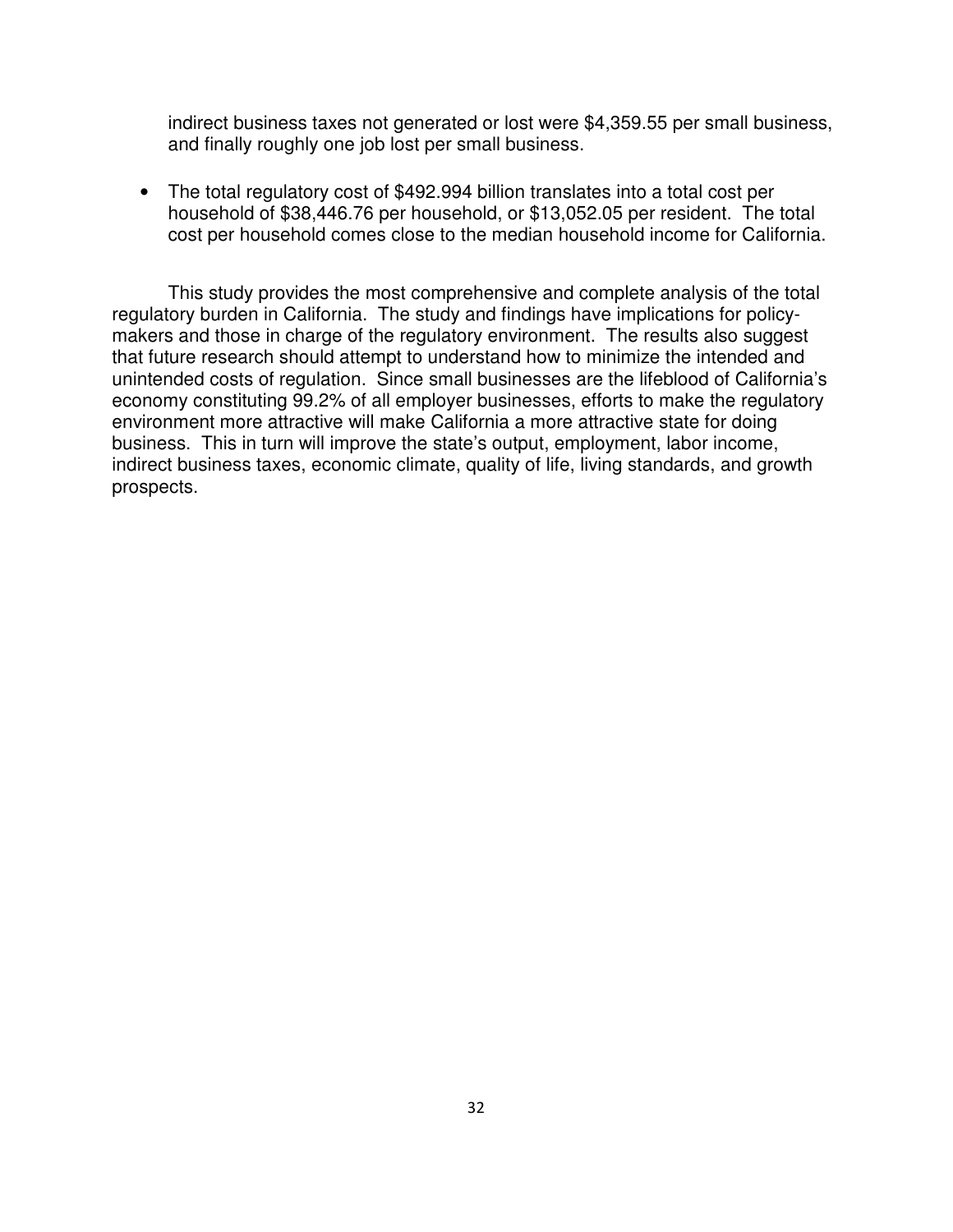indirect business taxes not generated or lost were $4,359.55 per small business, and finally roughly one job lost per small business.

- The total regulatory cost of $492.994 billion translates into a total cost per household of $38,446.76 per household, or $13,052.05 per resident. The total cost per household comes close to the median household income for California.

This study provides the most comprehensive and complete analysis of the total regulatory burden in California. The study and findings have implications for policy-makers and those in charge of the regulatory environment. The results also suggest that future research should attempt to understand how to minimize the intended and unintended costs of regulation. Since small businesses are the lifeblood of California's economy constituting 99.2% of all employer businesses, efforts to make the regulatory environment more attractive will make California a more attractive state for doing business. This in turn will improve the state's output, employment, labor income, indirect business taxes, economic climate, quality of life, living standards, and growth prospects.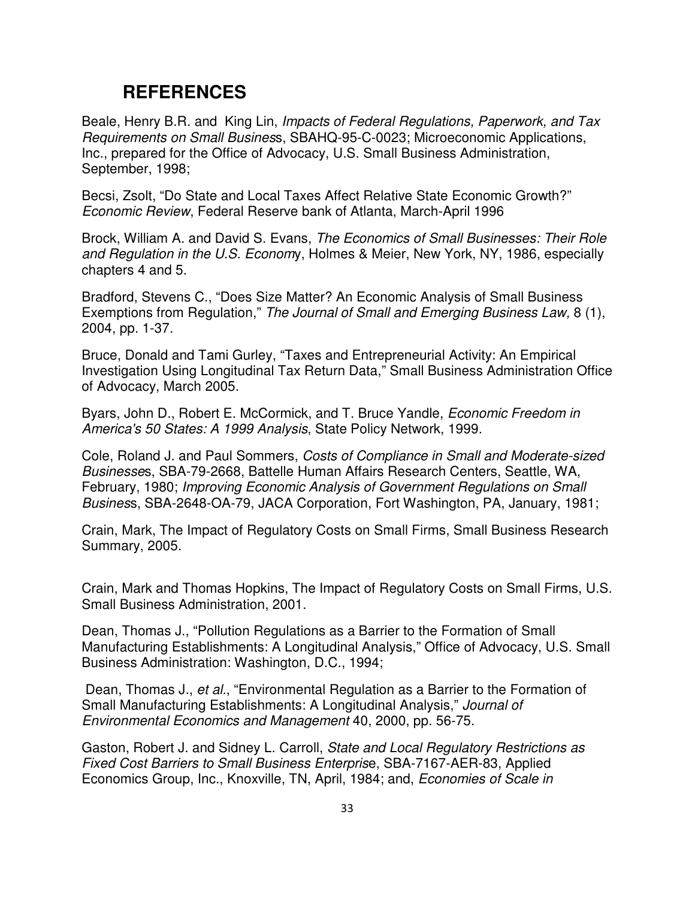## REFERENCES

Beale, Henry B.R. and King Lin, *Impacts of Federal Regulations, Paperwork, and Tax Requirements on Small Business*, SBAHQ-95-C-0023; Microeconomic Applications, Inc., prepared for the Office of Advocacy, U.S. Small Business Administration, September, 1998;

Becsi, Zsolt, "Do State and Local Taxes Affect Relative State Economic Growth?" *Economic Review*, Federal Reserve bank of Atlanta, March-April 1996

Brock, William A. and David S. Evans, *The Economics of Small Businesses: Their Role and Regulation in the U.S. Economy*, Holmes & Meier, New York, NY, 1986, especially chapters 4 and 5.

Bradford, Stevens C., "Does Size Matter? An Economic Analysis of Small Business Exemptions from Regulation," *The Journal of Small and Emerging Business Law,* 8 (1), 2004, pp. 1-37.

Bruce, Donald and Tami Gurley, "Taxes and Entrepreneurial Activity: An Empirical Investigation Using Longitudinal Tax Return Data," Small Business Administration Office of Advocacy, March 2005.

Byars, John D., Robert E. McCormick, and T. Bruce Yandle, *Economic Freedom in America's 50 States: A 1999 Analysis*, State Policy Network, 1999.

Cole, Roland J. and Paul Sommers, *Costs of Compliance in Small and Moderate-sized Businesses*, SBA-79-2668, Battelle Human Affairs Research Centers, Seattle, WA, February, 1980; *Improving Economic Analysis of Government Regulations on Small Business*, SBA-2648-OA-79, JACA Corporation, Fort Washington, PA, January, 1981;

Crain, Mark, The Impact of Regulatory Costs on Small Firms, Small Business Research Summary, 2005.

Crain, Mark and Thomas Hopkins, The Impact of Regulatory Costs on Small Firms, U.S. Small Business Administration, 2001.

Dean, Thomas J., "Pollution Regulations as a Barrier to the Formation of Small Manufacturing Establishments: A Longitudinal Analysis," Office of Advocacy, U.S. Small Business Administration: Washington, D.C., 1994;

Dean, Thomas J., *et al*., "Environmental Regulation as a Barrier to the Formation of Small Manufacturing Establishments: A Longitudinal Analysis," *Journal of Environmental Economics and Management* 40, 2000, pp. 56-75.

Gaston, Robert J. and Sidney L. Carroll, *State and Local Regulatory Restrictions as Fixed Cost Barriers to Small Business Enterprise*, SBA-7167-AER-83, Applied Economics Group, Inc., Knoxville, TN, April, 1984; and, *Economies of Scale in*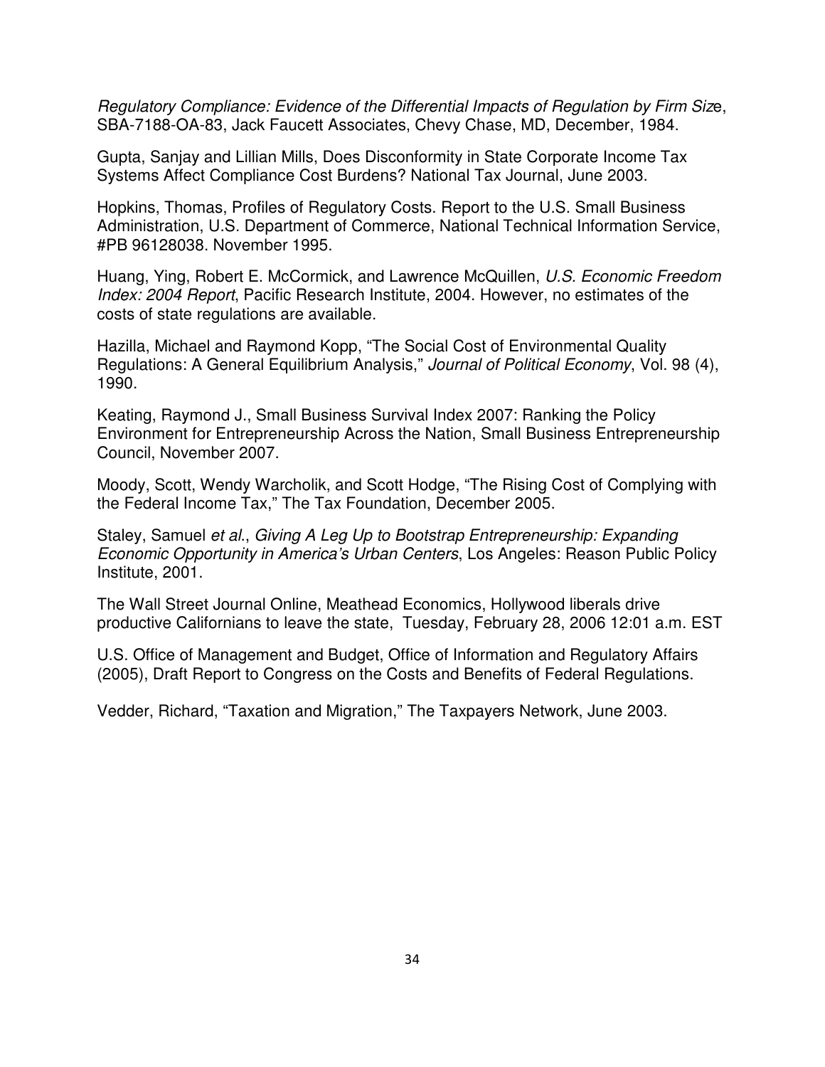*Regulatory Compliance: Evidence of the Differential Impacts of Regulation by Firm Size*, SBA-7188-OA-83, Jack Faucett Associates, Chevy Chase, MD, December, 1984.

Gupta, Sanjay and Lillian Mills, Does Disconformity in State Corporate Income Tax Systems Affect Compliance Cost Burdens? National Tax Journal, June 2003.

Hopkins, Thomas, Profiles of Regulatory Costs. Report to the U.S. Small Business Administration, U.S. Department of Commerce, National Technical Information Service, #PB 96128038. November 1995.

Huang, Ying, Robert E. McCormick, and Lawrence McQuillen, *U.S. Economic Freedom Index: 2004 Report*, Pacific Research Institute, 2004. However, no estimates of the costs of state regulations are available.

Hazilla, Michael and Raymond Kopp, "The Social Cost of Environmental Quality Regulations: A General Equilibrium Analysis," *Journal of Political Economy*, Vol. 98 (4), 1990.

Keating, Raymond J., Small Business Survival Index 2007: Ranking the Policy Environment for Entrepreneurship Across the Nation, Small Business Entrepreneurship Council, November 2007.

Moody, Scott, Wendy Warcholik, and Scott Hodge, "The Rising Cost of Complying with the Federal Income Tax," The Tax Foundation, December 2005.

Staley, Samuel *et al.*, *Giving A Leg Up to Bootstrap Entrepreneurship: Expanding Economic Opportunity in America's Urban Centers*, Los Angeles: Reason Public Policy Institute, 2001.

The Wall Street Journal Online, Meathead Economics, Hollywood liberals drive productive Californians to leave the state, Tuesday, February 28, 2006 12:01 a.m. EST

U.S. Office of Management and Budget, Office of Information and Regulatory Affairs (2005), Draft Report to Congress on the Costs and Benefits of Federal Regulations.

Vedder, Richard, "Taxation and Migration," The Taxpayers Network, June 2003.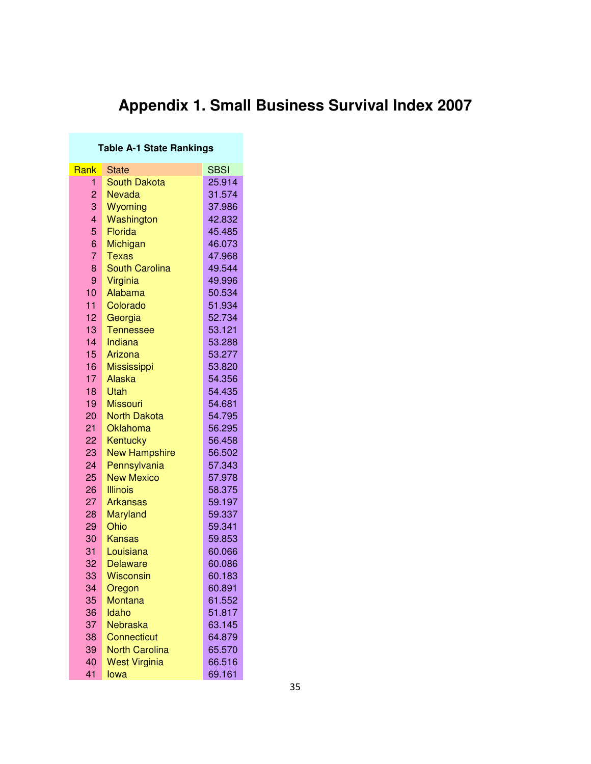# Appendix 1. Small Business Survival Index 2007

**Table A-1 State Rankings**

| Rank | State | SBSI |
|---|---|---|
| 1 | South Dakota | 25.914 |
| 2 | Nevada | 31.574 |
| 3 | Wyoming | 37.986 |
| 4 | Washington | 42.832 |
| 5 | Florida | 45.485 |
| 6 | Michigan | 46.073 |
| 7 | Texas | 47.968 |
| 8 | South Carolina | 49.544 |
| 9 | Virginia | 49.996 |
| 10 | Alabama | 50.534 |
| 11 | Colorado | 51.934 |
| 12 | Georgia | 52.734 |
| 13 | Tennessee | 53.121 |
| 14 | Indiana | 53.288 |
| 15 | Arizona | 53.277 |
| 16 | Mississippi | 53.820 |
| 17 | Alaska | 54.356 |
| 18 | Utah | 54.435 |
| 19 | Missouri | 54.681 |
| 20 | North Dakota | 54.795 |
| 21 | Oklahoma | 56.295 |
| 22 | Kentucky | 56.458 |
| 23 | New Hampshire | 56.502 |
| 24 | Pennsylvania | 57.343 |
| 25 | New Mexico | 57.978 |
| 26 | Illinois | 58.375 |
| 27 | Arkansas | 59.197 |
| 28 | Maryland | 59.337 |
| 29 | Ohio | 59.341 |
| 30 | Kansas | 59.853 |
| 31 | Louisiana | 60.066 |
| 32 | Delaware | 60.086 |
| 33 | Wisconsin | 60.183 |
| 34 | Oregon | 60.891 |
| 35 | Montana | 61.552 |
| 36 | Idaho | 51.817 |
| 37 | Nebraska | 63.145 |
| 38 | Connecticut | 64.879 |
| 39 | North Carolina | 65.570 |
| 40 | West Virginia | 66.516 |
| 41 | Iowa | 69.161 |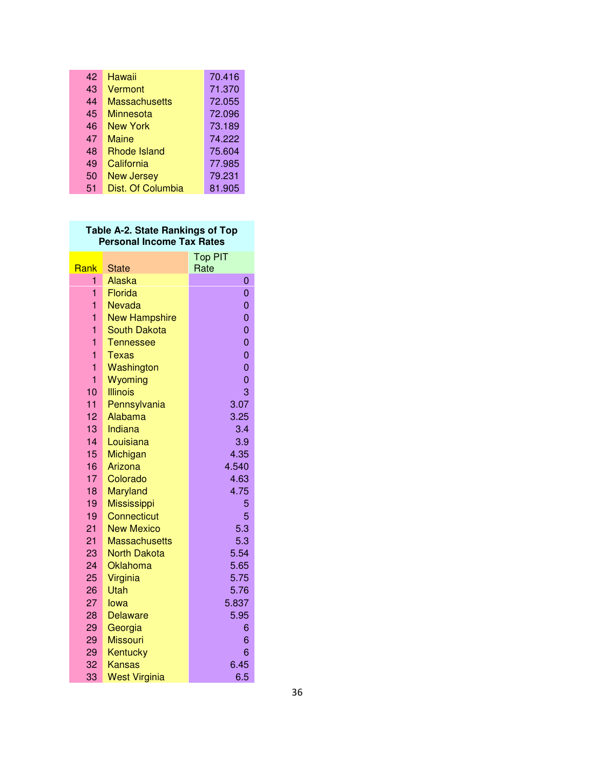| | | |
|---|---|---|
| 42 | Hawaii | 70.416 |
| 43 | Vermont | 71.370 |
| 44 | Massachusetts | 72.055 |
| 45 | Minnesota | 72.096 |
| 46 | New York | 73.189 |
| 47 | Maine | 74.222 |
| 48 | Rhode Island | 75.604 |
| 49 | California | 77.985 |
| 50 | New Jersey | 79.231 |
| 51 | Dist. Of Columbia | 81.905 |

**Table A-2. State Rankings of Top Personal Income Tax Rates**

| Rank | State | Top PIT Rate |
|---|---|---|
| 1 | Alaska | 0 |
| 1 | Florida | 0 |
| 1 | Nevada | 0 |
| 1 | New Hampshire | 0 |
| 1 | South Dakota | 0 |
| 1 | Tennessee | 0 |
| 1 | Texas | 0 |
| 1 | Washington | 0 |
| 1 | Wyoming | 0 |
| 10 | Illinois | 3 |
| 11 | Pennsylvania | 3.07 |
| 12 | Alabama | 3.25 |
| 13 | Indiana | 3.4 |
| 14 | Louisiana | 3.9 |
| 15 | Michigan | 4.35 |
| 16 | Arizona | 4.540 |
| 17 | Colorado | 4.63 |
| 18 | Maryland | 4.75 |
| 19 | Mississippi | 5 |
| 19 | Connecticut | 5 |
| 21 | New Mexico | 5.3 |
| 21 | Massachusetts | 5.3 |
| 23 | North Dakota | 5.54 |
| 24 | Oklahoma | 5.65 |
| 25 | Virginia | 5.75 |
| 26 | Utah | 5.76 |
| 27 | Iowa | 5.837 |
| 28 | Delaware | 5.95 |
| 29 | Georgia | 6 |
| 29 | Missouri | 6 |
| 29 | Kentucky | 6 |
| 32 | Kansas | 6.45 |
| 33 | West Virginia | 6.5 |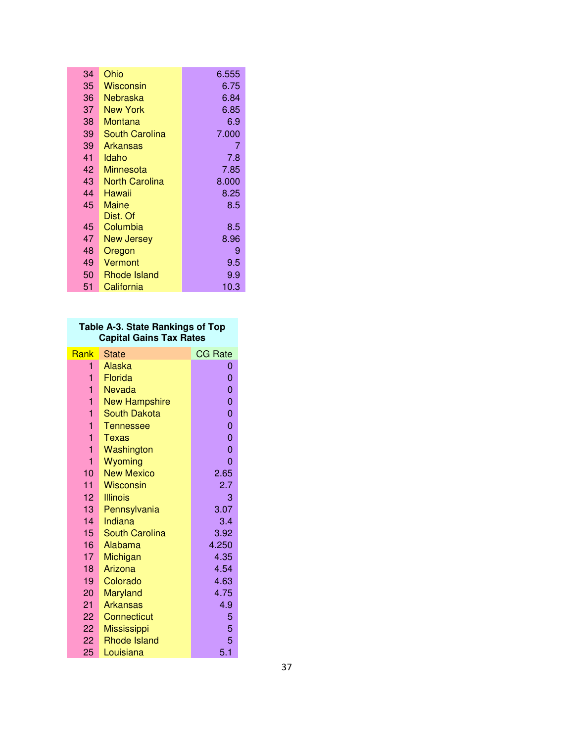| | | |
|---|---|---|
| 34 | Ohio | 6.555 |
| 35 | Wisconsin | 6.75 |
| 36 | Nebraska | 6.84 |
| 37 | New York | 6.85 |
| 38 | Montana | 6.9 |
| 39 | South Carolina | 7.000 |
| 39 | Arkansas | 7 |
| 41 | Idaho | 7.8 |
| 42 | Minnesota | 7.85 |
| 43 | North Carolina | 8.000 |
| 44 | Hawaii | 8.25 |
| 45 | Maine | 8.5 |
| 45 | Dist. Of Columbia | 8.5 |
| 47 | New Jersey | 8.96 |
| 48 | Oregon | 9 |
| 49 | Vermont | 9.5 |
| 50 | Rhode Island | 9.9 |
| 51 | California | 10.3 |

**Table A-3. State Rankings of Top Capital Gains Tax Rates**

| Rank | State | CG Rate |
|---|---|---|
| 1 | Alaska | 0 |
| 1 | Florida | 0 |
| 1 | Nevada | 0 |
| 1 | New Hampshire | 0 |
| 1 | South Dakota | 0 |
| 1 | Tennessee | 0 |
| 1 | Texas | 0 |
| 1 | Washington | 0 |
| 1 | Wyoming | 0 |
| 10 | New Mexico | 2.65 |
| 11 | Wisconsin | 2.7 |
| 12 | Illinois | 3 |
| 13 | Pennsylvania | 3.07 |
| 14 | Indiana | 3.4 |
| 15 | South Carolina | 3.92 |
| 16 | Alabama | 4.250 |
| 17 | Michigan | 4.35 |
| 18 | Arizona | 4.54 |
| 19 | Colorado | 4.63 |
| 20 | Maryland | 4.75 |
| 21 | Arkansas | 4.9 |
| 22 | Connecticut | 5 |
| 22 | Mississippi | 5 |
| 22 | Rhode Island | 5 |
| 25 | Louisiana | 5.1 |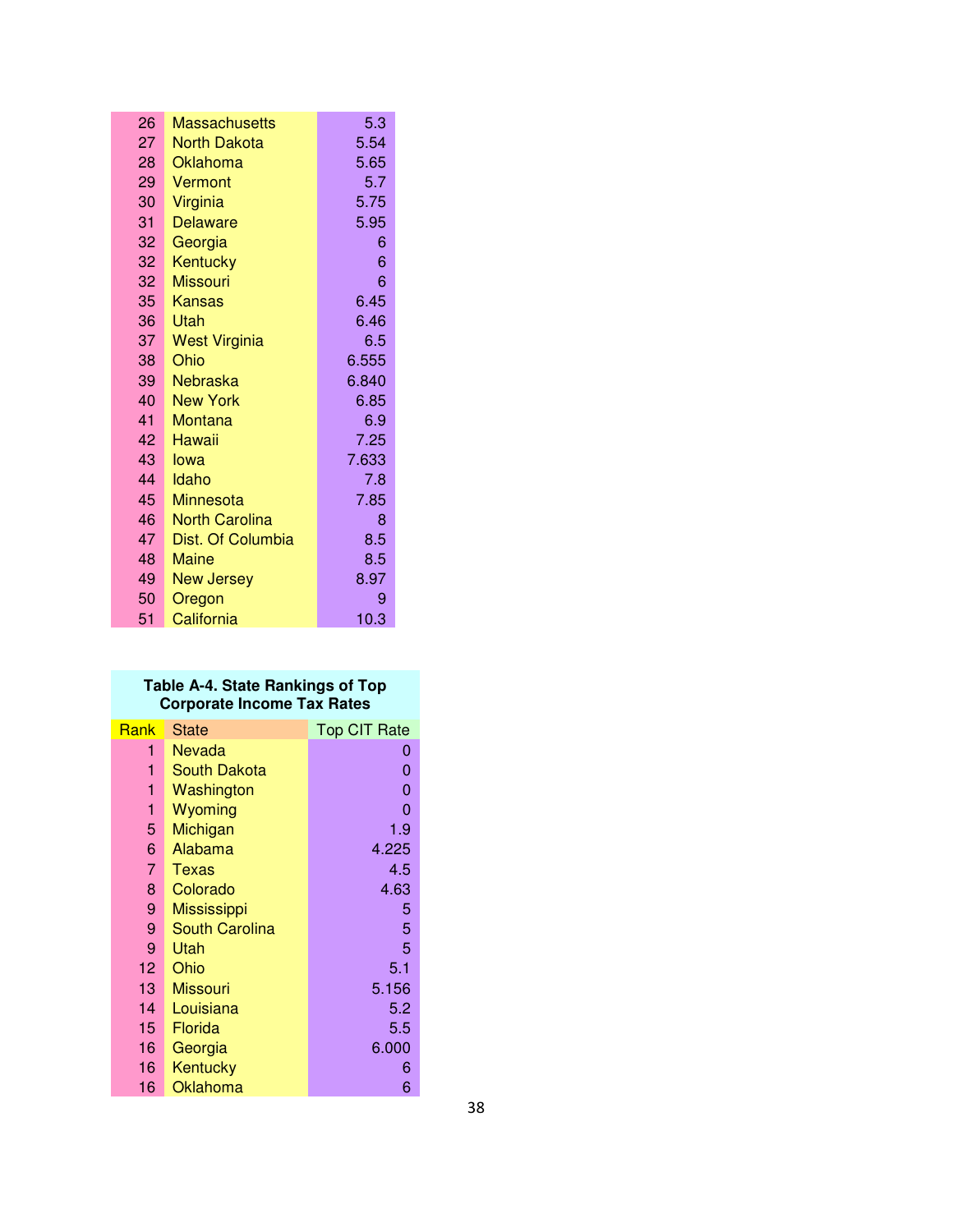| | | |
|---|---|---|
| 26 | Massachusetts | 5.3 |
| 27 | North Dakota | 5.54 |
| 28 | Oklahoma | 5.65 |
| 29 | Vermont | 5.7 |
| 30 | Virginia | 5.75 |
| 31 | Delaware | 5.95 |
| 32 | Georgia | 6 |
| 32 | Kentucky | 6 |
| 32 | Missouri | 6 |
| 35 | Kansas | 6.45 |
| 36 | Utah | 6.46 |
| 37 | West Virginia | 6.5 |
| 38 | Ohio | 6.555 |
| 39 | Nebraska | 6.840 |
| 40 | New York | 6.85 |
| 41 | Montana | 6.9 |
| 42 | Hawaii | 7.25 |
| 43 | Iowa | 7.633 |
| 44 | Idaho | 7.8 |
| 45 | Minnesota | 7.85 |
| 46 | North Carolina | 8 |
| 47 | Dist. Of Columbia | 8.5 |
| 48 | Maine | 8.5 |
| 49 | New Jersey | 8.97 |
| 50 | Oregon | 9 |
| 51 | California | 10.3 |

**Table A-4. State Rankings of Top Corporate Income Tax Rates**

| Rank | State | Top CIT Rate |
|---|---|---|
| 1 | Nevada | 0 |
| 1 | South Dakota | 0 |
| 1 | Washington | 0 |
| 1 | Wyoming | 0 |
| 5 | Michigan | 1.9 |
| 6 | Alabama | 4.225 |
| 7 | Texas | 4.5 |
| 8 | Colorado | 4.63 |
| 9 | Mississippi | 5 |
| 9 | South Carolina | 5 |
| 9 | Utah | 5 |
| 12 | Ohio | 5.1 |
| 13 | Missouri | 5.156 |
| 14 | Louisiana | 5.2 |
| 15 | Florida | 5.5 |
| 16 | Georgia | 6.000 |
| 16 | Kentucky | 6 |
| 16 | Oklahoma | 6 |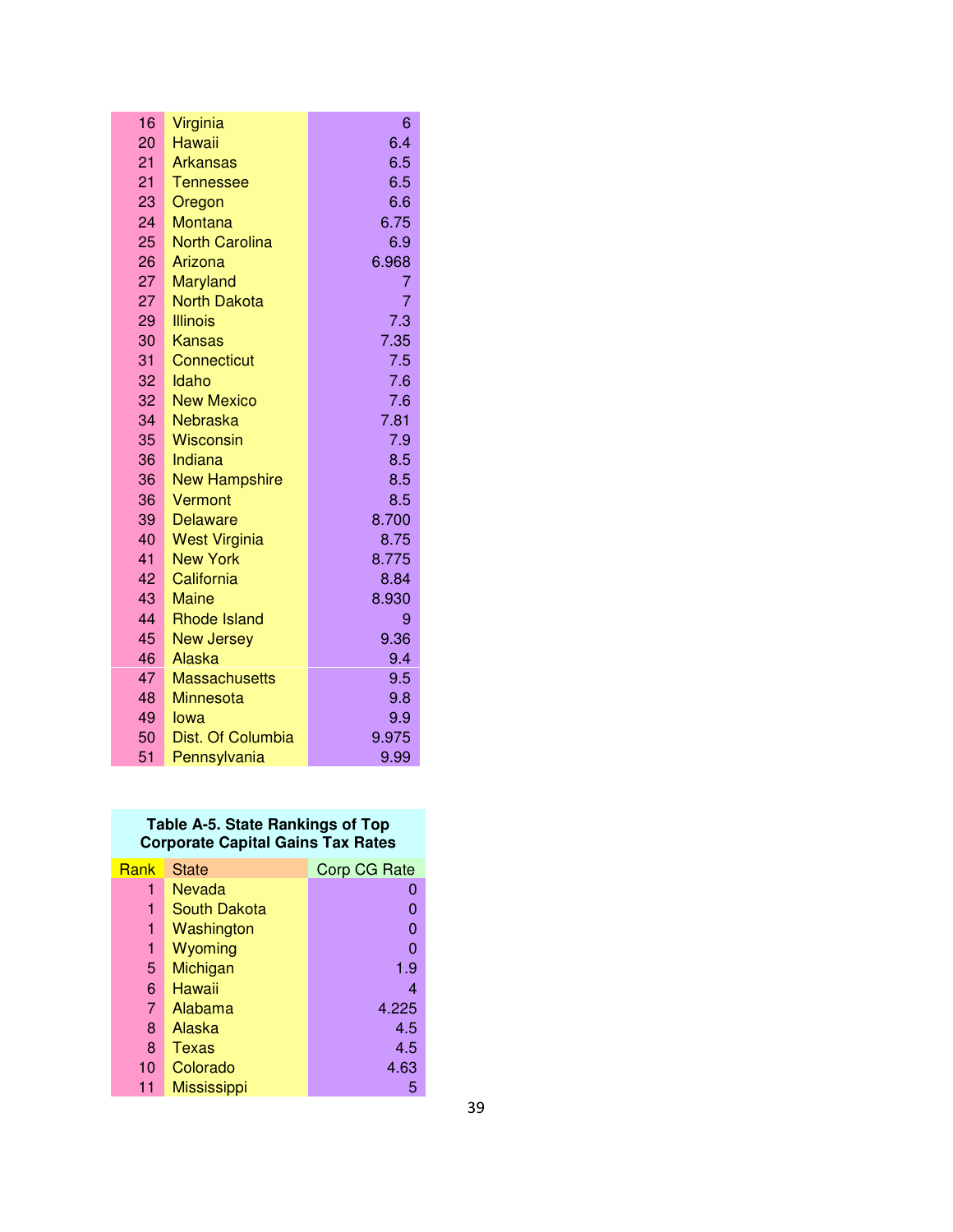| | | |
|---|---|---|
| 16 | Virginia | 6 |
| 20 | Hawaii | 6.4 |
| 21 | Arkansas | 6.5 |
| 21 | Tennessee | 6.5 |
| 23 | Oregon | 6.6 |
| 24 | Montana | 6.75 |
| 25 | North Carolina | 6.9 |
| 26 | Arizona | 6.968 |
| 27 | Maryland | 7 |
| 27 | North Dakota | 7 |
| 29 | Illinois | 7.3 |
| 30 | Kansas | 7.35 |
| 31 | Connecticut | 7.5 |
| 32 | Idaho | 7.6 |
| 32 | New Mexico | 7.6 |
| 34 | Nebraska | 7.81 |
| 35 | Wisconsin | 7.9 |
| 36 | Indiana | 8.5 |
| 36 | New Hampshire | 8.5 |
| 36 | Vermont | 8.5 |
| 39 | Delaware | 8.700 |
| 40 | West Virginia | 8.75 |
| 41 | New York | 8.775 |
| 42 | California | 8.84 |
| 43 | Maine | 8.930 |
| 44 | Rhode Island | 9 |
| 45 | New Jersey | 9.36 |
| 46 | Alaska | 9.4 |
| 47 | Massachusetts | 9.5 |
| 48 | Minnesota | 9.8 |
| 49 | Iowa | 9.9 |
| 50 | Dist. Of Columbia | 9.975 |
| 51 | Pennsylvania | 9.99 |

**Table A-5. State Rankings of Top Corporate Capital Gains Tax Rates**

| Rank | State | Corp CG Rate |
|---|---|---|
| 1 | Nevada | 0 |
| 1 | South Dakota | 0 |
| 1 | Washington | 0 |
| 1 | Wyoming | 0 |
| 5 | Michigan | 1.9 |
| 6 | Hawaii | 4 |
| 7 | Alabama | 4.225 |
| 8 | Alaska | 4.5 |
| 8 | Texas | 4.5 |
| 10 | Colorado | 4.63 |
| 11 | Mississippi | 5 |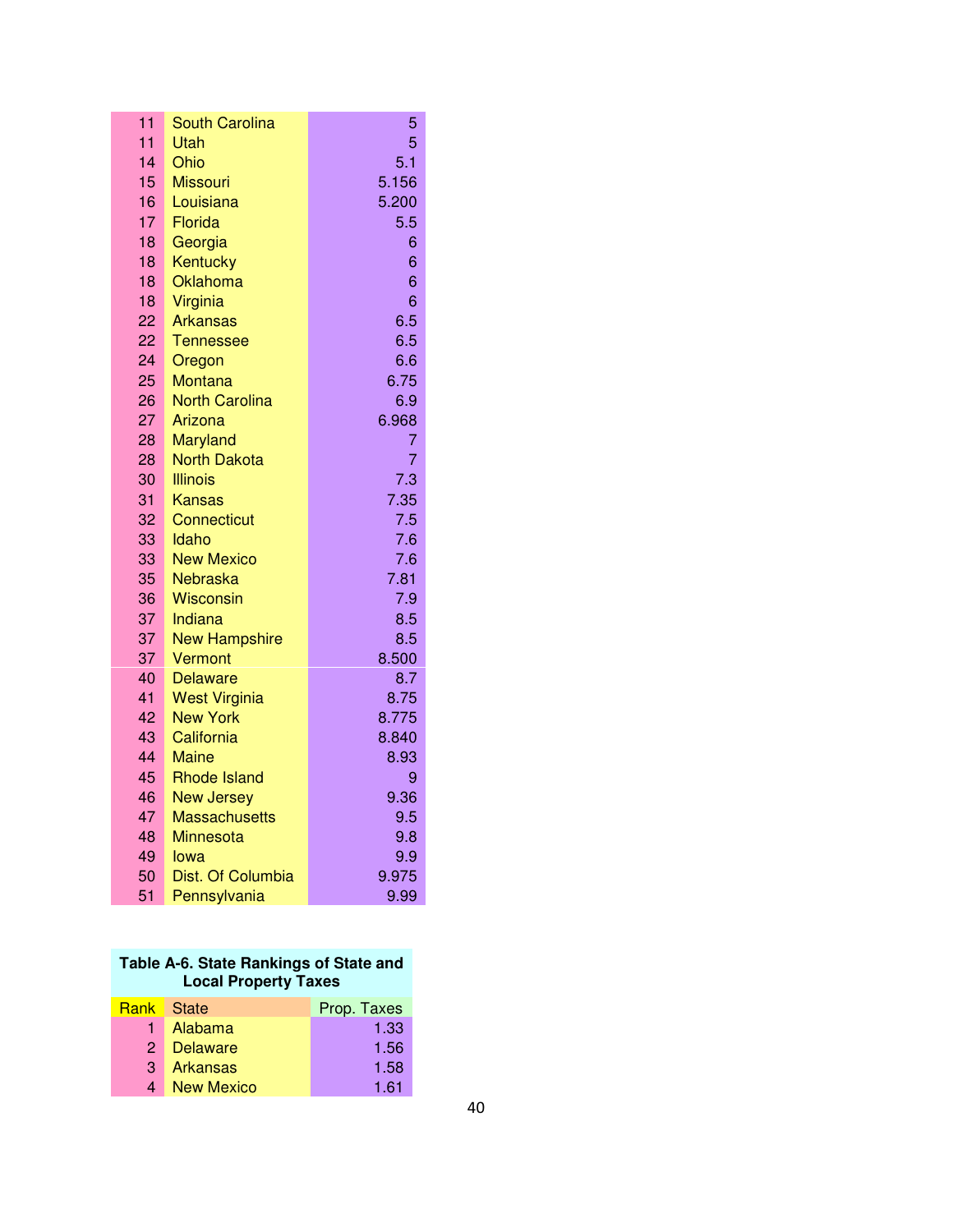| | | |
|---|---|---|
| 11 | South Carolina | 5 |
| 11 | Utah | 5 |
| 14 | Ohio | 5.1 |
| 15 | Missouri | 5.156 |
| 16 | Louisiana | 5.200 |
| 17 | Florida | 5.5 |
| 18 | Georgia | 6 |
| 18 | Kentucky | 6 |
| 18 | Oklahoma | 6 |
| 18 | Virginia | 6 |
| 22 | Arkansas | 6.5 |
| 22 | Tennessee | 6.5 |
| 24 | Oregon | 6.6 |
| 25 | Montana | 6.75 |
| 26 | North Carolina | 6.9 |
| 27 | Arizona | 6.968 |
| 28 | Maryland | 7 |
| 28 | North Dakota | 7 |
| 30 | Illinois | 7.3 |
| 31 | Kansas | 7.35 |
| 32 | Connecticut | 7.5 |
| 33 | Idaho | 7.6 |
| 33 | New Mexico | 7.6 |
| 35 | Nebraska | 7.81 |
| 36 | Wisconsin | 7.9 |
| 37 | Indiana | 8.5 |
| 37 | New Hampshire | 8.5 |
| 37 | Vermont | 8.500 |
| 40 | Delaware | 8.7 |
| 41 | West Virginia | 8.75 |
| 42 | New York | 8.775 |
| 43 | California | 8.840 |
| 44 | Maine | 8.93 |
| 45 | Rhode Island | 9 |
| 46 | New Jersey | 9.36 |
| 47 | Massachusetts | 9.5 |
| 48 | Minnesota | 9.8 |
| 49 | Iowa | 9.9 |
| 50 | Dist. Of Columbia | 9.975 |
| 51 | Pennsylvania | 9.99 |

**Table A-6. State Rankings of State and Local Property Taxes**

| Rank | State | Prop. Taxes |
|---|---|---|
| 1 | Alabama | 1.33 |
| 2 | Delaware | 1.56 |
| 3 | Arkansas | 1.58 |
| 4 | New Mexico | 1.61 |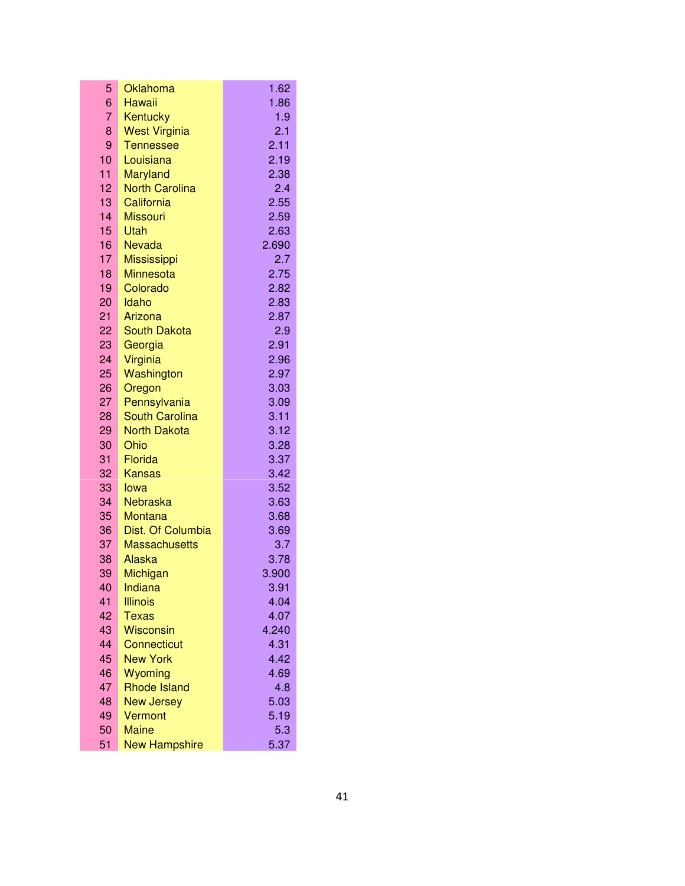| | | |
|---|---|---|
| 5 | Oklahoma | 1.62 |
| 6 | Hawaii | 1.86 |
| 7 | Kentucky | 1.9 |
| 8 | West Virginia | 2.1 |
| 9 | Tennessee | 2.11 |
| 10 | Louisiana | 2.19 |
| 11 | Maryland | 2.38 |
| 12 | North Carolina | 2.4 |
| 13 | California | 2.55 |
| 14 | Missouri | 2.59 |
| 15 | Utah | 2.63 |
| 16 | Nevada | 2.690 |
| 17 | Mississippi | 2.7 |
| 18 | Minnesota | 2.75 |
| 19 | Colorado | 2.82 |
| 20 | Idaho | 2.83 |
| 21 | Arizona | 2.87 |
| 22 | South Dakota | 2.9 |
| 23 | Georgia | 2.91 |
| 24 | Virginia | 2.96 |
| 25 | Washington | 2.97 |
| 26 | Oregon | 3.03 |
| 27 | Pennsylvania | 3.09 |
| 28 | South Carolina | 3.11 |
| 29 | North Dakota | 3.12 |
| 30 | Ohio | 3.28 |
| 31 | Florida | 3.37 |
| 32 | Kansas | 3.42 |
| 33 | Iowa | 3.52 |
| 34 | Nebraska | 3.63 |
| 35 | Montana | 3.68 |
| 36 | Dist. Of Columbia | 3.69 |
| 37 | Massachusetts | 3.7 |
| 38 | Alaska | 3.78 |
| 39 | Michigan | 3.900 |
| 40 | Indiana | 3.91 |
| 41 | Illinois | 4.04 |
| 42 | Texas | 4.07 |
| 43 | Wisconsin | 4.240 |
| 44 | Connecticut | 4.31 |
| 45 | New York | 4.42 |
| 46 | Wyoming | 4.69 |
| 47 | Rhode Island | 4.8 |
| 48 | New Jersey | 5.03 |
| 49 | Vermont | 5.19 |
| 50 | Maine | 5.3 |
| 51 | New Hampshire | 5.37 |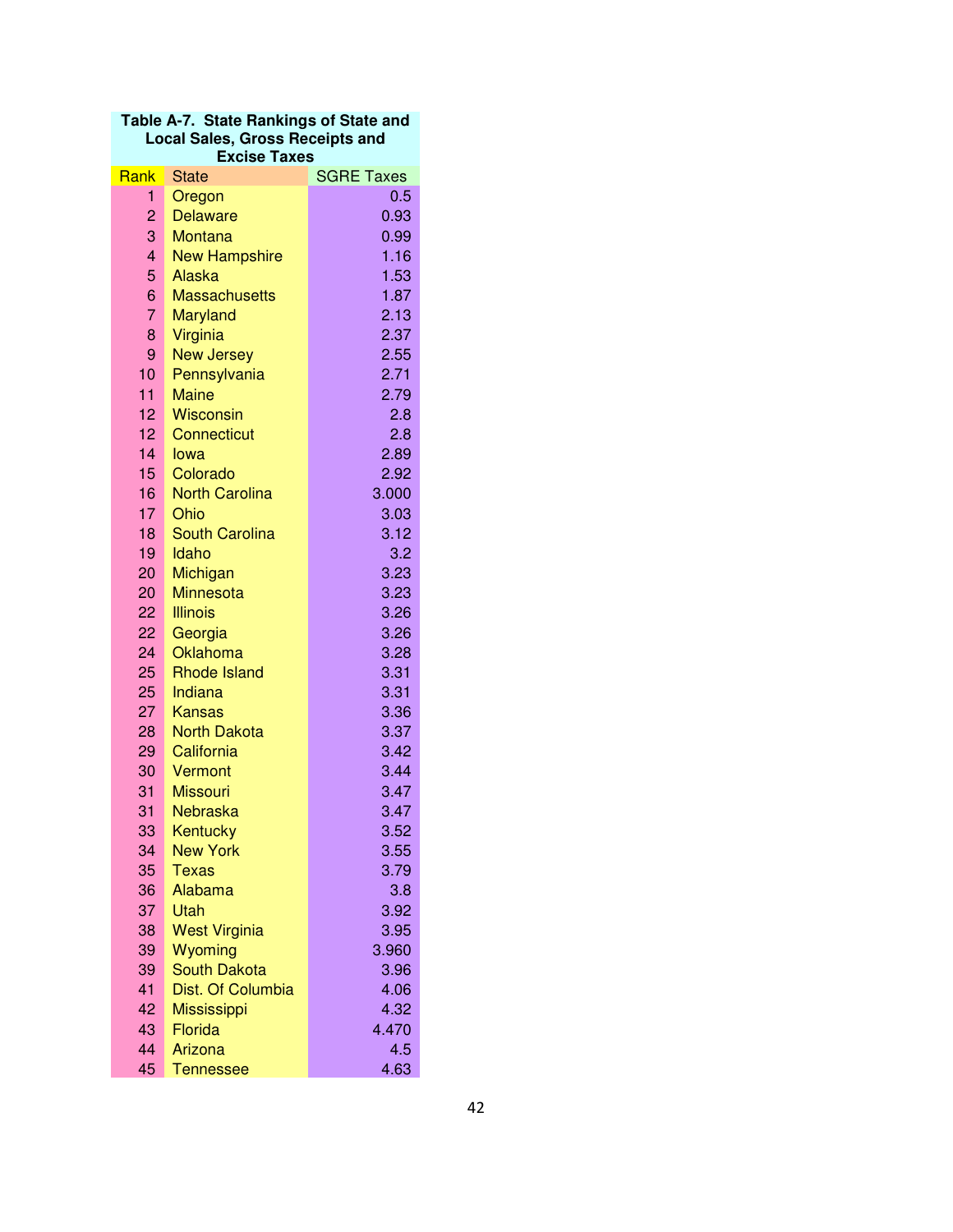**Table A-7. State Rankings of State and Local Sales, Gross Receipts and Excise Taxes**

| Rank | State | SGRE Taxes |
|---|---|---|
| 1 | Oregon | 0.5 |
| 2 | Delaware | 0.93 |
| 3 | Montana | 0.99 |
| 4 | New Hampshire | 1.16 |
| 5 | Alaska | 1.53 |
| 6 | Massachusetts | 1.87 |
| 7 | Maryland | 2.13 |
| 8 | Virginia | 2.37 |
| 9 | New Jersey | 2.55 |
| 10 | Pennsylvania | 2.71 |
| 11 | Maine | 2.79 |
| 12 | Wisconsin | 2.8 |
| 12 | Connecticut | 2.8 |
| 14 | Iowa | 2.89 |
| 15 | Colorado | 2.92 |
| 16 | North Carolina | 3.000 |
| 17 | Ohio | 3.03 |
| 18 | South Carolina | 3.12 |
| 19 | Idaho | 3.2 |
| 20 | Michigan | 3.23 |
| 20 | Minnesota | 3.23 |
| 22 | Illinois | 3.26 |
| 22 | Georgia | 3.26 |
| 24 | Oklahoma | 3.28 |
| 25 | Rhode Island | 3.31 |
| 25 | Indiana | 3.31 |
| 27 | Kansas | 3.36 |
| 28 | North Dakota | 3.37 |
| 29 | California | 3.42 |
| 30 | Vermont | 3.44 |
| 31 | Missouri | 3.47 |
| 31 | Nebraska | 3.47 |
| 33 | Kentucky | 3.52 |
| 34 | New York | 3.55 |
| 35 | Texas | 3.79 |
| 36 | Alabama | 3.8 |
| 37 | Utah | 3.92 |
| 38 | West Virginia | 3.95 |
| 39 | Wyoming | 3.960 |
| 39 | South Dakota | 3.96 |
| 41 | Dist. Of Columbia | 4.06 |
| 42 | Mississippi | 4.32 |
| 43 | Florida | 4.470 |
| 44 | Arizona | 4.5 |
| 45 | Tennessee | 4.63 |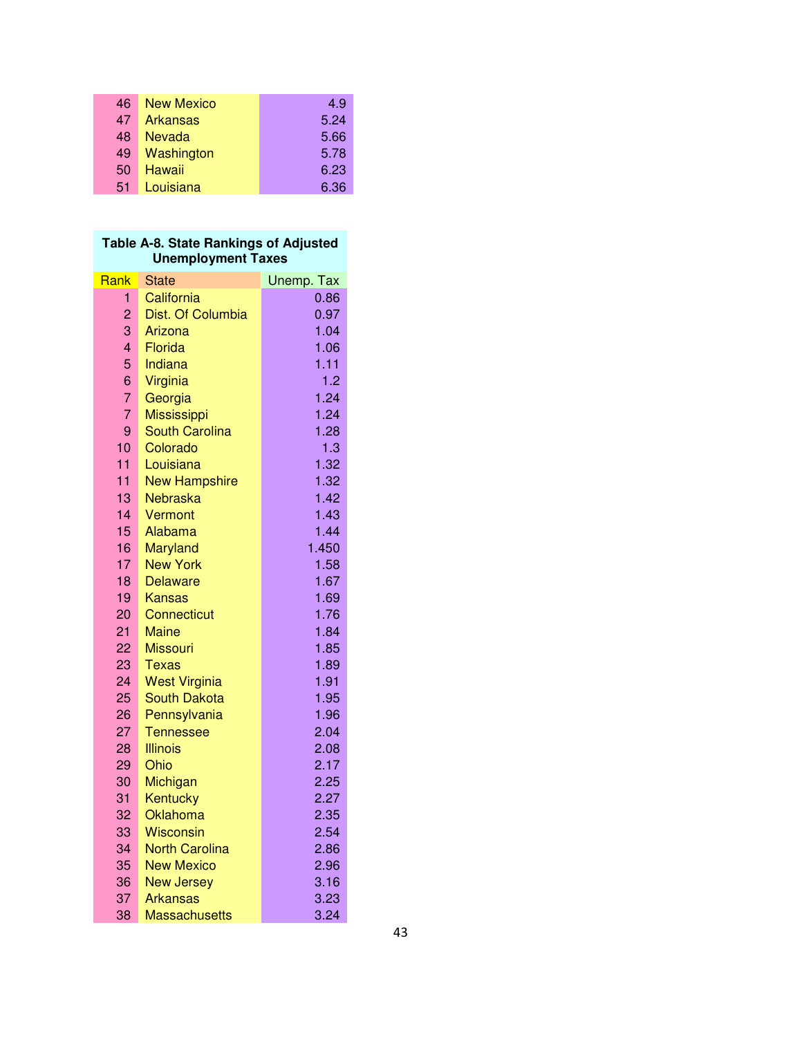| | | |
|---|---|---|
| 46 | New Mexico | 4.9 |
| 47 | Arkansas | 5.24 |
| 48 | Nevada | 5.66 |
| 49 | Washington | 5.78 |
| 50 | Hawaii | 6.23 |
| 51 | Louisiana | 6.36 |

**Table A-8. State Rankings of Adjusted Unemployment Taxes**

| Rank | State | Unemp. Tax |
|---|---|---|
| 1 | California | 0.86 |
| 2 | Dist. Of Columbia | 0.97 |
| 3 | Arizona | 1.04 |
| 4 | Florida | 1.06 |
| 5 | Indiana | 1.11 |
| 6 | Virginia | 1.2 |
| 7 | Georgia | 1.24 |
| 7 | Mississippi | 1.24 |
| 9 | South Carolina | 1.28 |
| 10 | Colorado | 1.3 |
| 11 | Louisiana | 1.32 |
| 11 | New Hampshire | 1.32 |
| 13 | Nebraska | 1.42 |
| 14 | Vermont | 1.43 |
| 15 | Alabama | 1.44 |
| 16 | Maryland | 1.450 |
| 17 | New York | 1.58 |
| 18 | Delaware | 1.67 |
| 19 | Kansas | 1.69 |
| 20 | Connecticut | 1.76 |
| 21 | Maine | 1.84 |
| 22 | Missouri | 1.85 |
| 23 | Texas | 1.89 |
| 24 | West Virginia | 1.91 |
| 25 | South Dakota | 1.95 |
| 26 | Pennsylvania | 1.96 |
| 27 | Tennessee | 2.04 |
| 28 | Illinois | 2.08 |
| 29 | Ohio | 2.17 |
| 30 | Michigan | 2.25 |
| 31 | Kentucky | 2.27 |
| 32 | Oklahoma | 2.35 |
| 33 | Wisconsin | 2.54 |
| 34 | North Carolina | 2.86 |
| 35 | New Mexico | 2.96 |
| 36 | New Jersey | 3.16 |
| 37 | Arkansas | 3.23 |
| 38 | Massachusetts | 3.24 |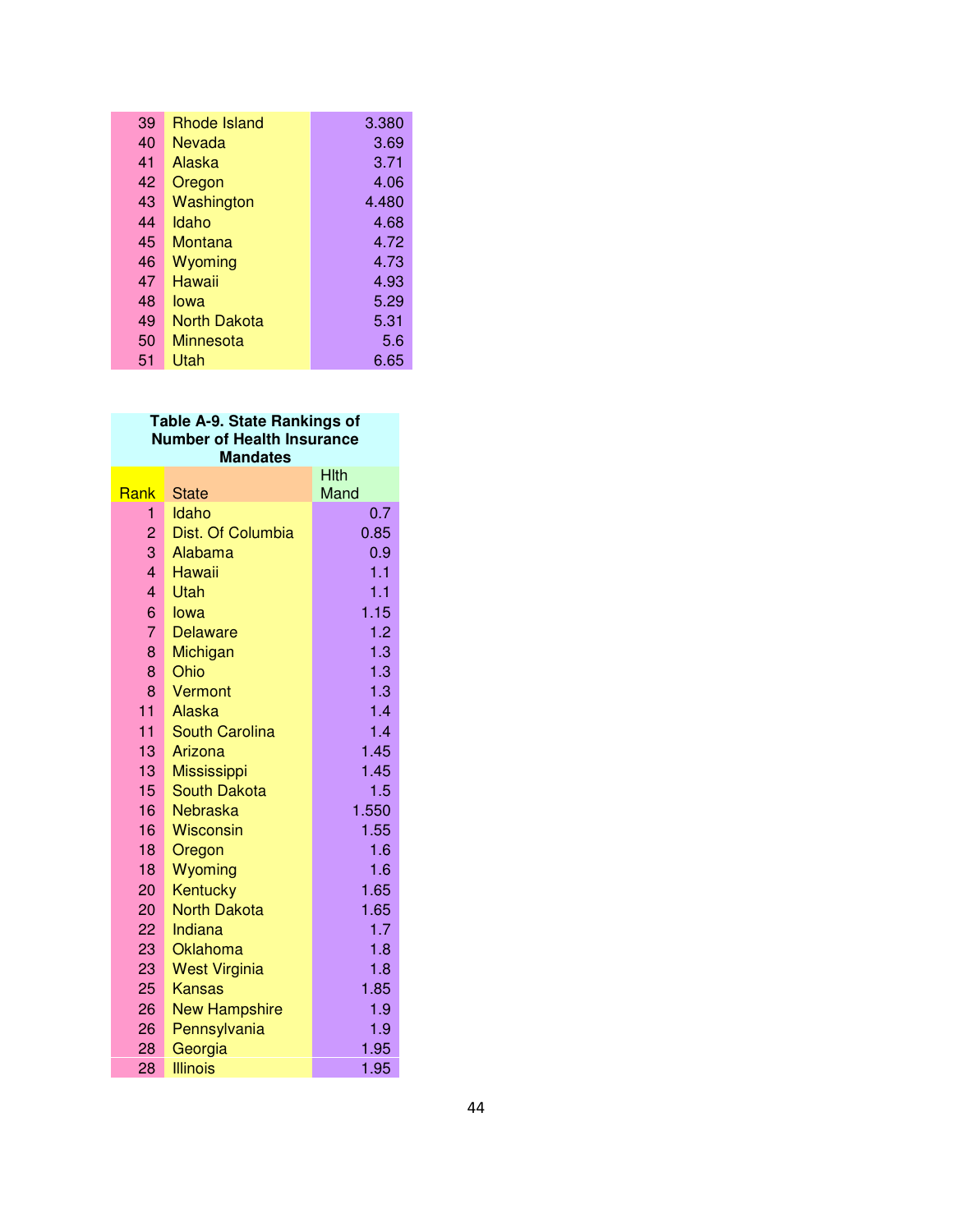| | | |
|---|---|---|
| 39 | Rhode Island | 3.380 |
| 40 | Nevada | 3.69 |
| 41 | Alaska | 3.71 |
| 42 | Oregon | 4.06 |
| 43 | Washington | 4.480 |
| 44 | Idaho | 4.68 |
| 45 | Montana | 4.72 |
| 46 | Wyoming | 4.73 |
| 47 | Hawaii | 4.93 |
| 48 | Iowa | 5.29 |
| 49 | North Dakota | 5.31 |
| 50 | Minnesota | 5.6 |
| 51 | Utah | 6.65 |

**Table A-9. State Rankings of Number of Health Insurance Mandates**

| Rank | State | Hlth Mand |
|---|---|---|
| 1 | Idaho | 0.7 |
| 2 | Dist. Of Columbia | 0.85 |
| 3 | Alabama | 0.9 |
| 4 | Hawaii | 1.1 |
| 4 | Utah | 1.1 |
| 6 | Iowa | 1.15 |
| 7 | Delaware | 1.2 |
| 8 | Michigan | 1.3 |
| 8 | Ohio | 1.3 |
| 8 | Vermont | 1.3 |
| 11 | Alaska | 1.4 |
| 11 | South Carolina | 1.4 |
| 13 | Arizona | 1.45 |
| 13 | Mississippi | 1.45 |
| 15 | South Dakota | 1.5 |
| 16 | Nebraska | 1.550 |
| 16 | Wisconsin | 1.55 |
| 18 | Oregon | 1.6 |
| 18 | Wyoming | 1.6 |
| 20 | Kentucky | 1.65 |
| 20 | North Dakota | 1.65 |
| 22 | Indiana | 1.7 |
| 23 | Oklahoma | 1.8 |
| 23 | West Virginia | 1.8 |
| 25 | Kansas | 1.85 |
| 26 | New Hampshire | 1.9 |
| 26 | Pennsylvania | 1.9 |
| 28 | Georgia | 1.95 |
| 28 | Illinois | 1.95 |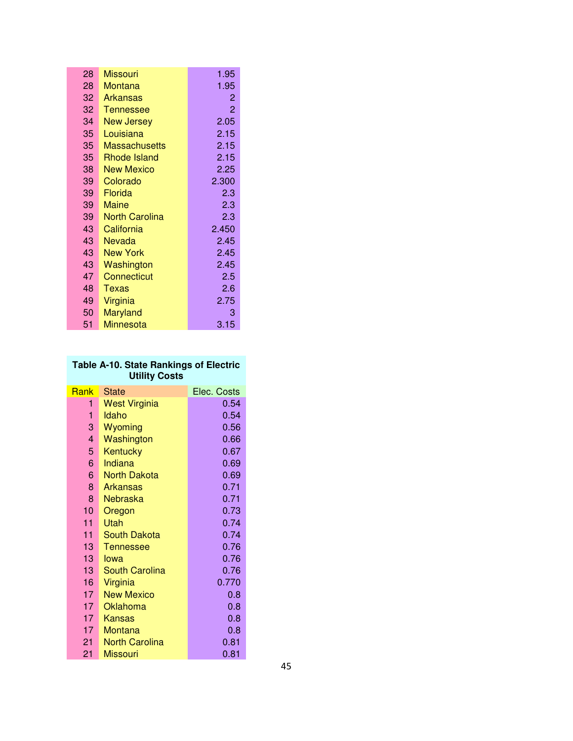| | | |
|---|---|---|
| 28 | Missouri | 1.95 |
| 28 | Montana | 1.95 |
| 32 | Arkansas | 2 |
| 32 | Tennessee | 2 |
| 34 | New Jersey | 2.05 |
| 35 | Louisiana | 2.15 |
| 35 | Massachusetts | 2.15 |
| 35 | Rhode Island | 2.15 |
| 38 | New Mexico | 2.25 |
| 39 | Colorado | 2.300 |
| 39 | Florida | 2.3 |
| 39 | Maine | 2.3 |
| 39 | North Carolina | 2.3 |
| 43 | California | 2.450 |
| 43 | Nevada | 2.45 |
| 43 | New York | 2.45 |
| 43 | Washington | 2.45 |
| 47 | Connecticut | 2.5 |
| 48 | Texas | 2.6 |
| 49 | Virginia | 2.75 |
| 50 | Maryland | 3 |
| 51 | Minnesota | 3.15 |

**Table A-10. State Rankings of Electric Utility Costs**

| Rank | State | Elec. Costs |
|---|---|---|
| 1 | West Virginia | 0.54 |
| 1 | Idaho | 0.54 |
| 3 | Wyoming | 0.56 |
| 4 | Washington | 0.66 |
| 5 | Kentucky | 0.67 |
| 6 | Indiana | 0.69 |
| 6 | North Dakota | 0.69 |
| 8 | Arkansas | 0.71 |
| 8 | Nebraska | 0.71 |
| 10 | Oregon | 0.73 |
| 11 | Utah | 0.74 |
| 11 | South Dakota | 0.74 |
| 13 | Tennessee | 0.76 |
| 13 | Iowa | 0.76 |
| 13 | South Carolina | 0.76 |
| 16 | Virginia | 0.770 |
| 17 | New Mexico | 0.8 |
| 17 | Oklahoma | 0.8 |
| 17 | Kansas | 0.8 |
| 17 | Montana | 0.8 |
| 21 | North Carolina | 0.81 |
| 21 | Missouri | 0.81 |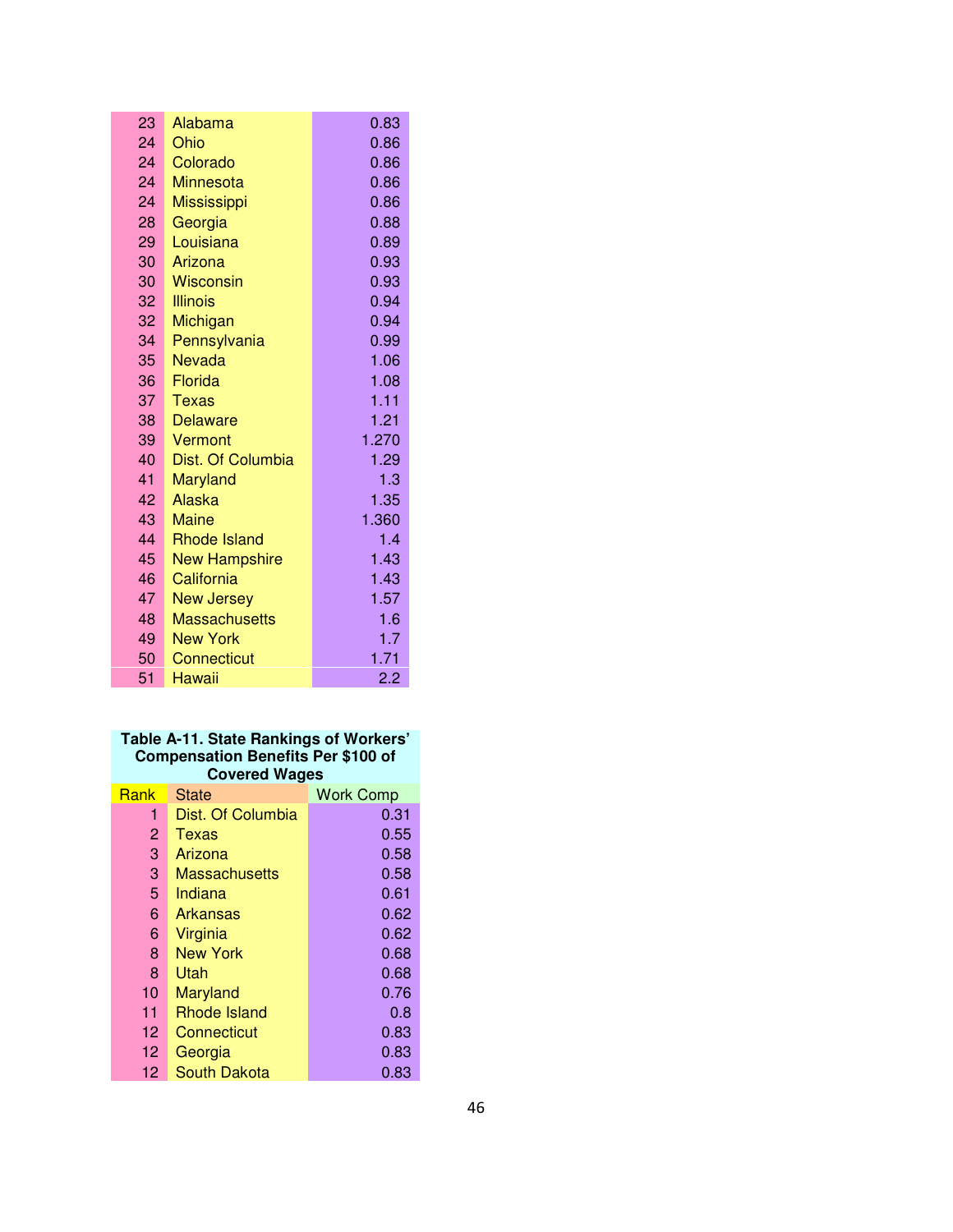| | | |
|---|---|---|
| 23 | Alabama | 0.83 |
| 24 | Ohio | 0.86 |
| 24 | Colorado | 0.86 |
| 24 | Minnesota | 0.86 |
| 24 | Mississippi | 0.86 |
| 28 | Georgia | 0.88 |
| 29 | Louisiana | 0.89 |
| 30 | Arizona | 0.93 |
| 30 | Wisconsin | 0.93 |
| 32 | Illinois | 0.94 |
| 32 | Michigan | 0.94 |
| 34 | Pennsylvania | 0.99 |
| 35 | Nevada | 1.06 |
| 36 | Florida | 1.08 |
| 37 | Texas | 1.11 |
| 38 | Delaware | 1.21 |
| 39 | Vermont | 1.270 |
| 40 | Dist. Of Columbia | 1.29 |
| 41 | Maryland | 1.3 |
| 42 | Alaska | 1.35 |
| 43 | Maine | 1.360 |
| 44 | Rhode Island | 1.4 |
| 45 | New Hampshire | 1.43 |
| 46 | California | 1.43 |
| 47 | New Jersey | 1.57 |
| 48 | Massachusetts | 1.6 |
| 49 | New York | 1.7 |
| 50 | Connecticut | 1.71 |
| 51 | Hawaii | 2.2 |

**Table A-11. State Rankings of Workers' Compensation Benefits Per $100 of Covered Wages**

| Rank | State | Work Comp |
|---|---|---|
| 1 | Dist. Of Columbia | 0.31 |
| 2 | Texas | 0.55 |
| 3 | Arizona | 0.58 |
| 3 | Massachusetts | 0.58 |
| 5 | Indiana | 0.61 |
| 6 | Arkansas | 0.62 |
| 6 | Virginia | 0.62 |
| 8 | New York | 0.68 |
| 8 | Utah | 0.68 |
| 10 | Maryland | 0.76 |
| 11 | Rhode Island | 0.8 |
| 12 | Connecticut | 0.83 |
| 12 | Georgia | 0.83 |
| 12 | South Dakota | 0.83 |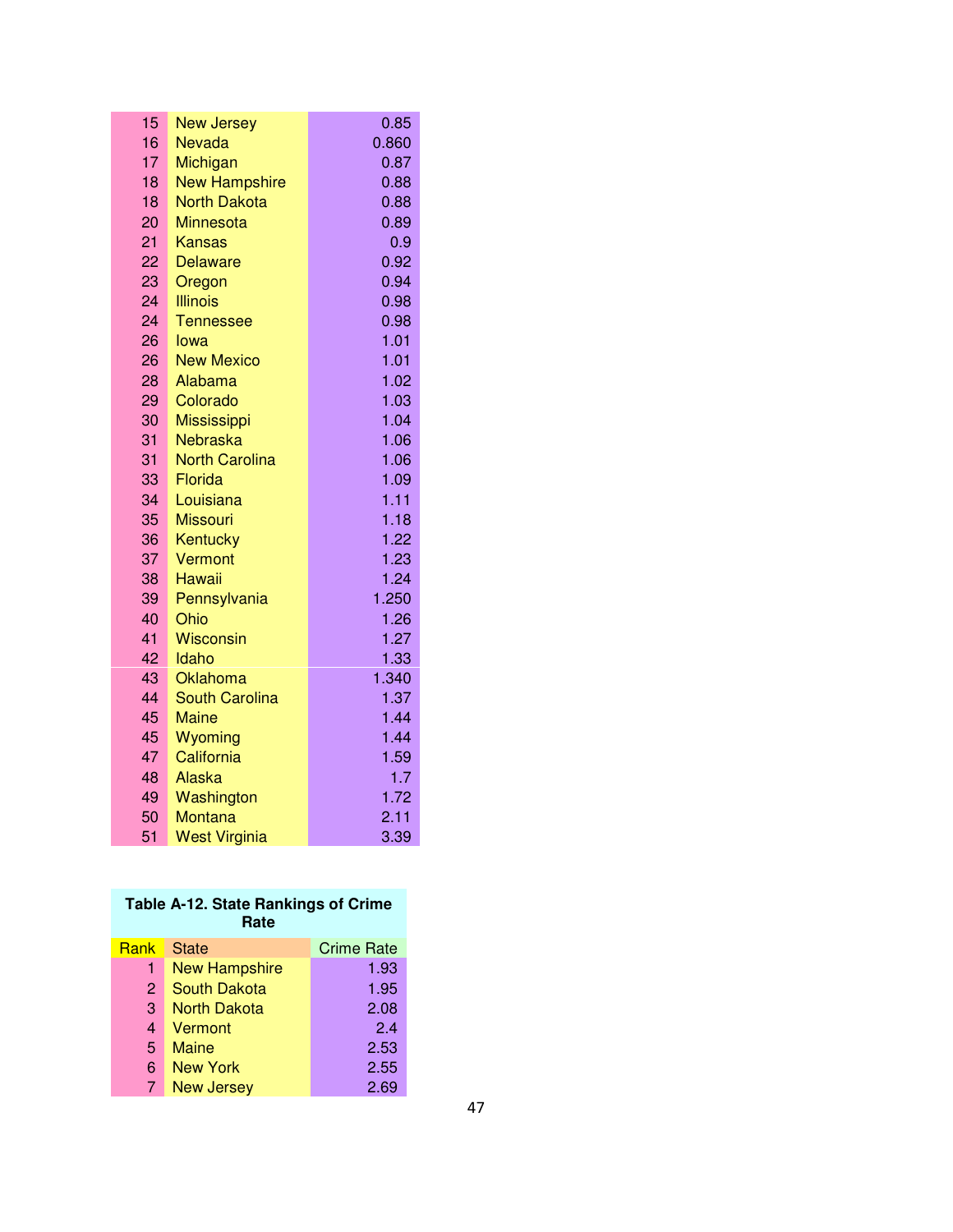| | | |
|---|---|---|
| 15 | New Jersey | 0.85 |
| 16 | Nevada | 0.860 |
| 17 | Michigan | 0.87 |
| 18 | New Hampshire | 0.88 |
| 18 | North Dakota | 0.88 |
| 20 | Minnesota | 0.89 |
| 21 | Kansas | 0.9 |
| 22 | Delaware | 0.92 |
| 23 | Oregon | 0.94 |
| 24 | Illinois | 0.98 |
| 24 | Tennessee | 0.98 |
| 26 | Iowa | 1.01 |
| 26 | New Mexico | 1.01 |
| 28 | Alabama | 1.02 |
| 29 | Colorado | 1.03 |
| 30 | Mississippi | 1.04 |
| 31 | Nebraska | 1.06 |
| 31 | North Carolina | 1.06 |
| 33 | Florida | 1.09 |
| 34 | Louisiana | 1.11 |
| 35 | Missouri | 1.18 |
| 36 | Kentucky | 1.22 |
| 37 | Vermont | 1.23 |
| 38 | Hawaii | 1.24 |
| 39 | Pennsylvania | 1.250 |
| 40 | Ohio | 1.26 |
| 41 | Wisconsin | 1.27 |
| 42 | Idaho | 1.33 |
| 43 | Oklahoma | 1.340 |
| 44 | South Carolina | 1.37 |
| 45 | Maine | 1.44 |
| 45 | Wyoming | 1.44 |
| 47 | California | 1.59 |
| 48 | Alaska | 1.7 |
| 49 | Washington | 1.72 |
| 50 | Montana | 2.11 |
| 51 | West Virginia | 3.39 |

**Table A-12. State Rankings of Crime Rate**

| Rank | State | Crime Rate |
|---|---|---|
| 1 | New Hampshire | 1.93 |
| 2 | South Dakota | 1.95 |
| 3 | North Dakota | 2.08 |
| 4 | Vermont | 2.4 |
| 5 | Maine | 2.53 |
| 6 | New York | 2.55 |
| 7 | New Jersey | 2.69 |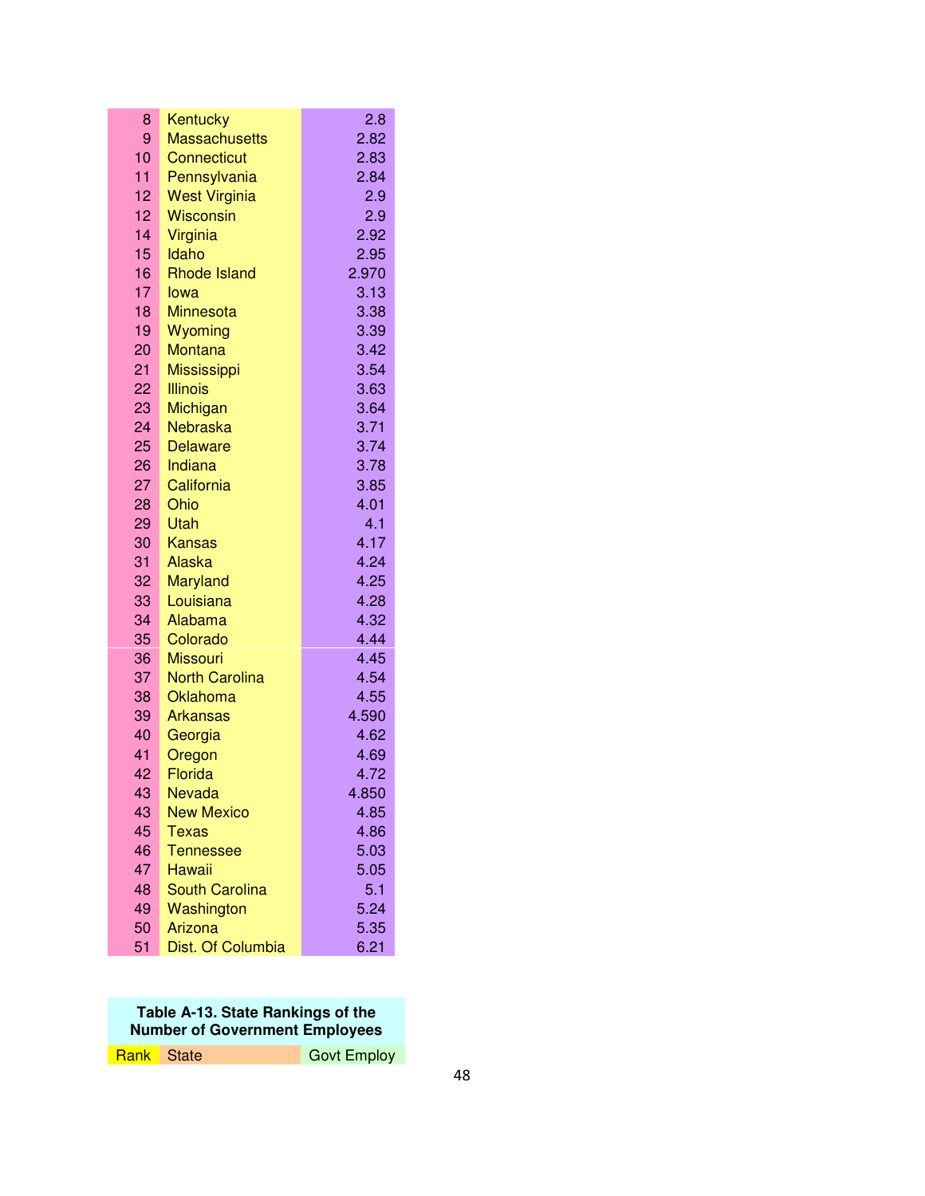| Rank | State | Govt Employ |
|---|---|---|
| 8 | Kentucky | 2.8 |
| 9 | Massachusetts | 2.82 |
| 10 | Connecticut | 2.83 |
| 11 | Pennsylvania | 2.84 |
| 12 | West Virginia | 2.9 |
| 12 | Wisconsin | 2.9 |
| 14 | Virginia | 2.92 |
| 15 | Idaho | 2.95 |
| 16 | Rhode Island | 2.970 |
| 17 | Iowa | 3.13 |
| 18 | Minnesota | 3.38 |
| 19 | Wyoming | 3.39 |
| 20 | Montana | 3.42 |
| 21 | Mississippi | 3.54 |
| 22 | Illinois | 3.63 |
| 23 | Michigan | 3.64 |
| 24 | Nebraska | 3.71 |
| 25 | Delaware | 3.74 |
| 26 | Indiana | 3.78 |
| 27 | California | 3.85 |
| 28 | Ohio | 4.01 |
| 29 | Utah | 4.1 |
| 30 | Kansas | 4.17 |
| 31 | Alaska | 4.24 |
| 32 | Maryland | 4.25 |
| 33 | Louisiana | 4.28 |
| 34 | Alabama | 4.32 |
| 35 | Colorado | 4.44 |
| 36 | Missouri | 4.45 |
| 37 | North Carolina | 4.54 |
| 38 | Oklahoma | 4.55 |
| 39 | Arkansas | 4.590 |
| 40 | Georgia | 4.62 |
| 41 | Oregon | 4.69 |
| 42 | Florida | 4.72 |
| 43 | Nevada | 4.850 |
| 43 | New Mexico | 4.85 |
| 45 | Texas | 4.86 |
| 46 | Tennessee | 5.03 |
| 47 | Hawaii | 5.05 |
| 48 | South Carolina | 5.1 |
| 49 | Washington | 5.24 |
| 50 | Arizona | 5.35 |
| 51 | Dist. Of Columbia | 6.21 |

**Table A-13. State Rankings of the Number of Government Employees**

| Rank | State | Govt Employ |
|---|---|---|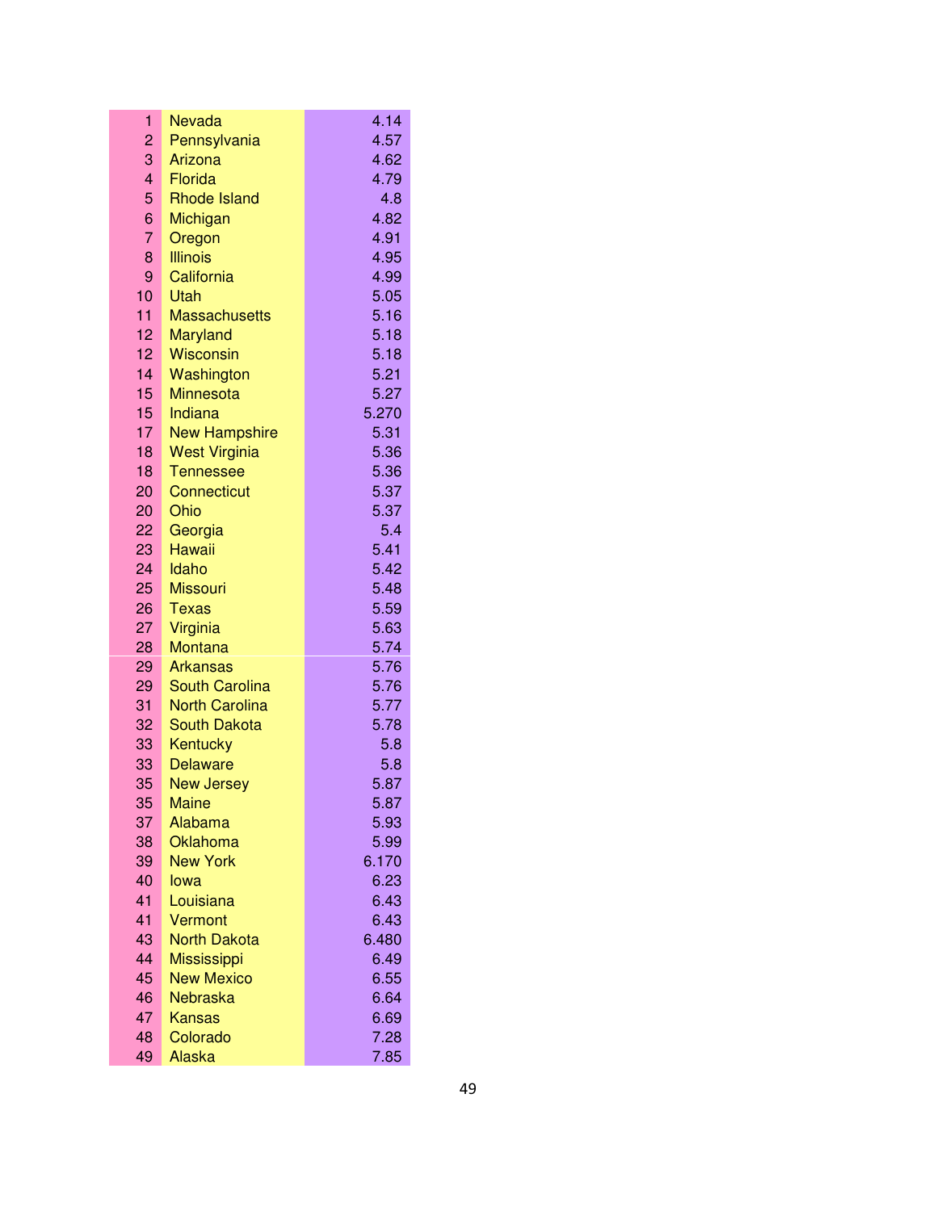| | | |
|---|---|---|
| 1 | Nevada | 4.14 |
| 2 | Pennsylvania | 4.57 |
| 3 | Arizona | 4.62 |
| 4 | Florida | 4.79 |
| 5 | Rhode Island | 4.8 |
| 6 | Michigan | 4.82 |
| 7 | Oregon | 4.91 |
| 8 | Illinois | 4.95 |
| 9 | California | 4.99 |
| 10 | Utah | 5.05 |
| 11 | Massachusetts | 5.16 |
| 12 | Maryland | 5.18 |
| 12 | Wisconsin | 5.18 |
| 14 | Washington | 5.21 |
| 15 | Minnesota | 5.27 |
| 15 | Indiana | 5.270 |
| 17 | New Hampshire | 5.31 |
| 18 | West Virginia | 5.36 |
| 18 | Tennessee | 5.36 |
| 20 | Connecticut | 5.37 |
| 20 | Ohio | 5.37 |
| 22 | Georgia | 5.4 |
| 23 | Hawaii | 5.41 |
| 24 | Idaho | 5.42 |
| 25 | Missouri | 5.48 |
| 26 | Texas | 5.59 |
| 27 | Virginia | 5.63 |
| 28 | Montana | 5.74 |
| 29 | Arkansas | 5.76 |
| 29 | South Carolina | 5.76 |
| 31 | North Carolina | 5.77 |
| 32 | South Dakota | 5.78 |
| 33 | Kentucky | 5.8 |
| 33 | Delaware | 5.8 |
| 35 | New Jersey | 5.87 |
| 35 | Maine | 5.87 |
| 37 | Alabama | 5.93 |
| 38 | Oklahoma | 5.99 |
| 39 | New York | 6.170 |
| 40 | Iowa | 6.23 |
| 41 | Louisiana | 6.43 |
| 41 | Vermont | 6.43 |
| 43 | North Dakota | 6.480 |
| 44 | Mississippi | 6.49 |
| 45 | New Mexico | 6.55 |
| 46 | Nebraska | 6.64 |
| 47 | Kansas | 6.69 |
| 48 | Colorado | 7.28 |
| 49 | Alaska | 7.85 |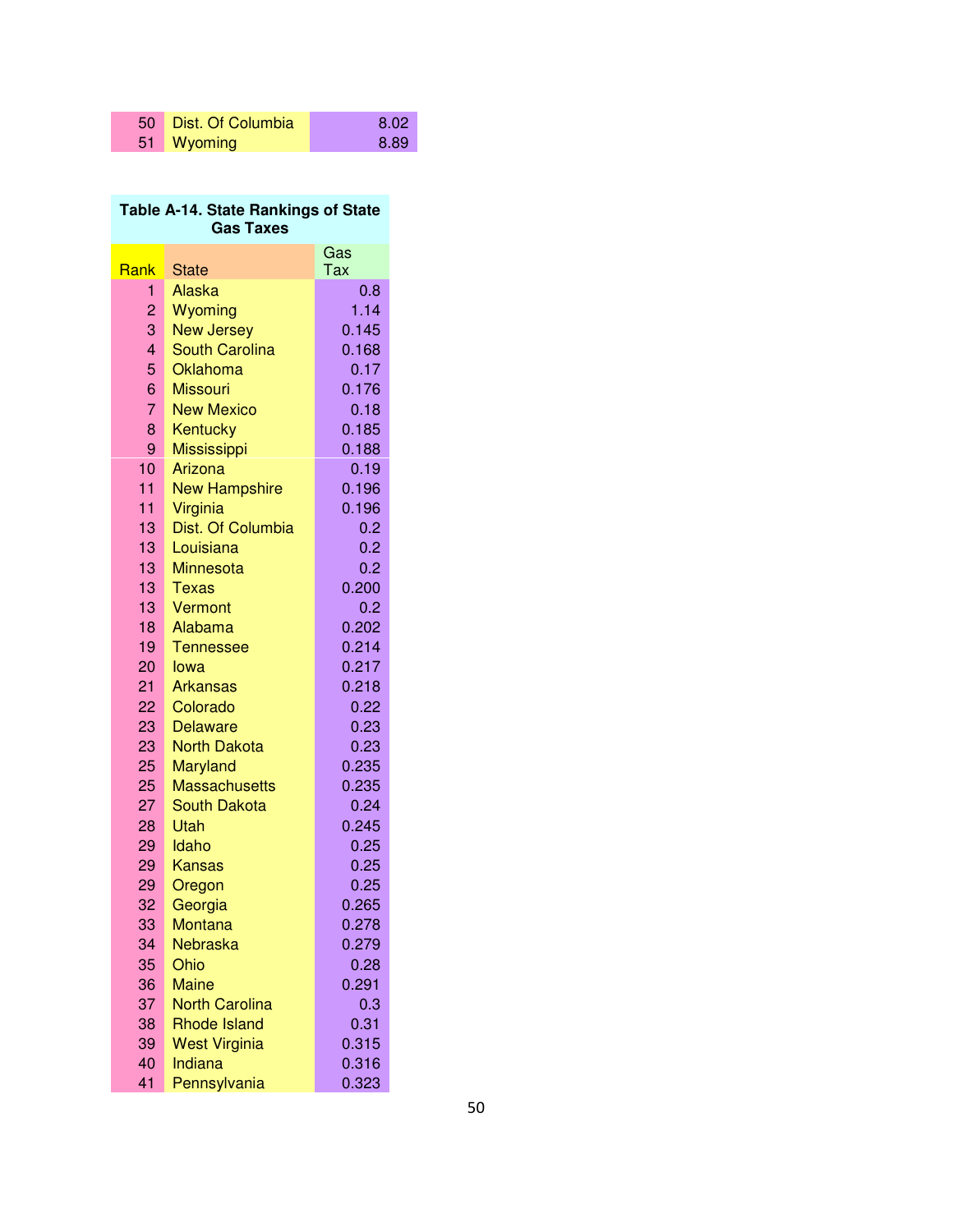| 50 | Dist. Of Columbia | 8.02 |
|---|---|---|
| 51 | Wyoming | 8.89 |

**Table A-14. State Rankings of State Gas Taxes**

| Rank | State | Gas Tax |
|---|---|---|
| 1 | Alaska | 0.8 |
| 2 | Wyoming | 1.14 |
| 3 | New Jersey | 0.145 |
| 4 | South Carolina | 0.168 |
| 5 | Oklahoma | 0.17 |
| 6 | Missouri | 0.176 |
| 7 | New Mexico | 0.18 |
| 8 | Kentucky | 0.185 |
| 9 | Mississippi | 0.188 |
| 10 | Arizona | 0.19 |
| 11 | New Hampshire | 0.196 |
| 11 | Virginia | 0.196 |
| 13 | Dist. Of Columbia | 0.2 |
| 13 | Louisiana | 0.2 |
| 13 | Minnesota | 0.2 |
| 13 | Texas | 0.200 |
| 13 | Vermont | 0.2 |
| 18 | Alabama | 0.202 |
| 19 | Tennessee | 0.214 |
| 20 | Iowa | 0.217 |
| 21 | Arkansas | 0.218 |
| 22 | Colorado | 0.22 |
| 23 | Delaware | 0.23 |
| 23 | North Dakota | 0.23 |
| 25 | Maryland | 0.235 |
| 25 | Massachusetts | 0.235 |
| 27 | South Dakota | 0.24 |
| 28 | Utah | 0.245 |
| 29 | Idaho | 0.25 |
| 29 | Kansas | 0.25 |
| 29 | Oregon | 0.25 |
| 32 | Georgia | 0.265 |
| 33 | Montana | 0.278 |
| 34 | Nebraska | 0.279 |
| 35 | Ohio | 0.28 |
| 36 | Maine | 0.291 |
| 37 | North Carolina | 0.3 |
| 38 | Rhode Island | 0.31 |
| 39 | West Virginia | 0.315 |
| 40 | Indiana | 0.316 |
| 41 | Pennsylvania | 0.323 |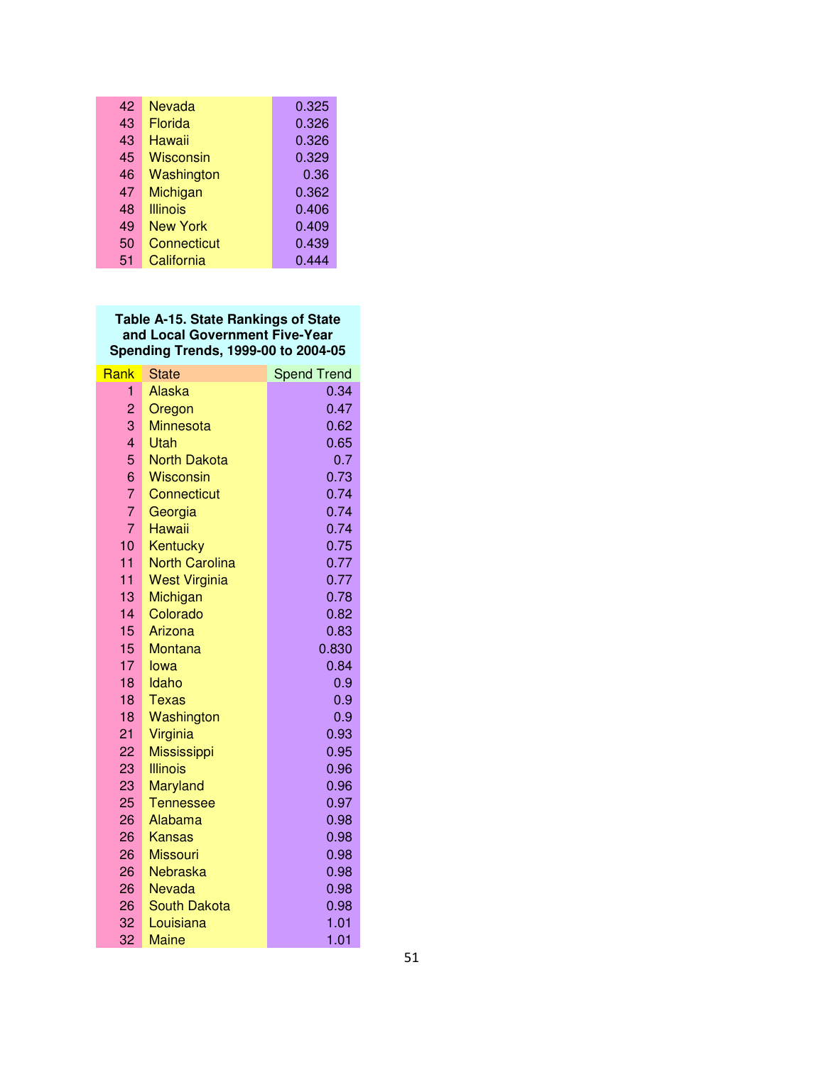| | | |
|---|---|---|
| 42 | Nevada | 0.325 |
| 43 | Florida | 0.326 |
| 43 | Hawaii | 0.326 |
| 45 | Wisconsin | 0.329 |
| 46 | Washington | 0.36 |
| 47 | Michigan | 0.362 |
| 48 | Illinois | 0.406 |
| 49 | New York | 0.409 |
| 50 | Connecticut | 0.439 |
| 51 | California | 0.444 |

**Table A-15. State Rankings of State and Local Government Five-Year Spending Trends, 1999-00 to 2004-05**

| Rank | State | Spend Trend |
|---|---|---|
| 1 | Alaska | 0.34 |
| 2 | Oregon | 0.47 |
| 3 | Minnesota | 0.62 |
| 4 | Utah | 0.65 |
| 5 | North Dakota | 0.7 |
| 6 | Wisconsin | 0.73 |
| 7 | Connecticut | 0.74 |
| 7 | Georgia | 0.74 |
| 7 | Hawaii | 0.74 |
| 10 | Kentucky | 0.75 |
| 11 | North Carolina | 0.77 |
| 11 | West Virginia | 0.77 |
| 13 | Michigan | 0.78 |
| 14 | Colorado | 0.82 |
| 15 | Arizona | 0.83 |
| 15 | Montana | 0.830 |
| 17 | Iowa | 0.84 |
| 18 | Idaho | 0.9 |
| 18 | Texas | 0.9 |
| 18 | Washington | 0.9 |
| 21 | Virginia | 0.93 |
| 22 | Mississippi | 0.95 |
| 23 | Illinois | 0.96 |
| 23 | Maryland | 0.96 |
| 25 | Tennessee | 0.97 |
| 26 | Alabama | 0.98 |
| 26 | Kansas | 0.98 |
| 26 | Missouri | 0.98 |
| 26 | Nebraska | 0.98 |
| 26 | Nevada | 0.98 |
| 26 | South Dakota | 0.98 |
| 32 | Louisiana | 1.01 |
| 32 | Maine | 1.01 |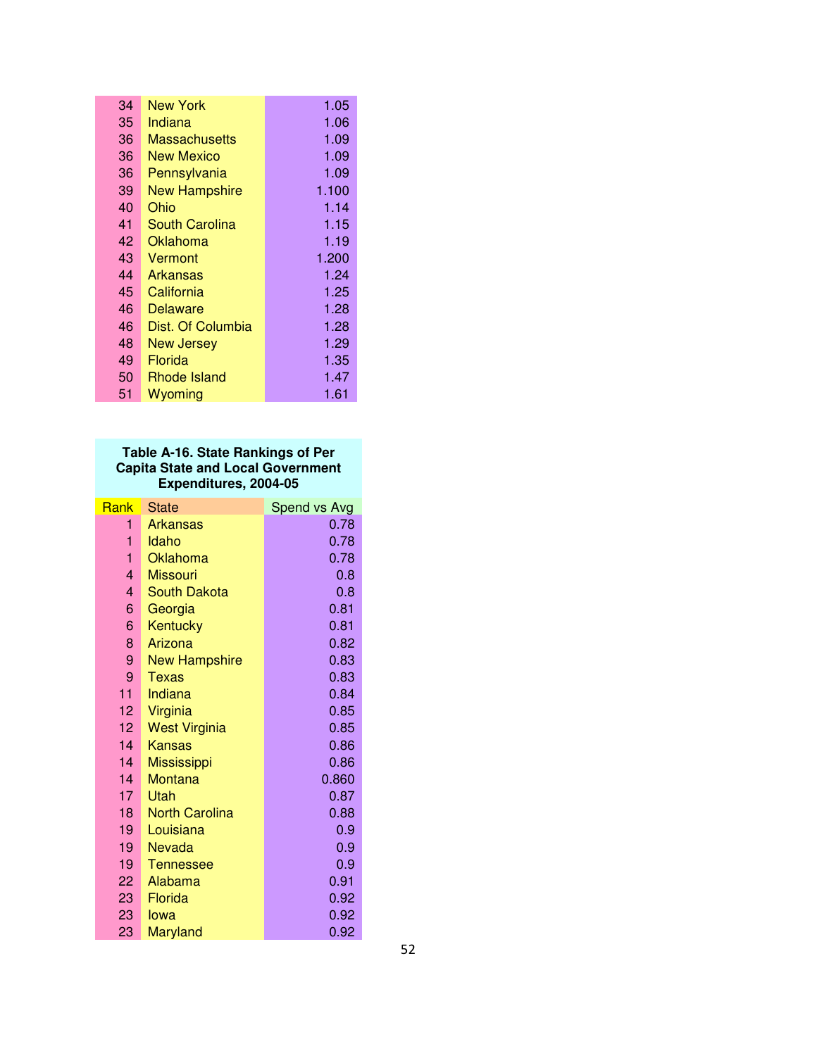| | | |
|---|---|---|
| 34 | New York | 1.05 |
| 35 | Indiana | 1.06 |
| 36 | Massachusetts | 1.09 |
| 36 | New Mexico | 1.09 |
| 36 | Pennsylvania | 1.09 |
| 39 | New Hampshire | 1.100 |
| 40 | Ohio | 1.14 |
| 41 | South Carolina | 1.15 |
| 42 | Oklahoma | 1.19 |
| 43 | Vermont | 1.200 |
| 44 | Arkansas | 1.24 |
| 45 | California | 1.25 |
| 46 | Delaware | 1.28 |
| 46 | Dist. Of Columbia | 1.28 |
| 48 | New Jersey | 1.29 |
| 49 | Florida | 1.35 |
| 50 | Rhode Island | 1.47 |
| 51 | Wyoming | 1.61 |

**Table A-16. State Rankings of Per Capita State and Local Government Expenditures, 2004-05**

| Rank | State | Spend vs Avg |
|---|---|---|
| 1 | Arkansas | 0.78 |
| 1 | Idaho | 0.78 |
| 1 | Oklahoma | 0.78 |
| 4 | Missouri | 0.8 |
| 4 | South Dakota | 0.8 |
| 6 | Georgia | 0.81 |
| 6 | Kentucky | 0.81 |
| 8 | Arizona | 0.82 |
| 9 | New Hampshire | 0.83 |
| 9 | Texas | 0.83 |
| 11 | Indiana | 0.84 |
| 12 | Virginia | 0.85 |
| 12 | West Virginia | 0.85 |
| 14 | Kansas | 0.86 |
| 14 | Mississippi | 0.86 |
| 14 | Montana | 0.860 |
| 17 | Utah | 0.87 |
| 18 | North Carolina | 0.88 |
| 19 | Louisiana | 0.9 |
| 19 | Nevada | 0.9 |
| 19 | Tennessee | 0.9 |
| 22 | Alabama | 0.91 |
| 23 | Florida | 0.92 |
| 23 | Iowa | 0.92 |
| 23 | Maryland | 0.92 |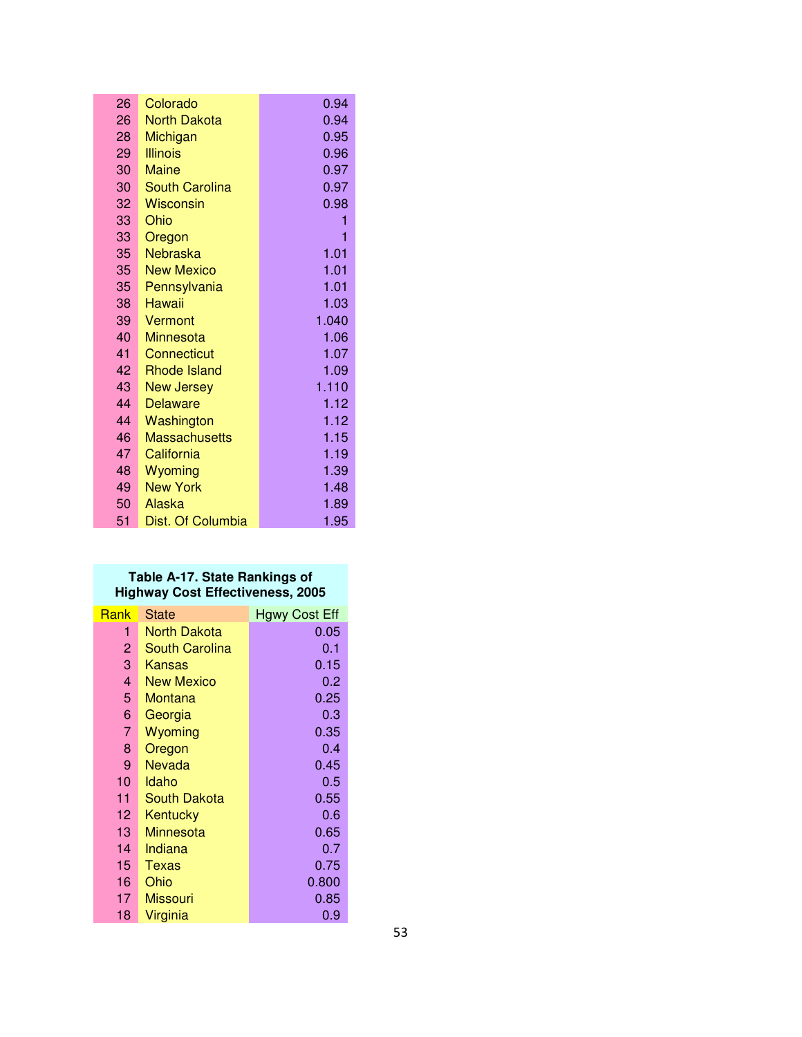| | | |
|---|---|---|
| 26 | Colorado | 0.94 |
| 26 | North Dakota | 0.94 |
| 28 | Michigan | 0.95 |
| 29 | Illinois | 0.96 |
| 30 | Maine | 0.97 |
| 30 | South Carolina | 0.97 |
| 32 | Wisconsin | 0.98 |
| 33 | Ohio | 1 |
| 33 | Oregon | 1 |
| 35 | Nebraska | 1.01 |
| 35 | New Mexico | 1.01 |
| 35 | Pennsylvania | 1.01 |
| 38 | Hawaii | 1.03 |
| 39 | Vermont | 1.040 |
| 40 | Minnesota | 1.06 |
| 41 | Connecticut | 1.07 |
| 42 | Rhode Island | 1.09 |
| 43 | New Jersey | 1.110 |
| 44 | Delaware | 1.12 |
| 44 | Washington | 1.12 |
| 46 | Massachusetts | 1.15 |
| 47 | California | 1.19 |
| 48 | Wyoming | 1.39 |
| 49 | New York | 1.48 |
| 50 | Alaska | 1.89 |
| 51 | Dist. Of Columbia | 1.95 |

**Table A-17. State Rankings of Highway Cost Effectiveness, 2005**

| Rank | State | Hgwy Cost Eff |
|---|---|---|
| 1 | North Dakota | 0.05 |
| 2 | South Carolina | 0.1 |
| 3 | Kansas | 0.15 |
| 4 | New Mexico | 0.2 |
| 5 | Montana | 0.25 |
| 6 | Georgia | 0.3 |
| 7 | Wyoming | 0.35 |
| 8 | Oregon | 0.4 |
| 9 | Nevada | 0.45 |
| 10 | Idaho | 0.5 |
| 11 | South Dakota | 0.55 |
| 12 | Kentucky | 0.6 |
| 13 | Minnesota | 0.65 |
| 14 | Indiana | 0.7 |
| 15 | Texas | 0.75 |
| 16 | Ohio | 0.800 |
| 17 | Missouri | 0.85 |
| 18 | Virginia | 0.9 |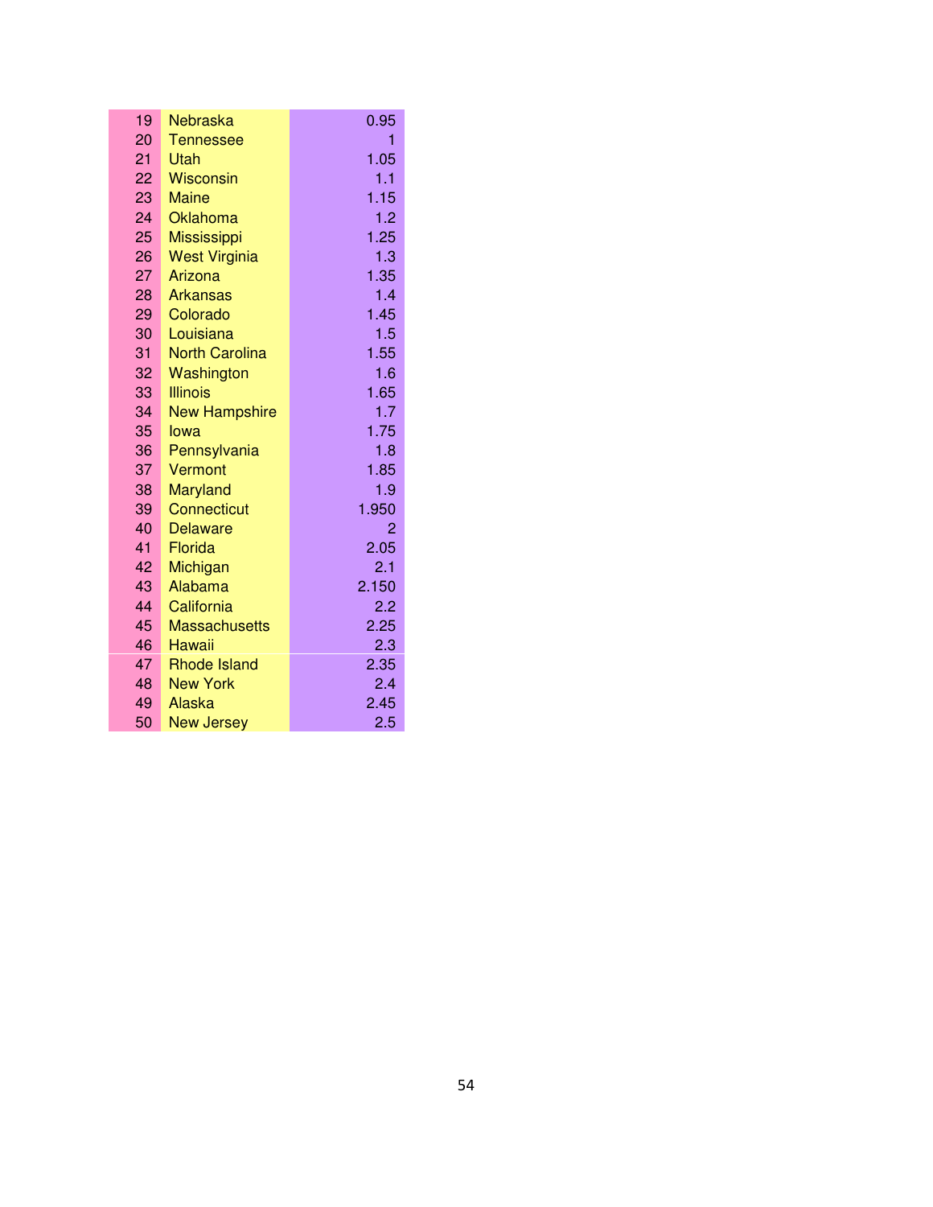| | | |
|---|---|---|
| 19 | Nebraska | 0.95 |
| 20 | Tennessee | 1 |
| 21 | Utah | 1.05 |
| 22 | Wisconsin | 1.1 |
| 23 | Maine | 1.15 |
| 24 | Oklahoma | 1.2 |
| 25 | Mississippi | 1.25 |
| 26 | West Virginia | 1.3 |
| 27 | Arizona | 1.35 |
| 28 | Arkansas | 1.4 |
| 29 | Colorado | 1.45 |
| 30 | Louisiana | 1.5 |
| 31 | North Carolina | 1.55 |
| 32 | Washington | 1.6 |
| 33 | Illinois | 1.65 |
| 34 | New Hampshire | 1.7 |
| 35 | Iowa | 1.75 |
| 36 | Pennsylvania | 1.8 |
| 37 | Vermont | 1.85 |
| 38 | Maryland | 1.9 |
| 39 | Connecticut | 1.950 |
| 40 | Delaware | 2 |
| 41 | Florida | 2.05 |
| 42 | Michigan | 2.1 |
| 43 | Alabama | 2.150 |
| 44 | California | 2.2 |
| 45 | Massachusetts | 2.25 |
| 46 | Hawaii | 2.3 |
| 47 | Rhode Island | 2.35 |
| 48 | New York | 2.4 |
| 49 | Alaska | 2.45 |
| 50 | New Jersey | 2.5 |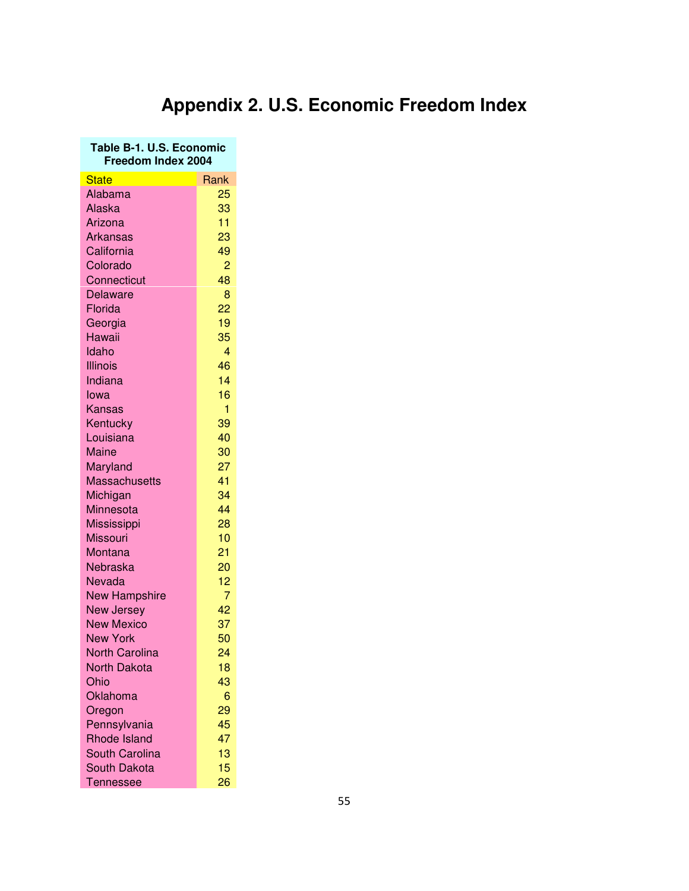# Appendix 2. U.S. Economic Freedom Index

**Table B-1. U.S. Economic Freedom Index 2004**

| State | Rank |
|---|---|
| Alabama | 25 |
| Alaska | 33 |
| Arizona | 11 |
| Arkansas | 23 |
| California | 49 |
| Colorado | 2 |
| Connecticut | 48 |
| Delaware | 8 |
| Florida | 22 |
| Georgia | 19 |
| Hawaii | 35 |
| Idaho | 4 |
| Illinois | 46 |
| Indiana | 14 |
| Iowa | 16 |
| Kansas | 1 |
| Kentucky | 39 |
| Louisiana | 40 |
| Maine | 30 |
| Maryland | 27 |
| Massachusetts | 41 |
| Michigan | 34 |
| Minnesota | 44 |
| Mississippi | 28 |
| Missouri | 10 |
| Montana | 21 |
| Nebraska | 20 |
| Nevada | 12 |
| New Hampshire | 7 |
| New Jersey | 42 |
| New Mexico | 37 |
| New York | 50 |
| North Carolina | 24 |
| North Dakota | 18 |
| Ohio | 43 |
| Oklahoma | 6 |
| Oregon | 29 |
| Pennsylvania | 45 |
| Rhode Island | 47 |
| South Carolina | 13 |
| South Dakota | 15 |
| Tennessee | 26 |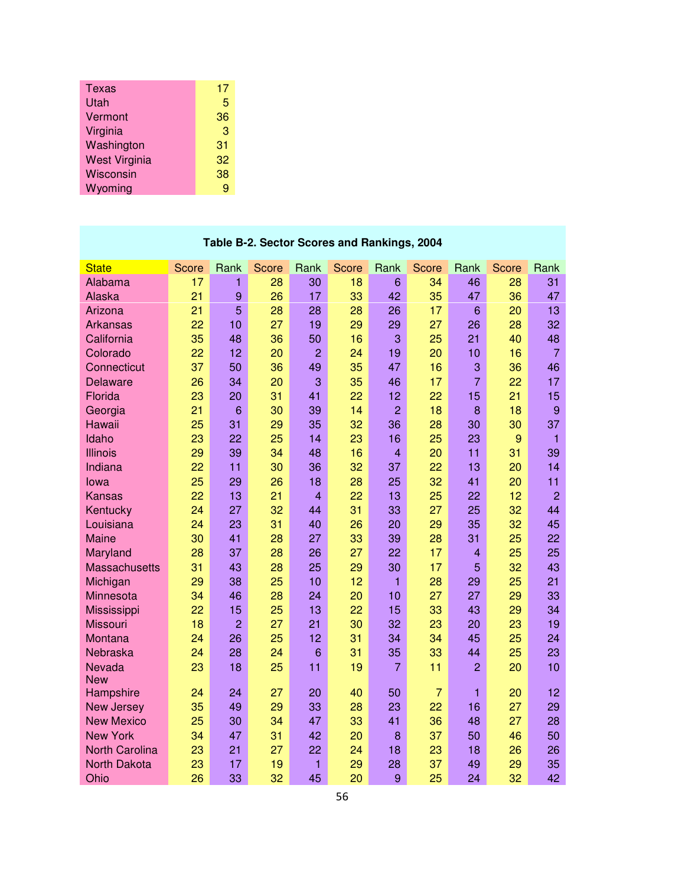| | |
|---|---|
| Texas | 17 |
| Utah | 5 |
| Vermont | 36 |
| Virginia | 3 |
| Washington | 31 |
| West Virginia | 32 |
| Wisconsin | 38 |
| Wyoming | 9 |

**Table B-2. Sector Scores and Rankings, 2004**

| State | Score | Rank | Score | Rank | Score | Rank | Score | Rank | Score | Rank |
|---|---|---|---|---|---|---|---|---|---|---|
| Alabama | 17 | 1 | 28 | 30 | 18 | 6 | 34 | 46 | 28 | 31 |
| Alaska | 21 | 9 | 26 | 17 | 33 | 42 | 35 | 47 | 36 | 47 |
| Arizona | 21 | 5 | 28 | 28 | 28 | 26 | 17 | 6 | 20 | 13 |
| Arkansas | 22 | 10 | 27 | 19 | 29 | 29 | 27 | 26 | 28 | 32 |
| California | 35 | 48 | 36 | 50 | 16 | 3 | 25 | 21 | 40 | 48 |
| Colorado | 22 | 12 | 20 | 2 | 24 | 19 | 20 | 10 | 16 | 7 |
| Connecticut | 37 | 50 | 36 | 49 | 35 | 47 | 16 | 3 | 36 | 46 |
| Delaware | 26 | 34 | 20 | 3 | 35 | 46 | 17 | 7 | 22 | 17 |
| Florida | 23 | 20 | 31 | 41 | 22 | 12 | 22 | 15 | 21 | 15 |
| Georgia | 21 | 6 | 30 | 39 | 14 | 2 | 18 | 8 | 18 | 9 |
| Hawaii | 25 | 31 | 29 | 35 | 32 | 36 | 28 | 30 | 30 | 37 |
| Idaho | 23 | 22 | 25 | 14 | 23 | 16 | 25 | 23 | 9 | 1 |
| Illinois | 29 | 39 | 34 | 48 | 16 | 4 | 20 | 11 | 31 | 39 |
| Indiana | 22 | 11 | 30 | 36 | 32 | 37 | 22 | 13 | 20 | 14 |
| Iowa | 25 | 29 | 26 | 18 | 28 | 25 | 32 | 41 | 20 | 11 |
| Kansas | 22 | 13 | 21 | 4 | 22 | 13 | 25 | 22 | 12 | 2 |
| Kentucky | 24 | 27 | 32 | 44 | 31 | 33 | 27 | 25 | 32 | 44 |
| Louisiana | 24 | 23 | 31 | 40 | 26 | 20 | 29 | 35 | 32 | 45 |
| Maine | 30 | 41 | 28 | 27 | 33 | 39 | 28 | 31 | 25 | 22 |
| Maryland | 28 | 37 | 28 | 26 | 27 | 22 | 17 | 4 | 25 | 25 |
| Massachusetts | 31 | 43 | 28 | 25 | 29 | 30 | 17 | 5 | 32 | 43 |
| Michigan | 29 | 38 | 25 | 10 | 12 | 1 | 28 | 29 | 25 | 21 |
| Minnesota | 34 | 46 | 28 | 24 | 20 | 10 | 27 | 27 | 29 | 33 |
| Mississippi | 22 | 15 | 25 | 13 | 22 | 15 | 33 | 43 | 29 | 34 |
| Missouri | 18 | 2 | 27 | 21 | 30 | 32 | 23 | 20 | 23 | 19 |
| Montana | 24 | 26 | 25 | 12 | 31 | 34 | 34 | 45 | 25 | 24 |
| Nebraska | 24 | 28 | 24 | 6 | 31 | 35 | 33 | 44 | 25 | 23 |
| Nevada | 23 | 18 | 25 | 11 | 19 | 7 | 11 | 2 | 20 | 10 |
| New Hampshire | 24 | 24 | 27 | 20 | 40 | 50 | 7 | 1 | 20 | 12 |
| New Jersey | 35 | 49 | 29 | 33 | 28 | 23 | 22 | 16 | 27 | 29 |
| New Mexico | 25 | 30 | 34 | 47 | 33 | 41 | 36 | 48 | 27 | 28 |
| New York | 34 | 47 | 31 | 42 | 20 | 8 | 37 | 50 | 46 | 50 |
| North Carolina | 23 | 21 | 27 | 22 | 24 | 18 | 23 | 18 | 26 | 26 |
| North Dakota | 23 | 17 | 19 | 1 | 29 | 28 | 37 | 49 | 29 | 35 |
| Ohio | 26 | 33 | 32 | 45 | 20 | 9 | 25 | 24 | 32 | 42 |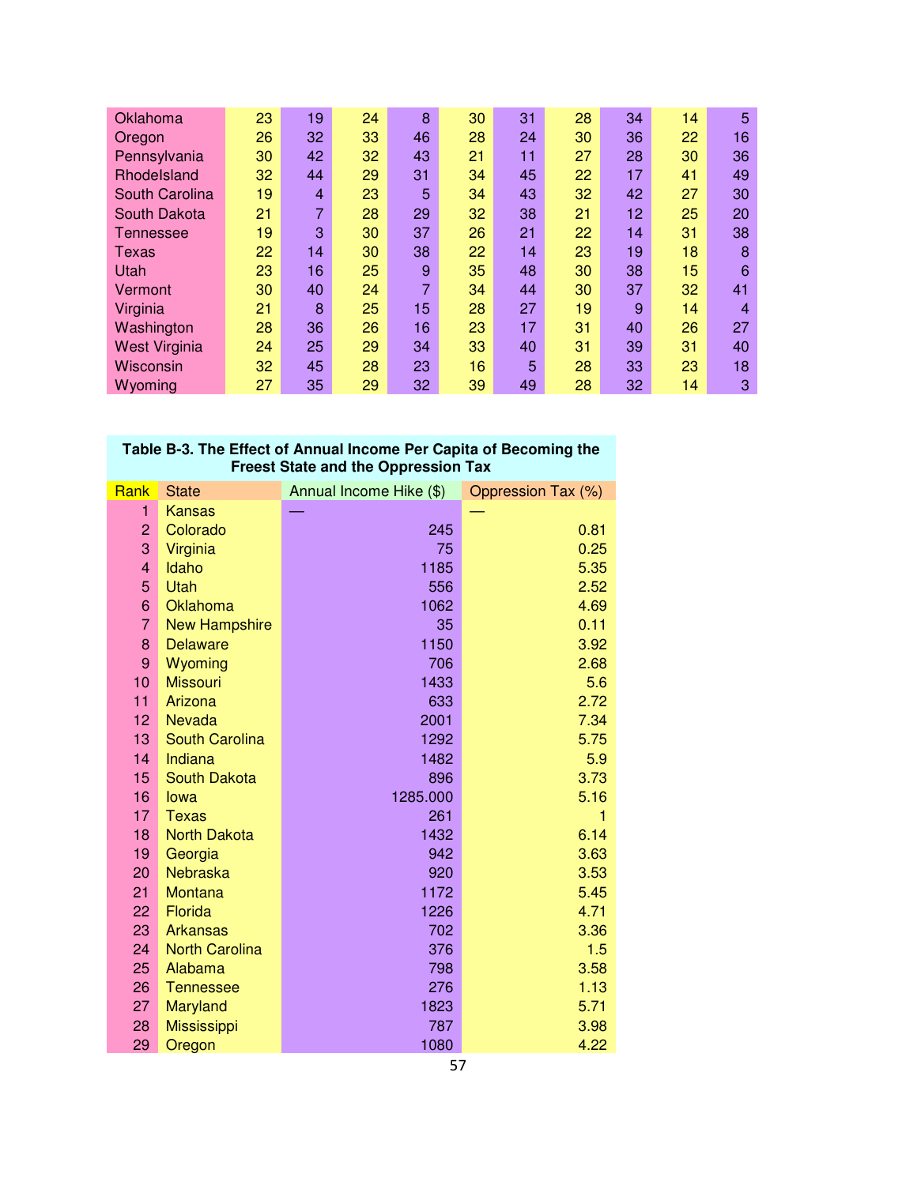| | | | | | | | | | | |
|---|---|---|---|---|---|---|---|---|---|---|
| Oklahoma | 23 | 19 | 24 | 8 | 30 | 31 | 28 | 34 | 14 | 5 |
| Oregon | 26 | 32 | 33 | 46 | 28 | 24 | 30 | 36 | 22 | 16 |
| Pennsylvania | 30 | 42 | 32 | 43 | 21 | 11 | 27 | 28 | 30 | 36 |
| RhodeIsland | 32 | 44 | 29 | 31 | 34 | 45 | 22 | 17 | 41 | 49 |
| South Carolina | 19 | 4 | 23 | 5 | 34 | 43 | 32 | 42 | 27 | 30 |
| South Dakota | 21 | 7 | 28 | 29 | 32 | 38 | 21 | 12 | 25 | 20 |
| Tennessee | 19 | 3 | 30 | 37 | 26 | 21 | 22 | 14 | 31 | 38 |
| Texas | 22 | 14 | 30 | 38 | 22 | 14 | 23 | 19 | 18 | 8 |
| Utah | 23 | 16 | 25 | 9 | 35 | 48 | 30 | 38 | 15 | 6 |
| Vermont | 30 | 40 | 24 | 7 | 34 | 44 | 30 | 37 | 32 | 41 |
| Virginia | 21 | 8 | 25 | 15 | 28 | 27 | 19 | 9 | 14 | 4 |
| Washington | 28 | 36 | 26 | 16 | 23 | 17 | 31 | 40 | 26 | 27 |
| West Virginia | 24 | 25 | 29 | 34 | 33 | 40 | 31 | 39 | 31 | 40 |
| Wisconsin | 32 | 45 | 28 | 23 | 16 | 5 | 28 | 33 | 23 | 18 |
| Wyoming | 27 | 35 | 29 | 32 | 39 | 49 | 28 | 32 | 14 | 3 |

**Table B-3. The Effect of Annual Income Per Capita of Becoming the Freest State and the Oppression Tax**

| Rank | State | Annual Income Hike ($) | Oppression Tax (%) |
|---|---|---|---|
| 1 | Kansas | — | — |
| 2 | Colorado | 245 | 0.81 |
| 3 | Virginia | 75 | 0.25 |
| 4 | Idaho | 1185 | 5.35 |
| 5 | Utah | 556 | 2.52 |
| 6 | Oklahoma | 1062 | 4.69 |
| 7 | New Hampshire | 35 | 0.11 |
| 8 | Delaware | 1150 | 3.92 |
| 9 | Wyoming | 706 | 2.68 |
| 10 | Missouri | 1433 | 5.6 |
| 11 | Arizona | 633 | 2.72 |
| 12 | Nevada | 2001 | 7.34 |
| 13 | South Carolina | 1292 | 5.75 |
| 14 | Indiana | 1482 | 5.9 |
| 15 | South Dakota | 896 | 3.73 |
| 16 | Iowa | 1285.000 | 5.16 |
| 17 | Texas | 261 | 1 |
| 18 | North Dakota | 1432 | 6.14 |
| 19 | Georgia | 942 | 3.63 |
| 20 | Nebraska | 920 | 3.53 |
| 21 | Montana | 1172 | 5.45 |
| 22 | Florida | 1226 | 4.71 |
| 23 | Arkansas | 702 | 3.36 |
| 24 | North Carolina | 376 | 1.5 |
| 25 | Alabama | 798 | 3.58 |
| 26 | Tennessee | 276 | 1.13 |
| 27 | Maryland | 1823 | 5.71 |
| 28 | Mississippi | 787 | 3.98 |
| 29 | Oregon | 1080 | 4.22 |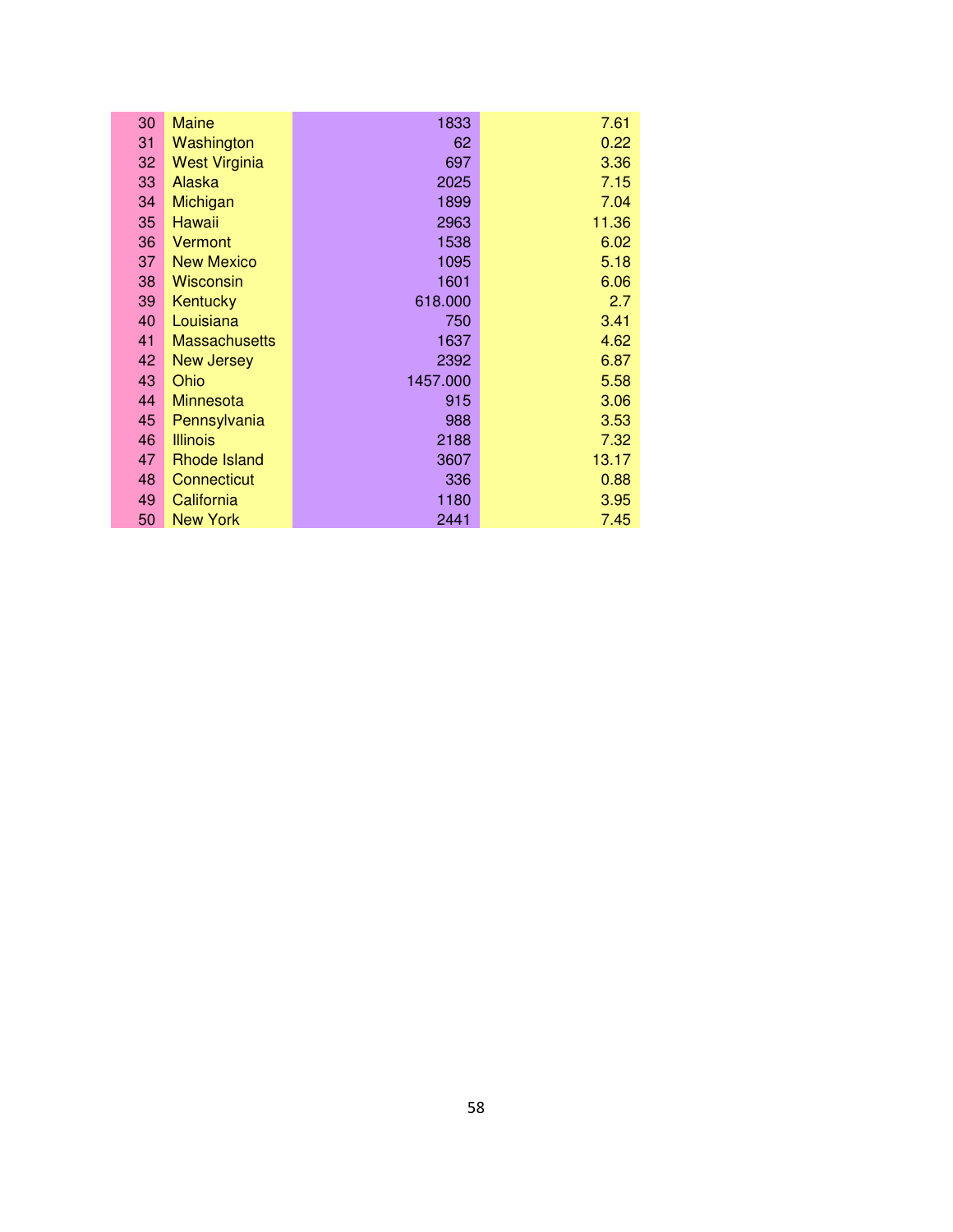| | | | |
|---|---|---|---|
| 30 | Maine | 1833 | 7.61 |
| 31 | Washington | 62 | 0.22 |
| 32 | West Virginia | 697 | 3.36 |
| 33 | Alaska | 2025 | 7.15 |
| 34 | Michigan | 1899 | 7.04 |
| 35 | Hawaii | 2963 | 11.36 |
| 36 | Vermont | 1538 | 6.02 |
| 37 | New Mexico | 1095 | 5.18 |
| 38 | Wisconsin | 1601 | 6.06 |
| 39 | Kentucky | 618.000 | 2.7 |
| 40 | Louisiana | 750 | 3.41 |
| 41 | Massachusetts | 1637 | 4.62 |
| 42 | New Jersey | 2392 | 6.87 |
| 43 | Ohio | 1457.000 | 5.58 |
| 44 | Minnesota | 915 | 3.06 |
| 45 | Pennsylvania | 988 | 3.53 |
| 46 | Illinois | 2188 | 7.32 |
| 47 | Rhode Island | 3607 | 13.17 |
| 48 | Connecticut | 336 | 0.88 |
| 49 | California | 1180 | 3.95 |
| 50 | New York | 2441 | 7.45 |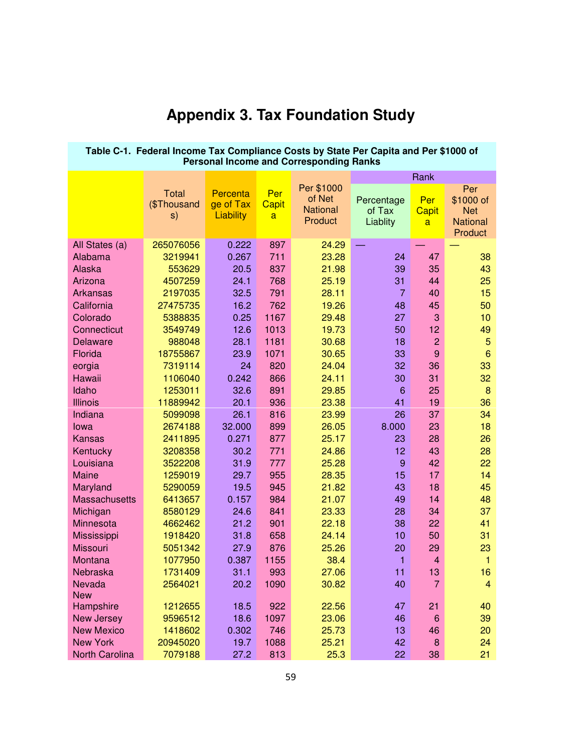# Appendix 3. Tax Foundation Study

| Table C-1. Federal Income Tax Compliance Costs by State Per Capita and Per $1000 of Personal Income and Corresponding Ranks | | | | | | | |
|---|---|---|---|---|---|---|---|
| | | | | | Rank | | |
| | Total ($Thousands) | Percentage of Tax Liability | Per Capita | Per $1000 of Net National Product | Percentage of Tax Liablity | Per Capita | Per $1000 of Net National Product |
| All States (a) | 265076056 | 0.222 | 897 | 24.29 | — | — | — |
| Alabama | 3219941 | 0.267 | 711 | 23.28 | 24 | 47 | 38 |
| Alaska | 553629 | 20.5 | 837 | 21.98 | 39 | 35 | 43 |
| Arizona | 4507259 | 24.1 | 768 | 25.19 | 31 | 44 | 25 |
| Arkansas | 2197035 | 32.5 | 791 | 28.11 | 7 | 40 | 15 |
| California | 27475735 | 16.2 | 762 | 19.26 | 48 | 45 | 50 |
| Colorado | 5388835 | 0.25 | 1167 | 29.48 | 27 | 3 | 10 |
| Connecticut | 3549749 | 12.6 | 1013 | 19.73 | 50 | 12 | 49 |
| Delaware | 988048 | 28.1 | 1181 | 30.68 | 18 | 2 | 5 |
| Florida | 18755867 | 23.9 | 1071 | 30.65 | 33 | 9 | 6 |
| eorgia | 7319114 | 24 | 820 | 24.04 | 32 | 36 | 33 |
| Hawaii | 1106040 | 0.242 | 866 | 24.11 | 30 | 31 | 32 |
| Idaho | 1253011 | 32.6 | 891 | 29.85 | 6 | 25 | 8 |
| Illinois | 11889942 | 20.1 | 936 | 23.38 | 41 | 19 | 36 |
| Indiana | 5099098 | 26.1 | 816 | 23.99 | 26 | 37 | 34 |
| Iowa | 2674188 | 32.000 | 899 | 26.05 | 8.000 | 23 | 18 |
| Kansas | 2411895 | 0.271 | 877 | 25.17 | 23 | 28 | 26 |
| Kentucky | 3208358 | 30.2 | 771 | 24.86 | 12 | 43 | 28 |
| Louisiana | 3522208 | 31.9 | 777 | 25.28 | 9 | 42 | 22 |
| Maine | 1259019 | 29.7 | 955 | 28.35 | 15 | 17 | 14 |
| Maryland | 5290059 | 19.5 | 945 | 21.82 | 43 | 18 | 45 |
| Massachusetts | 6413657 | 0.157 | 984 | 21.07 | 49 | 14 | 48 |
| Michigan | 8580129 | 24.6 | 841 | 23.33 | 28 | 34 | 37 |
| Minnesota | 4662462 | 21.2 | 901 | 22.18 | 38 | 22 | 41 |
| Mississippi | 1918420 | 31.8 | 658 | 24.14 | 10 | 50 | 31 |
| Missouri | 5051342 | 27.9 | 876 | 25.26 | 20 | 29 | 23 |
| Montana | 1077950 | 0.387 | 1155 | 38.4 | 1 | 4 | 1 |
| Nebraska | 1731409 | 31.1 | 993 | 27.06 | 11 | 13 | 16 |
| Nevada | 2564021 | 20.2 | 1090 | 30.82 | 40 | 7 | 4 |
| New Hampshire | 1212655 | 18.5 | 922 | 22.56 | 47 | 21 | 40 |
| New Jersey | 9596512 | 18.6 | 1097 | 23.06 | 46 | 6 | 39 |
| New Mexico | 1418602 | 0.302 | 746 | 25.73 | 13 | 46 | 20 |
| New York | 20945020 | 19.7 | 1088 | 25.21 | 42 | 8 | 24 |
| North Carolina | 7079188 | 27.2 | 813 | 25.3 | 22 | 38 | 21 |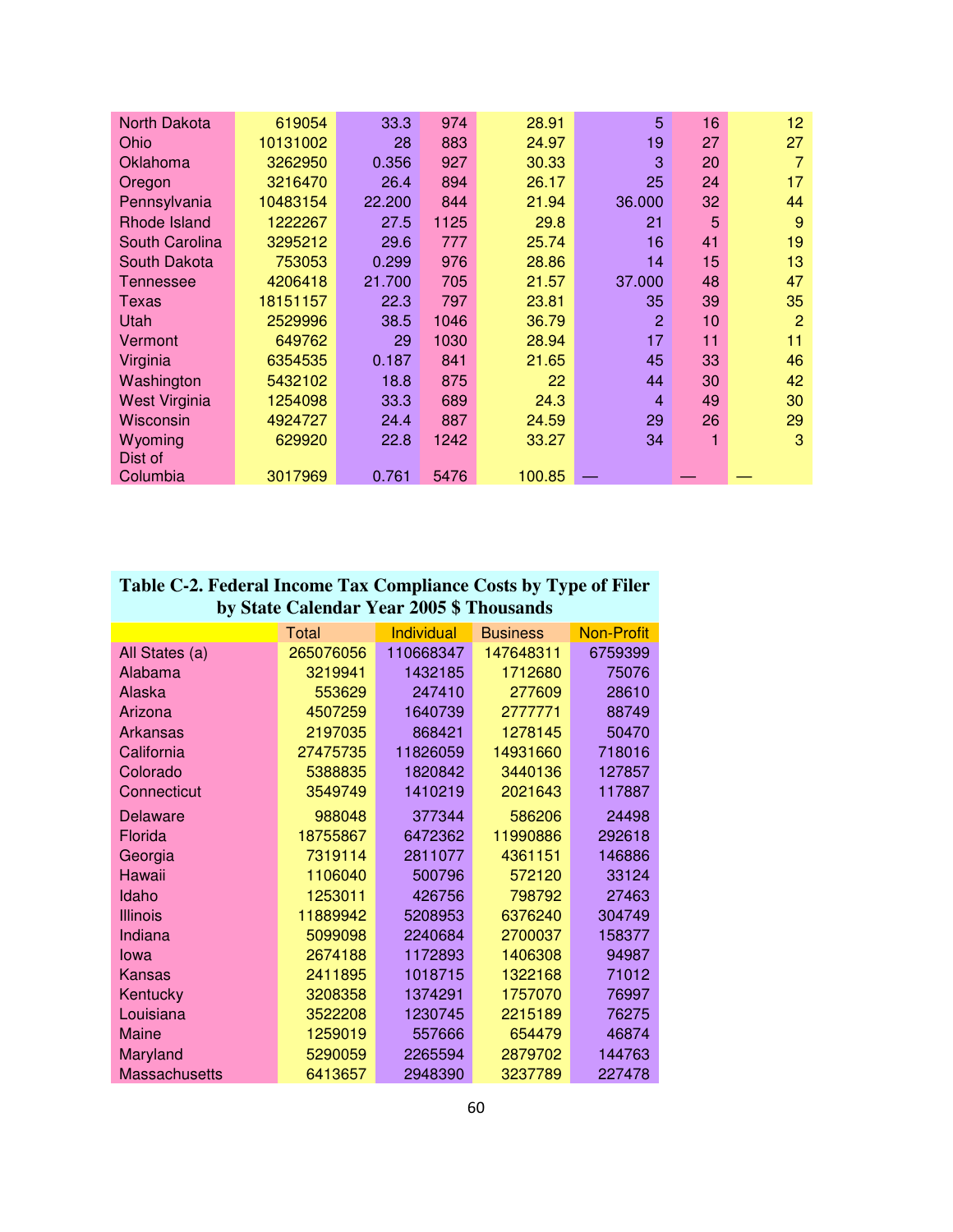| | | | | | | | |
|---|---|---|---|---|---|---|---|
| North Dakota | 619054 | 33.3 | 974 | 28.91 | 5 | 16 | 12 |
| Ohio | 10131002 | 28 | 883 | 24.97 | 19 | 27 | 27 |
| Oklahoma | 3262950 | 0.356 | 927 | 30.33 | 3 | 20 | 7 |
| Oregon | 3216470 | 26.4 | 894 | 26.17 | 25 | 24 | 17 |
| Pennsylvania | 10483154 | 22.200 | 844 | 21.94 | 36.000 | 32 | 44 |
| Rhode Island | 1222267 | 27.5 | 1125 | 29.8 | 21 | 5 | 9 |
| South Carolina | 3295212 | 29.6 | 777 | 25.74 | 16 | 41 | 19 |
| South Dakota | 753053 | 0.299 | 976 | 28.86 | 14 | 15 | 13 |
| Tennessee | 4206418 | 21.700 | 705 | 21.57 | 37.000 | 48 | 47 |
| Texas | 18151157 | 22.3 | 797 | 23.81 | 35 | 39 | 35 |
| Utah | 2529996 | 38.5 | 1046 | 36.79 | 2 | 10 | 2 |
| Vermont | 649762 | 29 | 1030 | 28.94 | 17 | 11 | 11 |
| Virginia | 6354535 | 0.187 | 841 | 21.65 | 45 | 33 | 46 |
| Washington | 5432102 | 18.8 | 875 | 22 | 44 | 30 | 42 |
| West Virginia | 1254098 | 33.3 | 689 | 24.3 | 4 | 49 | 30 |
| Wisconsin | 4924727 | 24.4 | 887 | 24.59 | 29 | 26 | 29 |
| Wyoming | 629920 | 22.8 | 1242 | 33.27 | 34 | 1 | 3 |
| Dist of Columbia | 3017969 | 0.761 | 5476 | 100.85 | — | — | — |

**Table C-2. Federal Income Tax Compliance Costs by Type of Filer by State Calendar Year 2005 $ Thousands**

| | Total | Individual | Business | Non-Profit |
|---|---|---|---|---|
| All States (a) | 265076056 | 110668347 | 147648311 | 6759399 |
| Alabama | 3219941 | 1432185 | 1712680 | 75076 |
| Alaska | 553629 | 247410 | 277609 | 28610 |
| Arizona | 4507259 | 1640739 | 2777771 | 88749 |
| Arkansas | 2197035 | 868421 | 1278145 | 50470 |
| California | 27475735 | 11826059 | 14931660 | 718016 |
| Colorado | 5388835 | 1820842 | 3440136 | 127857 |
| Connecticut | 3549749 | 1410219 | 2021643 | 117887 |
| Delaware | 988048 | 377344 | 586206 | 24498 |
| Florida | 18755867 | 6472362 | 11990886 | 292618 |
| Georgia | 7319114 | 2811077 | 4361151 | 146886 |
| Hawaii | 1106040 | 500796 | 572120 | 33124 |
| Idaho | 1253011 | 426756 | 798792 | 27463 |
| Illinois | 11889942 | 5208953 | 6376240 | 304749 |
| Indiana | 5099098 | 2240684 | 2700037 | 158377 |
| Iowa | 2674188 | 1172893 | 1406308 | 94987 |
| Kansas | 2411895 | 1018715 | 1322168 | 71012 |
| Kentucky | 3208358 | 1374291 | 1757070 | 76997 |
| Louisiana | 3522208 | 1230745 | 2215189 | 76275 |
| Maine | 1259019 | 557666 | 654479 | 46874 |
| Maryland | 5290059 | 2265594 | 2879702 | 144763 |
| Massachusetts | 6413657 | 2948390 | 3237789 | 227478 |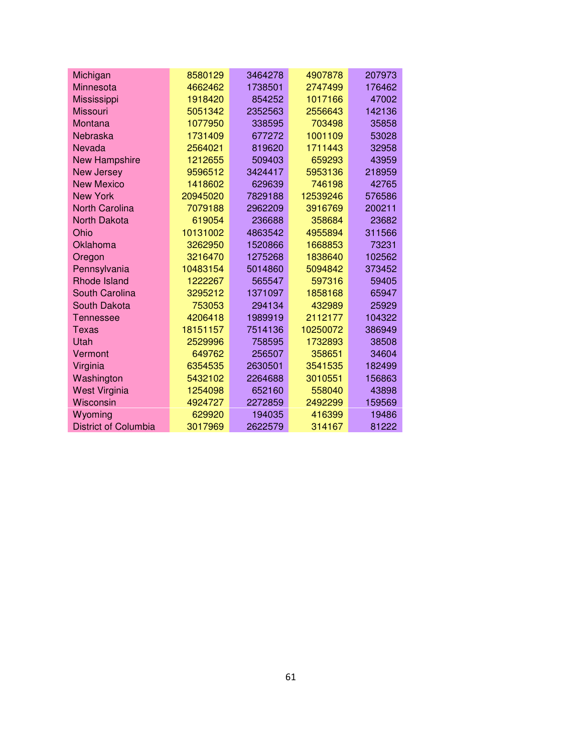| | | | | |
|---|---|---|---|---|
| Michigan | 8580129 | 3464278 | 4907878 | 207973 |
| Minnesota | 4662462 | 1738501 | 2747499 | 176462 |
| Mississippi | 1918420 | 854252 | 1017166 | 47002 |
| Missouri | 5051342 | 2352563 | 2556643 | 142136 |
| Montana | 1077950 | 338595 | 703498 | 35858 |
| Nebraska | 1731409 | 677272 | 1001109 | 53028 |
| Nevada | 2564021 | 819620 | 1711443 | 32958 |
| New Hampshire | 1212655 | 509403 | 659293 | 43959 |
| New Jersey | 9596512 | 3424417 | 5953136 | 218959 |
| New Mexico | 1418602 | 629639 | 746198 | 42765 |
| New York | 20945020 | 7829188 | 12539246 | 576586 |
| North Carolina | 7079188 | 2962209 | 3916769 | 200211 |
| North Dakota | 619054 | 236688 | 358684 | 23682 |
| Ohio | 10131002 | 4863542 | 4955894 | 311566 |
| Oklahoma | 3262950 | 1520866 | 1668853 | 73231 |
| Oregon | 3216470 | 1275268 | 1838640 | 102562 |
| Pennsylvania | 10483154 | 5014860 | 5094842 | 373452 |
| Rhode Island | 1222267 | 565547 | 597316 | 59405 |
| South Carolina | 3295212 | 1371097 | 1858168 | 65947 |
| South Dakota | 753053 | 294134 | 432989 | 25929 |
| Tennessee | 4206418 | 1989919 | 2112177 | 104322 |
| Texas | 18151157 | 7514136 | 10250072 | 386949 |
| Utah | 2529996 | 758595 | 1732893 | 38508 |
| Vermont | 649762 | 256507 | 358651 | 34604 |
| Virginia | 6354535 | 2630501 | 3541535 | 182499 |
| Washington | 5432102 | 2264688 | 3010551 | 156863 |
| West Virginia | 1254098 | 652160 | 558040 | 43898 |
| Wisconsin | 4924727 | 2272859 | 2492299 | 159569 |
| Wyoming | 629920 | 194035 | 416399 | 19486 |
| District of Columbia | 3017969 | 2622579 | 314167 | 81222 |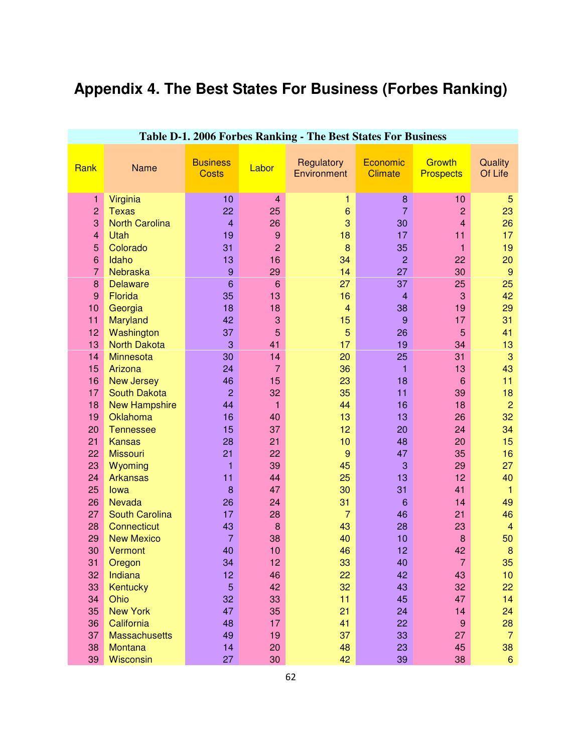# Appendix 4. The Best States For Business (Forbes Ranking)

**Table D-1. 2006 Forbes Ranking - The Best States For Business**

| Rank | Name | Business Costs | Labor | Regulatory Environment | Economic Climate | Growth Prospects | Quality Of Life |
|---|---|---|---|---|---|---|---|
| 1 | Virginia | 10 | 4 | 1 | 8 | 10 | 5 |
| 2 | Texas | 22 | 25 | 6 | 7 | 2 | 23 |
| 3 | North Carolina | 4 | 26 | 3 | 30 | 4 | 26 |
| 4 | Utah | 19 | 9 | 18 | 17 | 11 | 17 |
| 5 | Colorado | 31 | 2 | 8 | 35 | 1 | 19 |
| 6 | Idaho | 13 | 16 | 34 | 2 | 22 | 20 |
| 7 | Nebraska | 9 | 29 | 14 | 27 | 30 | 9 |
| 8 | Delaware | 6 | 6 | 27 | 37 | 25 | 25 |
| 9 | Florida | 35 | 13 | 16 | 4 | 3 | 42 |
| 10 | Georgia | 18 | 18 | 4 | 38 | 19 | 29 |
| 11 | Maryland | 42 | 3 | 15 | 9 | 17 | 31 |
| 12 | Washington | 37 | 5 | 5 | 26 | 5 | 41 |
| 13 | North Dakota | 3 | 41 | 17 | 19 | 34 | 13 |
| 14 | Minnesota | 30 | 14 | 20 | 25 | 31 | 3 |
| 15 | Arizona | 24 | 7 | 36 | 1 | 13 | 43 |
| 16 | New Jersey | 46 | 15 | 23 | 18 | 6 | 11 |
| 17 | South Dakota | 2 | 32 | 35 | 11 | 39 | 18 |
| 18 | New Hampshire | 44 | 1 | 44 | 16 | 18 | 2 |
| 19 | Oklahoma | 16 | 40 | 13 | 13 | 26 | 32 |
| 20 | Tennessee | 15 | 37 | 12 | 20 | 24 | 34 |
| 21 | Kansas | 28 | 21 | 10 | 48 | 20 | 15 |
| 22 | Missouri | 21 | 22 | 9 | 47 | 35 | 16 |
| 23 | Wyoming | 1 | 39 | 45 | 3 | 29 | 27 |
| 24 | Arkansas | 11 | 44 | 25 | 13 | 12 | 40 |
| 25 | Iowa | 8 | 47 | 30 | 31 | 41 | 1 |
| 26 | Nevada | 26 | 24 | 31 | 6 | 14 | 49 |
| 27 | South Carolina | 17 | 28 | 7 | 46 | 21 | 46 |
| 28 | Connecticut | 43 | 8 | 43 | 28 | 23 | 4 |
| 29 | New Mexico | 7 | 38 | 40 | 10 | 8 | 50 |
| 30 | Vermont | 40 | 10 | 46 | 12 | 42 | 8 |
| 31 | Oregon | 34 | 12 | 33 | 40 | 7 | 35 |
| 32 | Indiana | 12 | 46 | 22 | 42 | 43 | 10 |
| 33 | Kentucky | 5 | 42 | 32 | 43 | 32 | 22 |
| 34 | Ohio | 32 | 33 | 11 | 45 | 47 | 14 |
| 35 | New York | 47 | 35 | 21 | 24 | 14 | 24 |
| 36 | California | 48 | 17 | 41 | 22 | 9 | 28 |
| 37 | Massachusetts | 49 | 19 | 37 | 33 | 27 | 7 |
| 38 | Montana | 14 | 20 | 48 | 23 | 45 | 38 |
| 39 | Wisconsin | 27 | 30 | 42 | 39 | 38 | 6 |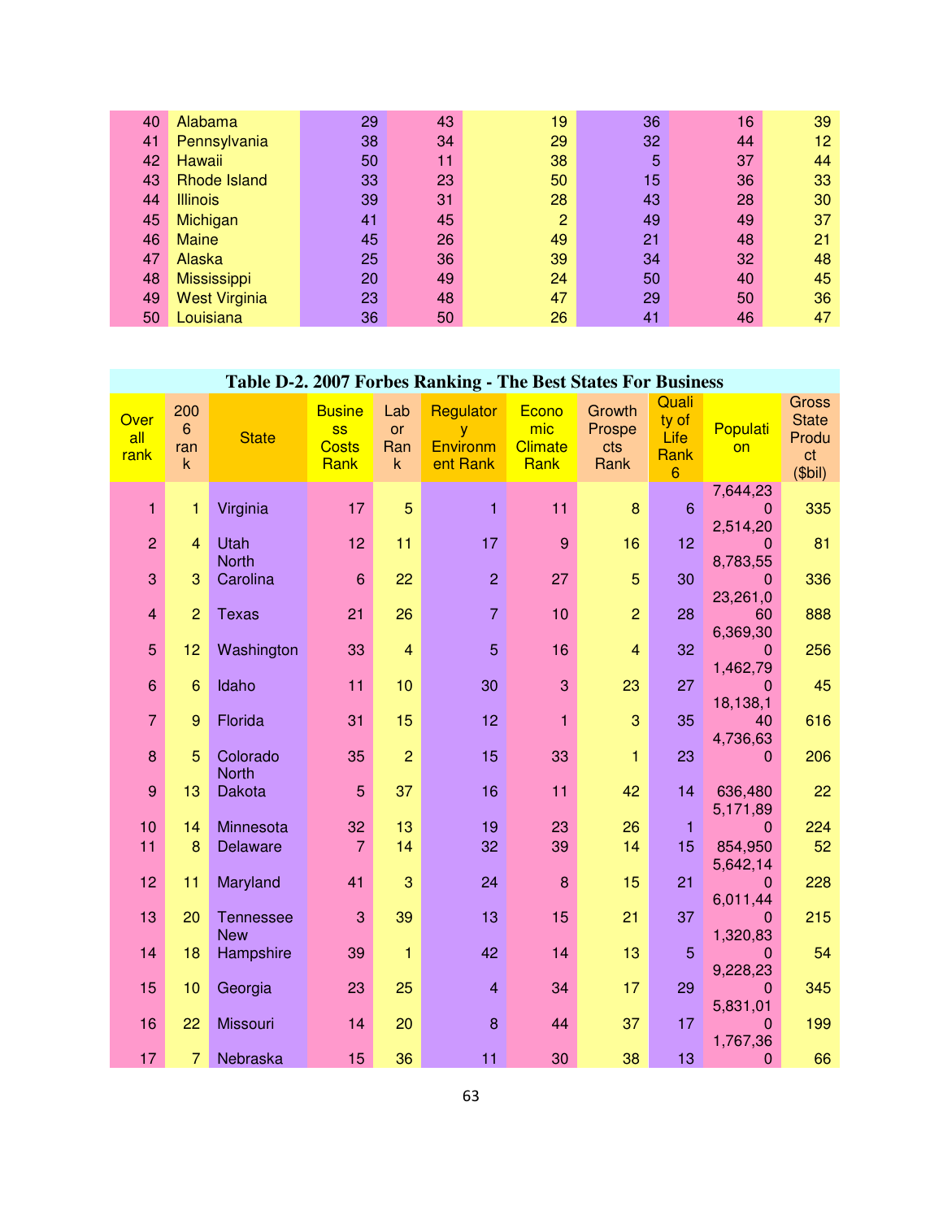| | | | | | | | |
|---|---|---|---|---|---|---|---|
| 40 | Alabama | 29 | 43 | 19 | 36 | 16 | 39 |
| 41 | Pennsylvania | 38 | 34 | 29 | 32 | 44 | 12 |
| 42 | Hawaii | 50 | 11 | 38 | 5 | 37 | 44 |
| 43 | Rhode Island | 33 | 23 | 50 | 15 | 36 | 33 |
| 44 | Illinois | 39 | 31 | 28 | 43 | 28 | 30 |
| 45 | Michigan | 41 | 45 | 2 | 49 | 49 | 37 |
| 46 | Maine | 45 | 26 | 49 | 21 | 48 | 21 |
| 47 | Alaska | 25 | 36 | 39 | 34 | 32 | 48 |
| 48 | Mississippi | 20 | 49 | 24 | 50 | 40 | 45 |
| 49 | West Virginia | 23 | 48 | 47 | 29 | 50 | 36 |
| 50 | Louisiana | 36 | 50 | 26 | 41 | 46 | 47 |

**Table D-2. 2007 Forbes Ranking - The Best States For Business**

| Overall rank | 2006 rank | State | Business Costs Rank | Labor Rank | Regulatory Environment Rank | Economic Climate Rank | Growth Prospects Rank | Quality of Life Rank 6 | Population | Gross State Product ($bil) |
|---|---|---|---|---|---|---|---|---|---|---|
| 1 | 1 | Virginia | 17 | 5 | 1 | 11 | 8 | 6 | 7,644,230 | 335 |
| 2 | 4 | Utah | 12 | 11 | 17 | 9 | 16 | 12 | 2,514,200 | 81 |
| 3 | 3 | North Carolina | 6 | 22 | 2 | 27 | 5 | 30 | 8,783,550 | 336 |
| 4 | 2 | Texas | 21 | 26 | 7 | 10 | 2 | 28 | 23,261,060 | 888 |
| 5 | 12 | Washington | 33 | 4 | 5 | 16 | 4 | 32 | 6,369,300 | 256 |
| 6 | 6 | Idaho | 11 | 10 | 30 | 3 | 23 | 27 | 1,462,790 | 45 |
| 7 | 9 | Florida | 31 | 15 | 12 | 1 | 3 | 35 | 18,138,140 | 616 |
| 8 | 5 | Colorado | 35 | 2 | 15 | 33 | 1 | 23 | 4,736,630 | 206 |
| 9 | 13 | North Dakota | 5 | 37 | 16 | 11 | 42 | 14 | 636,480 | 22 |
| 10 | 14 | Minnesota | 32 | 13 | 19 | 23 | 26 | 1 | 5,171,890 | 224 |
| 11 | 8 | Delaware | 7 | 14 | 32 | 39 | 14 | 15 | 854,950 | 52 |
| 12 | 11 | Maryland | 41 | 3 | 24 | 8 | 15 | 21 | 5,642,140 | 228 |
| 13 | 20 | Tennessee | 3 | 39 | 13 | 15 | 21 | 37 | 6,011,440 | 215 |
| 14 | 18 | New Hampshire | 39 | 1 | 42 | 14 | 13 | 5 | 1,320,830 | 54 |
| 15 | 10 | Georgia | 23 | 25 | 4 | 34 | 17 | 29 | 9,228,230 | 345 |
| 16 | 22 | Missouri | 14 | 20 | 8 | 44 | 37 | 17 | 5,831,010 | 199 |
| 17 | 7 | Nebraska | 15 | 36 | 11 | 30 | 38 | 13 | 1,767,360 | 66 |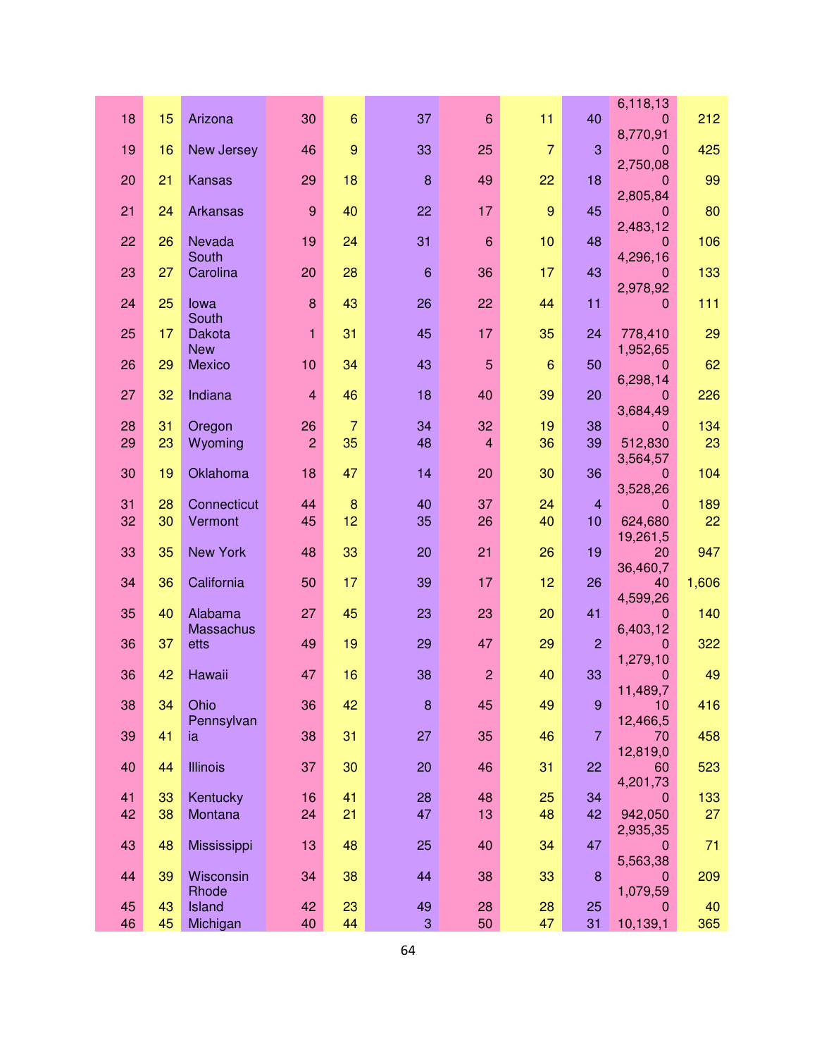| | | | | | | | | | | |
|---|---|---|---|---|---|---|---|---|---|---|
| 18 | 15 | Arizona | 30 | 6 | 37 | 6 | 11 | 40 | 6,118,130 | 212 |
| 19 | 16 | New Jersey | 46 | 9 | 33 | 25 | 7 | 3 | 8,770,910 | 425 |
| 20 | 21 | Kansas | 29 | 18 | 8 | 49 | 22 | 18 | 2,750,080 | 99 |
| 21 | 24 | Arkansas | 9 | 40 | 22 | 17 | 9 | 45 | 2,805,840 | 80 |
| 22 | 26 | Nevada | 19 | 24 | 31 | 6 | 10 | 48 | 2,483,120 | 106 |
| 23 | 27 | South Carolina | 20 | 28 | 6 | 36 | 17 | 43 | 4,296,160 | 133 |
| 24 | 25 | Iowa | 8 | 43 | 26 | 22 | 44 | 11 | 2,978,920 | 111 |
| 25 | 17 | South Dakota | 1 | 31 | 45 | 17 | 35 | 24 | 778,410 | 29 |
| 26 | 29 | New Mexico | 10 | 34 | 43 | 5 | 6 | 50 | 1,952,650 | 62 |
| 27 | 32 | Indiana | 4 | 46 | 18 | 40 | 39 | 20 | 6,298,140 | 226 |
| 28 | 31 | Oregon | 26 | 7 | 34 | 32 | 19 | 38 | 3,684,490 | 134 |
| 29 | 23 | Wyoming | 2 | 35 | 48 | 4 | 36 | 39 | 512,830 | 23 |
| 30 | 19 | Oklahoma | 18 | 47 | 14 | 20 | 30 | 36 | 3,564,570 | 104 |
| 31 | 28 | Connecticut | 44 | 8 | 40 | 37 | 24 | 4 | 3,528,260 | 189 |
| 32 | 30 | Vermont | 45 | 12 | 35 | 26 | 40 | 10 | 624,680 | 22 |
| 33 | 35 | New York | 48 | 33 | 20 | 21 | 26 | 19 | 19,261,520 | 947 |
| 34 | 36 | California | 50 | 17 | 39 | 17 | 12 | 26 | 36,460,740 | 1,606 |
| 35 | 40 | Alabama | 27 | 45 | 23 | 23 | 20 | 41 | 4,599,260 | 140 |
| 36 | 37 | Massachusetts | 49 | 19 | 29 | 47 | 29 | 2 | 6,403,120 | 322 |
| 36 | 42 | Hawaii | 47 | 16 | 38 | 2 | 40 | 33 | 1,279,100 | 49 |
| 38 | 34 | Ohio | 36 | 42 | 8 | 45 | 49 | 9 | 11,489,710 | 416 |
| 39 | 41 | Pennsylvania | 38 | 31 | 27 | 35 | 46 | 7 | 12,466,570 | 458 |
| 40 | 44 | Illinois | 37 | 30 | 20 | 46 | 31 | 22 | 12,819,060 | 523 |
| 41 | 33 | Kentucky | 16 | 41 | 28 | 48 | 25 | 34 | 4,201,730 | 133 |
| 42 | 38 | Montana | 24 | 21 | 47 | 13 | 48 | 42 | 942,050 | 27 |
| 43 | 48 | Mississippi | 13 | 48 | 25 | 40 | 34 | 47 | 2,935,350 | 71 |
| 44 | 39 | Wisconsin | 34 | 38 | 44 | 38 | 33 | 8 | 5,563,380 | 209 |
| 45 | 43 | Rhode Island | 42 | 23 | 49 | 28 | 28 | 25 | 1,079,590 | 40 |
| 46 | 45 | Michigan | 40 | 44 | 3 | 50 | 47 | 31 | 10,139,1 | 365 |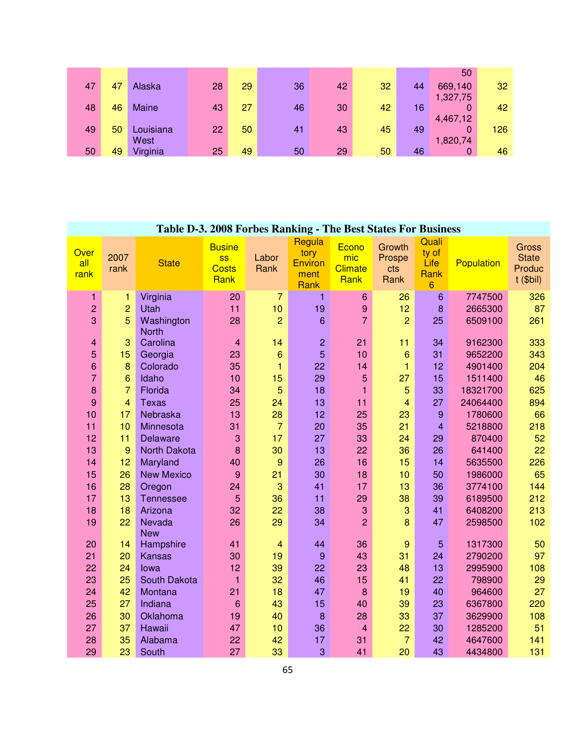| | | | | | | | | | | |
|---|---|---|---|---|---|---|---|---|---|---|
| 47 | 47 | Alaska | 28 | 29 | 36 | 42 | 32 | 44 | 50 669,140 | 32 |
| 48 | 46 | Maine | 43 | 27 | 46 | 30 | 42 | 16 | 1,327,750 | 42 |
| 49 | 50 | Louisiana | 22 | 50 | 41 | 43 | 45 | 49 | 4,467,120 | 126 |
| 50 | 49 | West Virginia | 25 | 49 | 50 | 29 | 50 | 46 | 1,820,740 | 46 |

**Table D-3. 2008 Forbes Ranking - The Best States For Business**

| Overall rank | 2007 rank | State | Business Costs Rank | Labor Rank | Regulatory Environment Rank | Economic Climate Rank | Growth Prospects Rank | Quality of Life Rank 6 | Population | Gross State Product ($bil) |
|---|---|---|---|---|---|---|---|---|---|---|
| 1 | 1 | Virginia | 20 | 7 | 1 | 6 | 26 | 6 | 7747500 | 326 |
| 2 | 2 | Utah | 11 | 10 | 19 | 9 | 12 | 8 | 2665300 | 87 |
| 3 | 5 | Washington | 28 | 2 | 6 | 7 | 2 | 25 | 6509100 | 261 |
| 4 | 3 | North Carolina | 4 | 14 | 2 | 21 | 11 | 34 | 9162300 | 333 |
| 5 | 15 | Georgia | 23 | 6 | 5 | 10 | 6 | 31 | 9652200 | 343 |
| 6 | 8 | Colorado | 35 | 1 | 22 | 14 | 1 | 12 | 4901400 | 204 |
| 7 | 6 | Idaho | 10 | 15 | 29 | 5 | 27 | 15 | 1511400 | 46 |
| 8 | 7 | Florida | 34 | 5 | 18 | 1 | 5 | 33 | 18321700 | 625 |
| 9 | 4 | Texas | 25 | 24 | 13 | 11 | 4 | 27 | 24064400 | 894 |
| 10 | 17 | Nebraska | 13 | 28 | 12 | 25 | 23 | 9 | 1780600 | 66 |
| 11 | 10 | Minnesota | 31 | 7 | 20 | 35 | 21 | 4 | 5218800 | 218 |
| 12 | 11 | Delaware | 3 | 17 | 27 | 33 | 24 | 29 | 870400 | 52 |
| 13 | 9 | North Dakota | 8 | 30 | 13 | 22 | 36 | 26 | 641400 | 22 |
| 14 | 12 | Maryland | 40 | 9 | 26 | 16 | 15 | 14 | 5635500 | 226 |
| 15 | 26 | New Mexico | 9 | 21 | 30 | 18 | 10 | 50 | 1986000 | 65 |
| 16 | 28 | Oregon | 24 | 3 | 41 | 17 | 13 | 36 | 3774100 | 144 |
| 17 | 13 | Tennessee | 5 | 36 | 11 | 29 | 38 | 39 | 6189500 | 212 |
| 18 | 18 | Arizona | 32 | 22 | 38 | 3 | 3 | 41 | 6408200 | 213 |
| 19 | 22 | Nevada | 26 | 29 | 34 | 2 | 8 | 47 | 2598500 | 102 |
| 20 | 14 | New Hampshire | 41 | 4 | 44 | 36 | 9 | 5 | 1317300 | 50 |
| 21 | 20 | Kansas | 30 | 19 | 9 | 43 | 31 | 24 | 2790200 | 97 |
| 22 | 24 | Iowa | 12 | 39 | 22 | 23 | 48 | 13 | 2995900 | 108 |
| 23 | 25 | South Dakota | 1 | 32 | 46 | 15 | 41 | 22 | 798900 | 29 |
| 24 | 42 | Montana | 21 | 18 | 47 | 8 | 19 | 40 | 964600 | 27 |
| 25 | 27 | Indiana | 6 | 43 | 15 | 40 | 39 | 23 | 6367800 | 220 |
| 26 | 30 | Oklahoma | 19 | 40 | 8 | 28 | 33 | 37 | 3629900 | 108 |
| 27 | 37 | Hawaii | 47 | 10 | 36 | 4 | 22 | 30 | 1285200 | 51 |
| 28 | 35 | Alabama | 22 | 42 | 17 | 31 | 7 | 42 | 4647600 | 141 |
| 29 | 23 | South | 27 | 33 | 3 | 41 | 20 | 43 | 4434800 | 131 |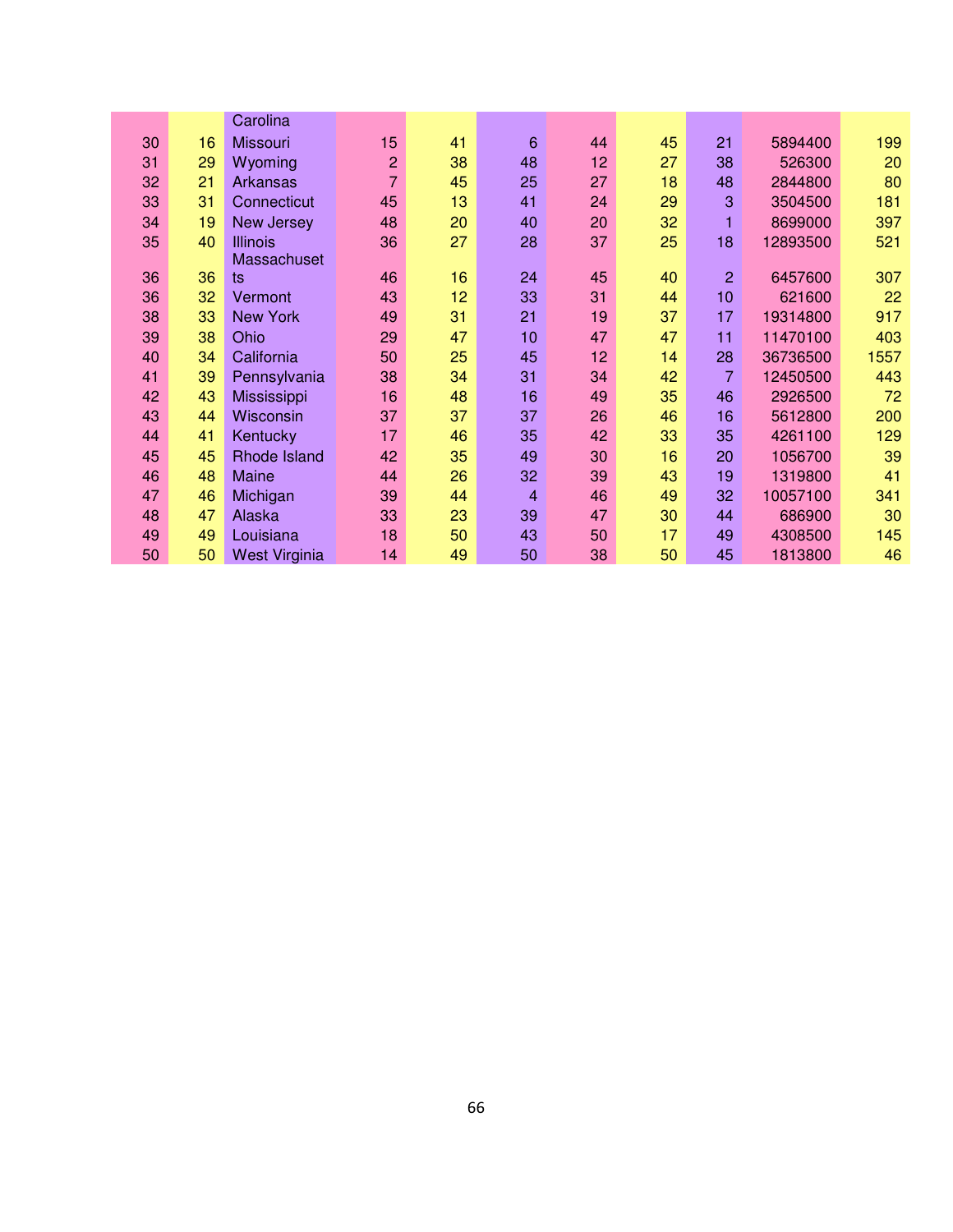| | | | | | | | | | | |
|---|---|---|---|---|---|---|---|---|---|---|
| | | Carolina | | | | | | | | |
| 30 | 16 | Missouri | 15 | 41 | 6 | 44 | 45 | 21 | 5894400 | 199 |
| 31 | 29 | Wyoming | 2 | 38 | 48 | 12 | 27 | 38 | 526300 | 20 |
| 32 | 21 | Arkansas | 7 | 45 | 25 | 27 | 18 | 48 | 2844800 | 80 |
| 33 | 31 | Connecticut | 45 | 13 | 41 | 24 | 29 | 3 | 3504500 | 181 |
| 34 | 19 | New Jersey | 48 | 20 | 40 | 20 | 32 | 1 | 8699000 | 397 |
| 35 | 40 | Illinois | 36 | 27 | 28 | 37 | 25 | 18 | 12893500 | 521 |
| 36 | 36 | Massachusetts | 46 | 16 | 24 | 45 | 40 | 2 | 6457600 | 307 |
| 36 | 32 | Vermont | 43 | 12 | 33 | 31 | 44 | 10 | 621600 | 22 |
| 38 | 33 | New York | 49 | 31 | 21 | 19 | 37 | 17 | 19314800 | 917 |
| 39 | 38 | Ohio | 29 | 47 | 10 | 47 | 47 | 11 | 11470100 | 403 |
| 40 | 34 | California | 50 | 25 | 45 | 12 | 14 | 28 | 36736500 | 1557 |
| 41 | 39 | Pennsylvania | 38 | 34 | 31 | 34 | 42 | 7 | 12450500 | 443 |
| 42 | 43 | Mississippi | 16 | 48 | 16 | 49 | 35 | 46 | 2926500 | 72 |
| 43 | 44 | Wisconsin | 37 | 37 | 37 | 26 | 46 | 16 | 5612800 | 200 |
| 44 | 41 | Kentucky | 17 | 46 | 35 | 42 | 33 | 35 | 4261100 | 129 |
| 45 | 45 | Rhode Island | 42 | 35 | 49 | 30 | 16 | 20 | 1056700 | 39 |
| 46 | 48 | Maine | 44 | 26 | 32 | 39 | 43 | 19 | 1319800 | 41 |
| 47 | 46 | Michigan | 39 | 44 | 4 | 46 | 49 | 32 | 10057100 | 341 |
| 48 | 47 | Alaska | 33 | 23 | 39 | 47 | 30 | 44 | 686900 | 30 |
| 49 | 49 | Louisiana | 18 | 50 | 43 | 50 | 17 | 49 | 4308500 | 145 |
| 50 | 50 | West Virginia | 14 | 49 | 50 | 38 | 50 | 45 | 1813800 | 46 |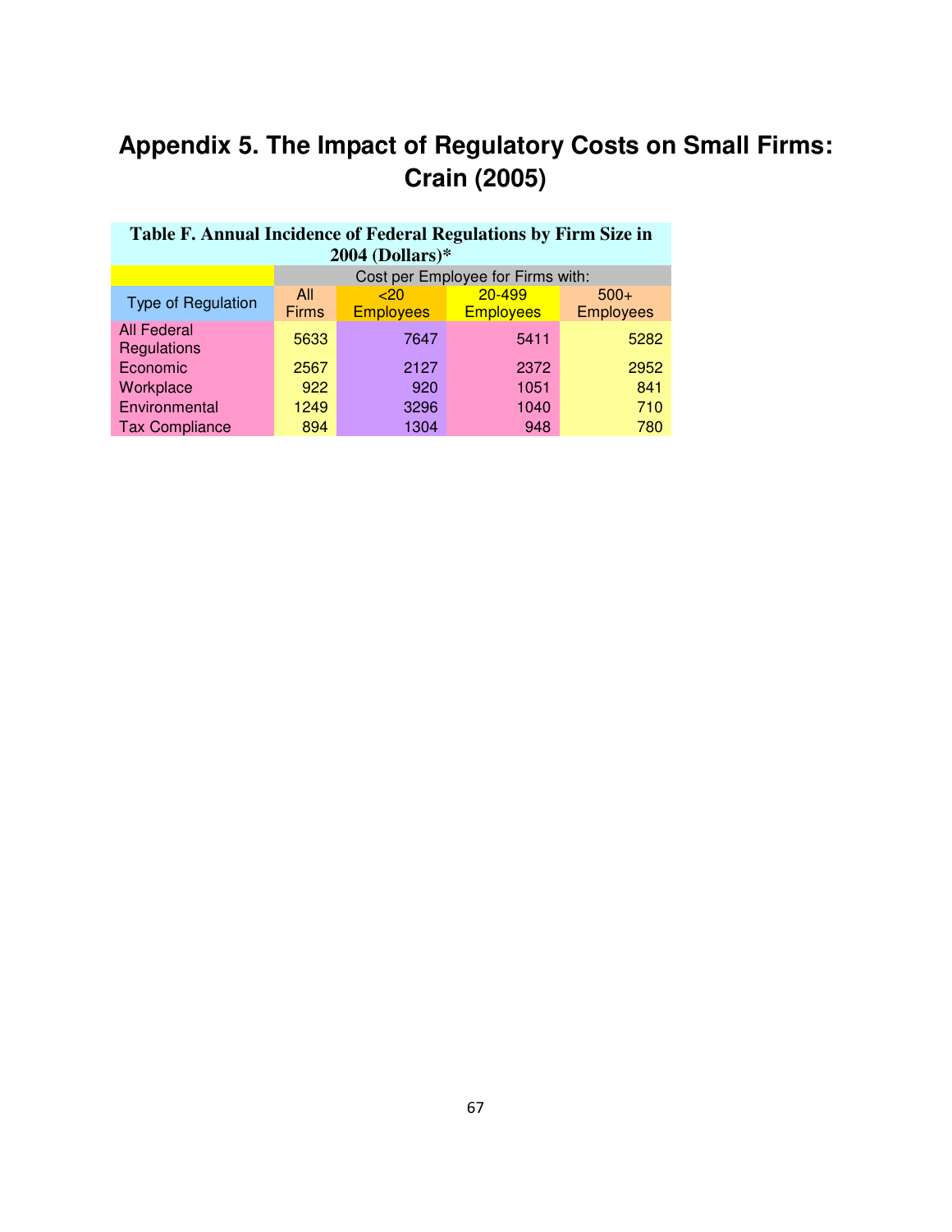# Appendix 5. The Impact of Regulatory Costs on Small Firms: Crain (2005)

**Table F. Annual Incidence of Federal Regulations by Firm Size in 2004 (Dollars)***

| | Cost per Employee for Firms with: | | | |
|---|---|---|---|---|
| Type of Regulation | All Firms | <20 Employees | 20-499 Employees | 500+ Employees |
| All Federal Regulations | 5633 | 7647 | 5411 | 5282 |
| Economic | 2567 | 2127 | 2372 | 2952 |
| Workplace | 922 | 920 | 1051 | 841 |
| Environmental | 1249 | 3296 | 1040 | 710 |
| Tax Compliance | 894 | 1304 | 948 | 780 |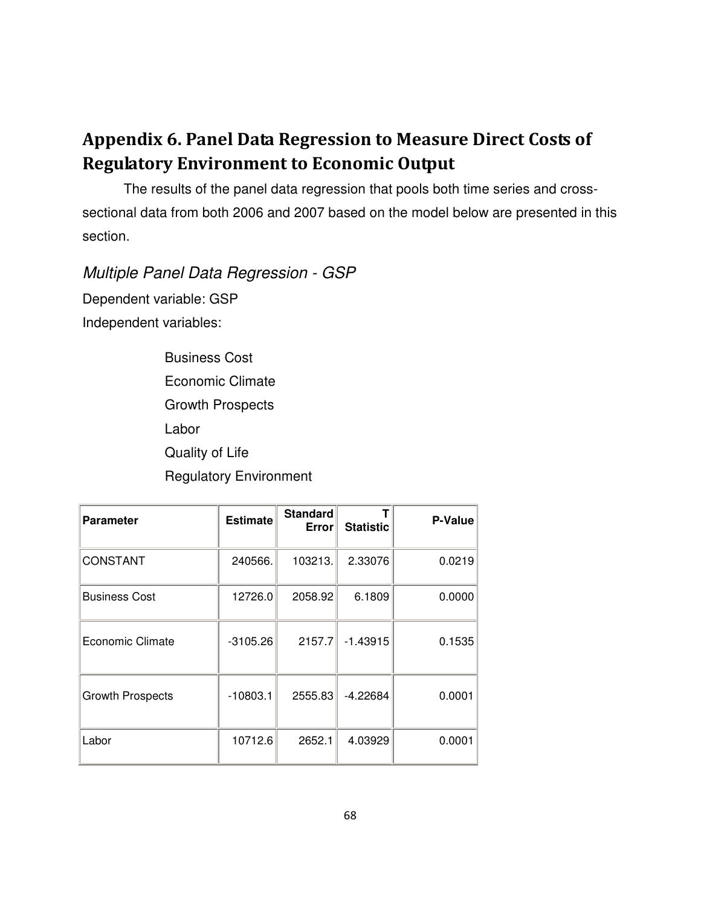## Appendix 6. Panel Data Regression to Measure Direct Costs of Regulatory Environment to Economic Output

The results of the panel data regression that pools both time series and cross-sectional data from both 2006 and 2007 based on the model below are presented in this section.

### *Multiple Panel Data Regression - GSP*

Dependent variable: GSP

Independent variables:

- Business Cost
- Economic Climate
- Growth Prospects
- Labor
- Quality of Life
- Regulatory Environment

| Parameter | Estimate | Standard Error | T Statistic | P-Value |
|---|---|---|---|---|
| CONSTANT | 240566. | 103213. | 2.33076 | 0.0219 |
| Business Cost | 12726.0 | 2058.92 | 6.1809 | 0.0000 |
| Economic Climate | -3105.26 | 2157.7 | -1.43915 | 0.1535 |
| Growth Prospects | -10803.1 | 2555.83 | -4.22684 | 0.0001 |
| Labor | 10712.6 | 2652.1 | 4.03929 | 0.0001 |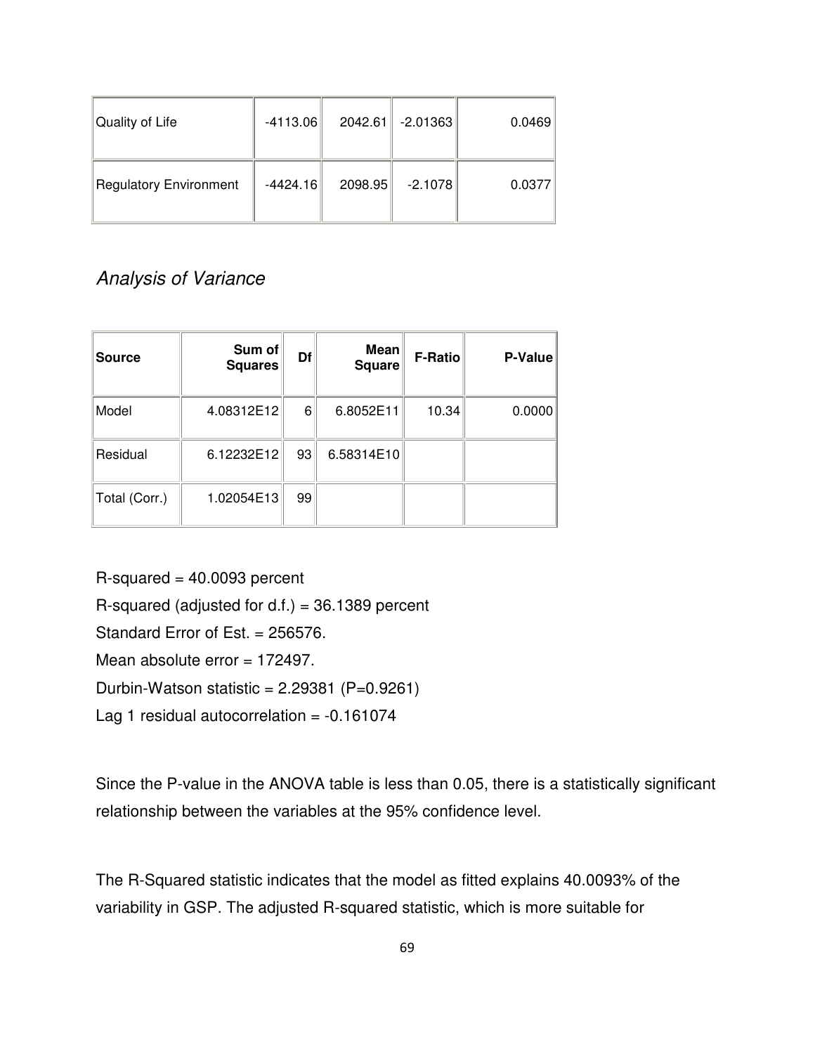| | | | | |
|---|---|---|---|---|
| Quality of Life | -4113.06 | 2042.61 | -2.01363 | 0.0469 |
| Regulatory Environment | -4424.16 | 2098.95 | -2.1078 | 0.0377 |

*Analysis of Variance*

| Source | Sum of Squares | Df | Mean Square | F-Ratio | P-Value |
|---|---|---|---|---|---|
| Model | 4.08312E12 | 6 | 6.8052E11 | 10.34 | 0.0000 |
| Residual | 6.12232E12 | 93 | 6.58314E10 | | |
| Total (Corr.) | 1.02054E13 | 99 | | | |

R-squared = 40.0093 percent

R-squared (adjusted for d.f.) = 36.1389 percent

Standard Error of Est. = 256576.

Mean absolute error = 172497.

Durbin-Watson statistic = 2.29381 (P=0.9261)

Lag 1 residual autocorrelation = -0.161074

Since the P-value in the ANOVA table is less than 0.05, there is a statistically significant relationship between the variables at the 95% confidence level.

The R-Squared statistic indicates that the model as fitted explains 40.0093% of the variability in GSP. The adjusted R-squared statistic, which is more suitable for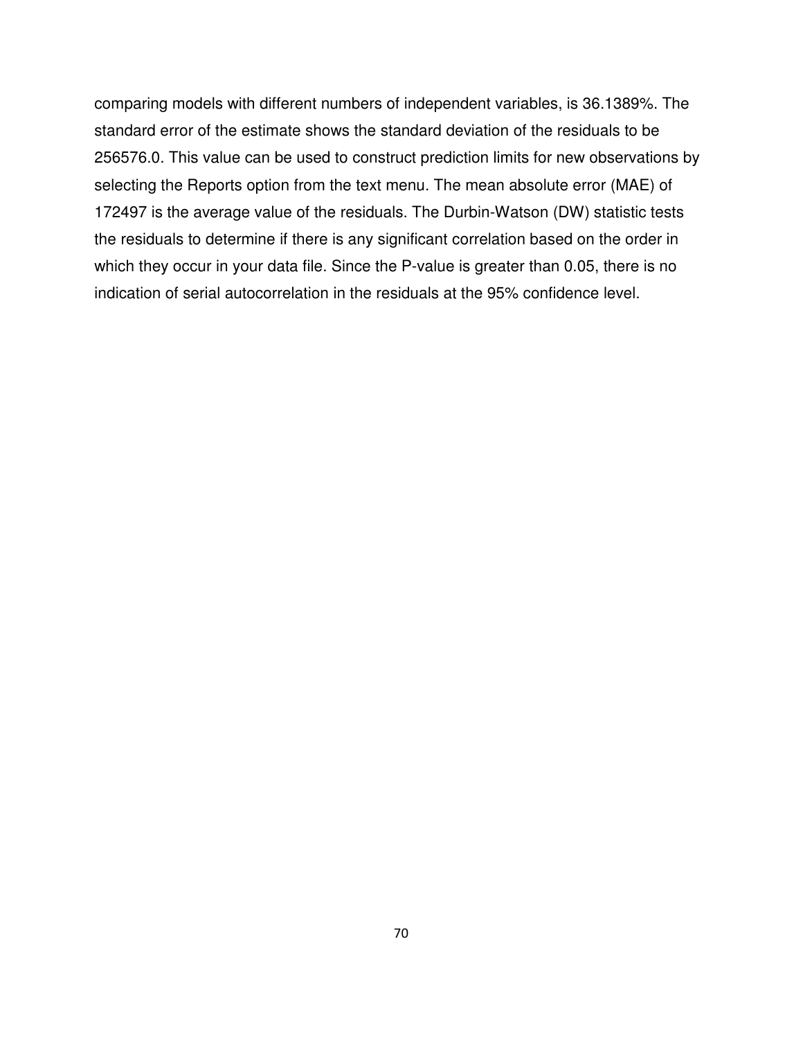comparing models with different numbers of independent variables, is 36.1389%. The standard error of the estimate shows the standard deviation of the residuals to be 256576.0. This value can be used to construct prediction limits for new observations by selecting the Reports option from the text menu. The mean absolute error (MAE) of 172497 is the average value of the residuals. The Durbin-Watson (DW) statistic tests the residuals to determine if there is any significant correlation based on the order in which they occur in your data file. Since the P-value is greater than 0.05, there is no indication of serial autocorrelation in the residuals at the 95% confidence level.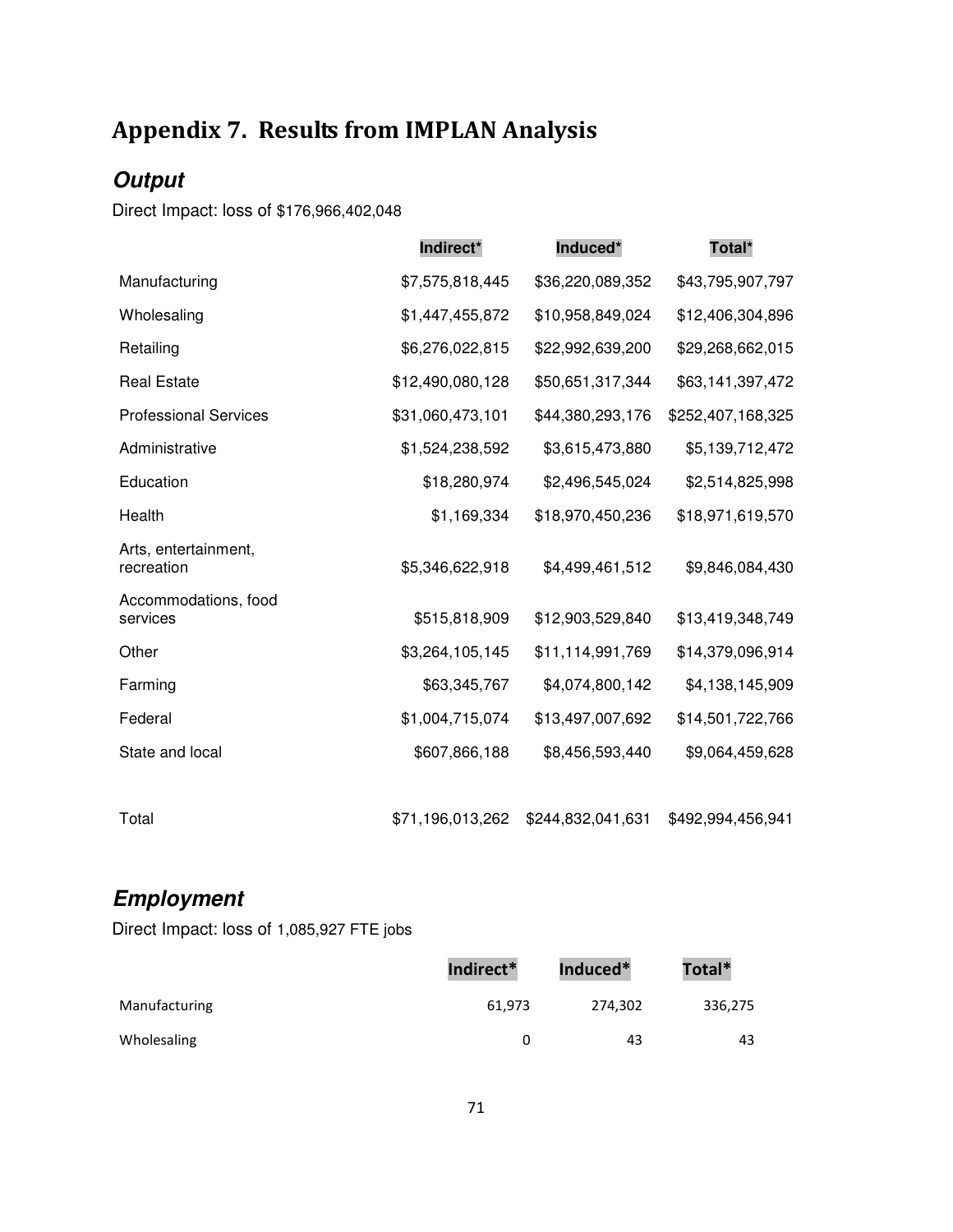# Appendix 7. Results from IMPLAN Analysis

## *Output*

Direct Impact: loss of $176,966,402,048

| | Indirect* | Induced* | Total* |
|---|---|---|---|
| Manufacturing | $7,575,818,445 | $36,220,089,352 | $43,795,907,797 |
| Wholesaling | $1,447,455,872 | $10,958,849,024 | $12,406,304,896 |
| Retailing | $6,276,022,815 | $22,992,639,200 | $29,268,662,015 |
| Real Estate | $12,490,080,128 | $50,651,317,344 | $63,141,397,472 |
| Professional Services | $31,060,473,101 | $44,380,293,176 | $252,407,168,325 |
| Administrative | $1,524,238,592 | $3,615,473,880 | $5,139,712,472 |
| Education | $18,280,974 | $2,496,545,024 | $2,514,825,998 |
| Health | $1,169,334 | $18,970,450,236 | $18,971,619,570 |
| Arts, entertainment, recreation | $5,346,622,918 | $4,499,461,512 | $9,846,084,430 |
| Accommodations, food services | $515,818,909 | $12,903,529,840 | $13,419,348,749 |
| Other | $3,264,105,145 | $11,114,991,769 | $14,379,096,914 |
| Farming | $63,345,767 | $4,074,800,142 | $4,138,145,909 |
| Federal | $1,004,715,074 | $13,497,007,692 | $14,501,722,766 |
| State and local | $607,866,188 | $8,456,593,440 | $9,064,459,628 |
| | | | |
| Total | $71,196,013,262 | $244,832,041,631 | $492,994,456,941 |

## *Employment*

Direct Impact: loss of 1,085,927 FTE jobs

| | Indirect* | Induced* | Total* |
|---|---|---|---|
| Manufacturing | 61,973 | 274,302 | 336,275 |
| Wholesaling | 0 | 43 | 43 |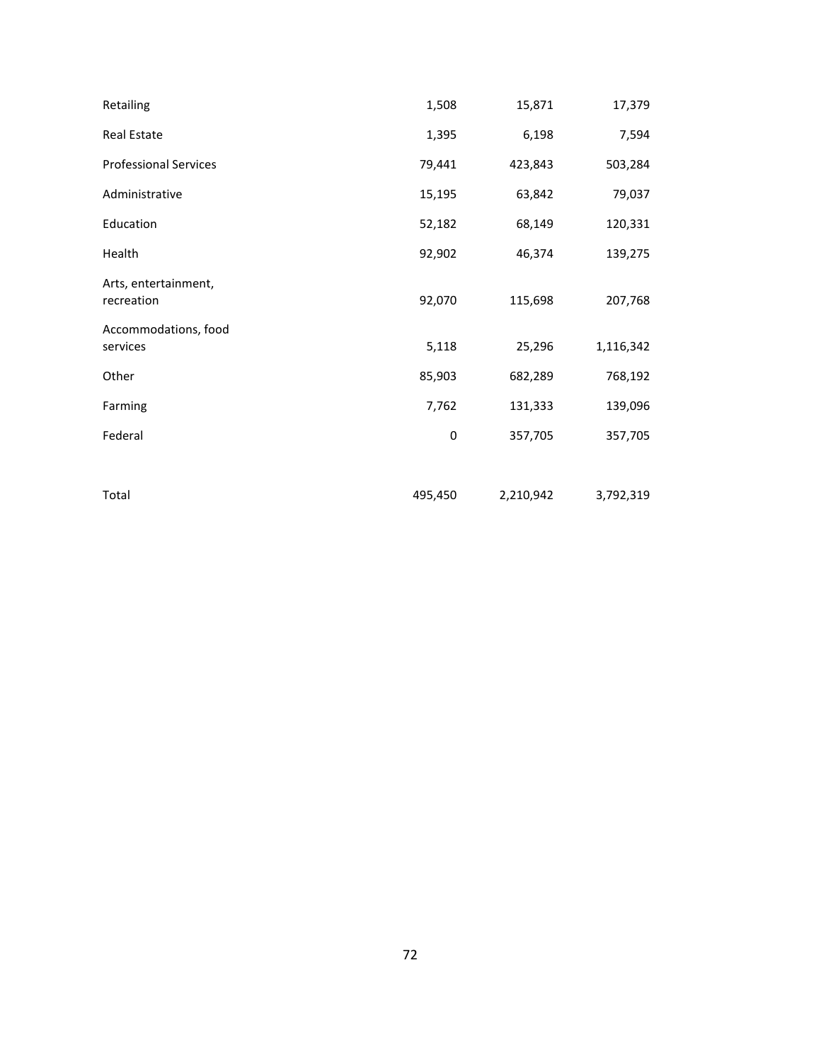| | | | |
|---|---|---|---|
| Retailing | 1,508 | 15,871 | 17,379 |
| Real Estate | 1,395 | 6,198 | 7,594 |
| Professional Services | 79,441 | 423,843 | 503,284 |
| Administrative | 15,195 | 63,842 | 79,037 |
| Education | 52,182 | 68,149 | 120,331 |
| Health | 92,902 | 46,374 | 139,275 |
| Arts, entertainment, recreation | 92,070 | 115,698 | 207,768 |
| Accommodations, food services | 5,118 | 25,296 | 1,116,342 |
| Other | 85,903 | 682,289 | 768,192 |
| Farming | 7,762 | 131,333 | 139,096 |
| Federal | 0 | 357,705 | 357,705 |
| | | | |
| Total | 495,450 | 2,210,942 | 3,792,319 |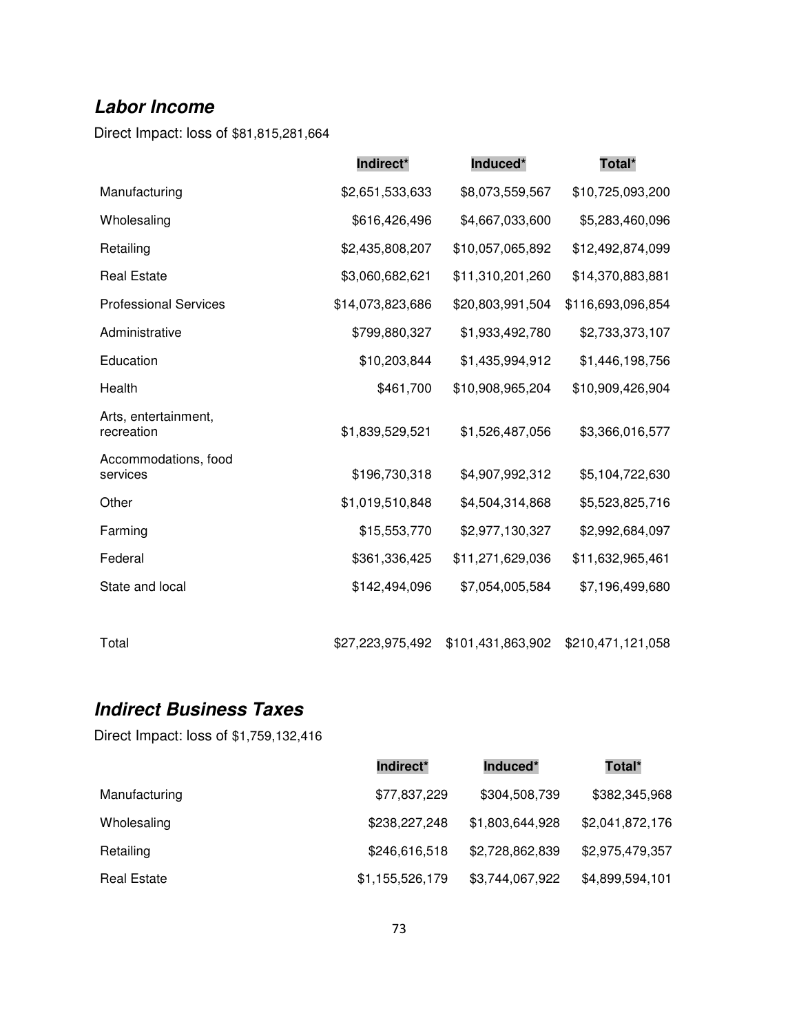## ***Labor Income***

Direct Impact: loss of $81,815,281,664

| | Indirect* | Induced* | Total* |
|---|---|---|---|
| Manufacturing | $2,651,533,633 | $8,073,559,567 | $10,725,093,200 |
| Wholesaling | $616,426,496 | $4,667,033,600 | $5,283,460,096 |
| Retailing | $2,435,808,207 | $10,057,065,892 | $12,492,874,099 |
| Real Estate | $3,060,682,621 | $11,310,201,260 | $14,370,883,881 |
| Professional Services | $14,073,823,686 | $20,803,991,504 | $116,693,096,854 |
| Administrative | $799,880,327 | $1,933,492,780 | $2,733,373,107 |
| Education | $10,203,844 | $1,435,994,912 | $1,446,198,756 |
| Health | $461,700 | $10,908,965,204 | $10,909,426,904 |
| Arts, entertainment, recreation | $1,839,529,521 | $1,526,487,056 | $3,366,016,577 |
| Accommodations, food services | $196,730,318 | $4,907,992,312 | $5,104,722,630 |
| Other | $1,019,510,848 | $4,504,314,868 | $5,523,825,716 |
| Farming | $15,553,770 | $2,977,130,327 | $2,992,684,097 |
| Federal | $361,336,425 | $11,271,629,036 | $11,632,965,461 |
| State and local | $142,494,096 | $7,054,005,584 | $7,196,499,680 |
| Total | $27,223,975,492 | $101,431,863,902 | $210,471,121,058 |

## ***Indirect Business Taxes***

Direct Impact: loss of $1,759,132,416

| | Indirect* | Induced* | Total* |
|---|---|---|---|
| Manufacturing | $77,837,229 | $304,508,739 | $382,345,968 |
| Wholesaling | $238,227,248 | $1,803,644,928 | $2,041,872,176 |
| Retailing | $246,616,518 | $2,728,862,839 | $2,975,479,357 |
| Real Estate | $1,155,526,179 | $3,744,067,922 | $4,899,594,101 |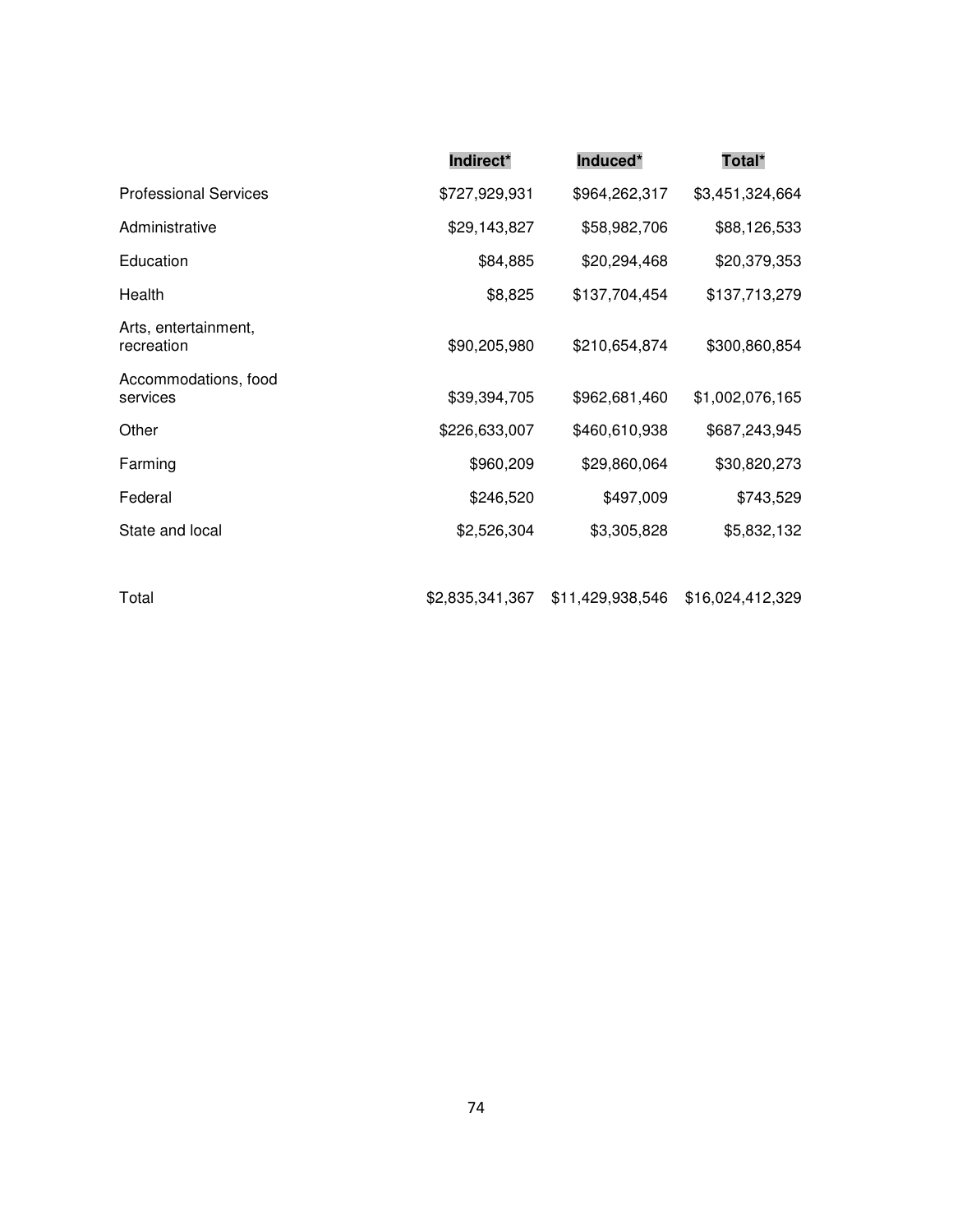| | Indirect* | Induced* | Total* |
|---|---|---|---|
| Professional Services | $727,929,931 | $964,262,317 | $3,451,324,664 |
| Administrative | $29,143,827 | $58,982,706 | $88,126,533 |
| Education | $84,885 | $20,294,468 | $20,379,353 |
| Health | $8,825 | $137,704,454 | $137,713,279 |
| Arts, entertainment, recreation | $90,205,980 | $210,654,874 | $300,860,854 |
| Accommodations, food services | $39,394,705 | $962,681,460 | $1,002,076,165 |
| Other | $226,633,007 | $460,610,938 | $687,243,945 |
| Farming | $960,209 | $29,860,064 | $30,820,273 |
| Federal | $246,520 | $497,009 | $743,529 |
| State and local | $2,526,304 | $3,305,828 | $5,832,132 |
| | | | |
| Total | $2,835,341,367 | $11,429,938,546 | $16,024,412,329 |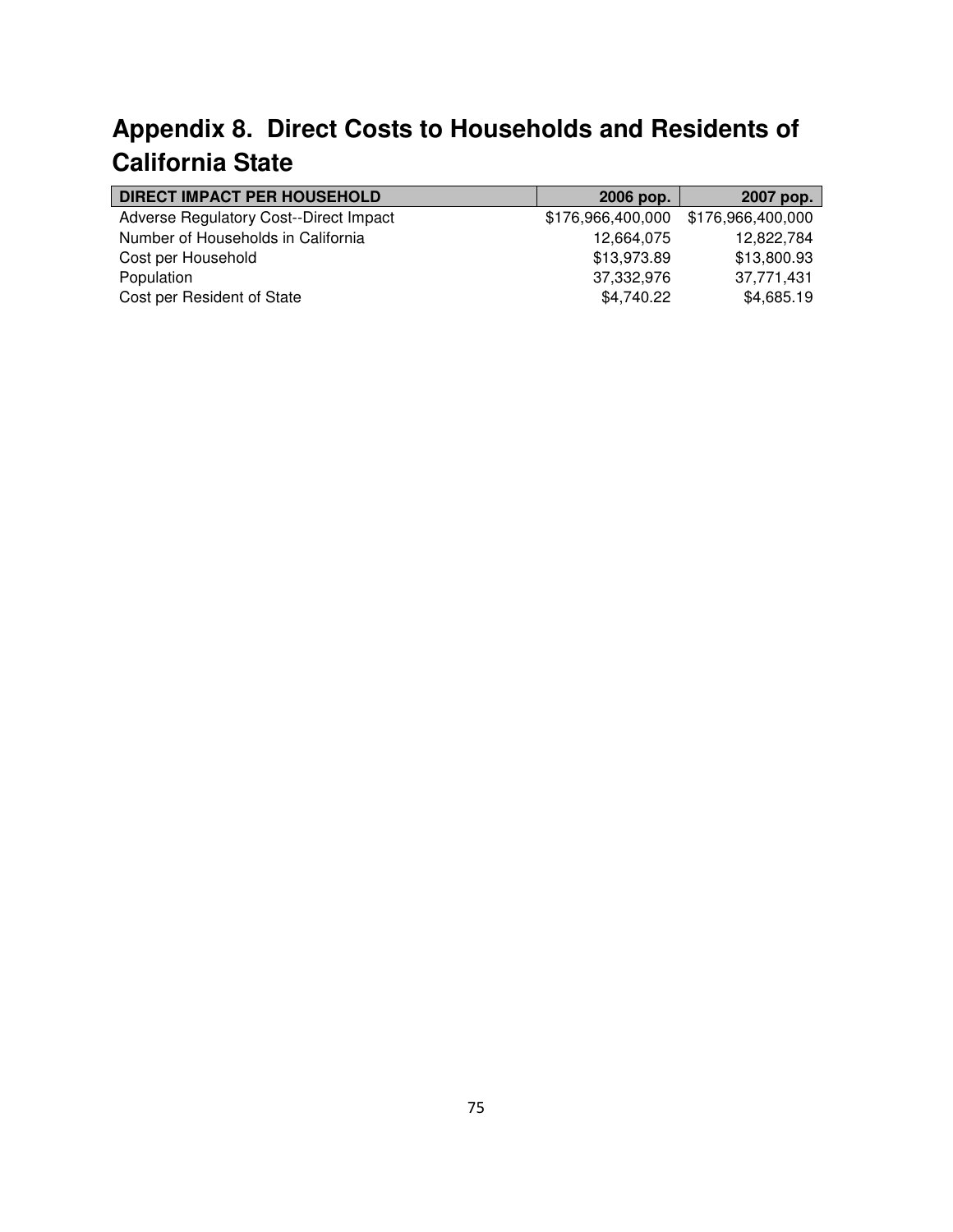# Appendix 8. Direct Costs to Households and Residents of California State

| DIRECT IMPACT PER HOUSEHOLD | 2006 pop. | 2007 pop. |
| --- | --- | --- |
| Adverse Regulatory Cost--Direct Impact | $176,966,400,000 | $176,966,400,000 |
| Number of Households in California | 12,664,075 | 12,822,784 |
| Cost per Household | $13,973.89 | $13,800.93 |
| Population | 37,332,976 | 37,771,431 |
| Cost per Resident of State | $4,740.22 | $4,685.19 |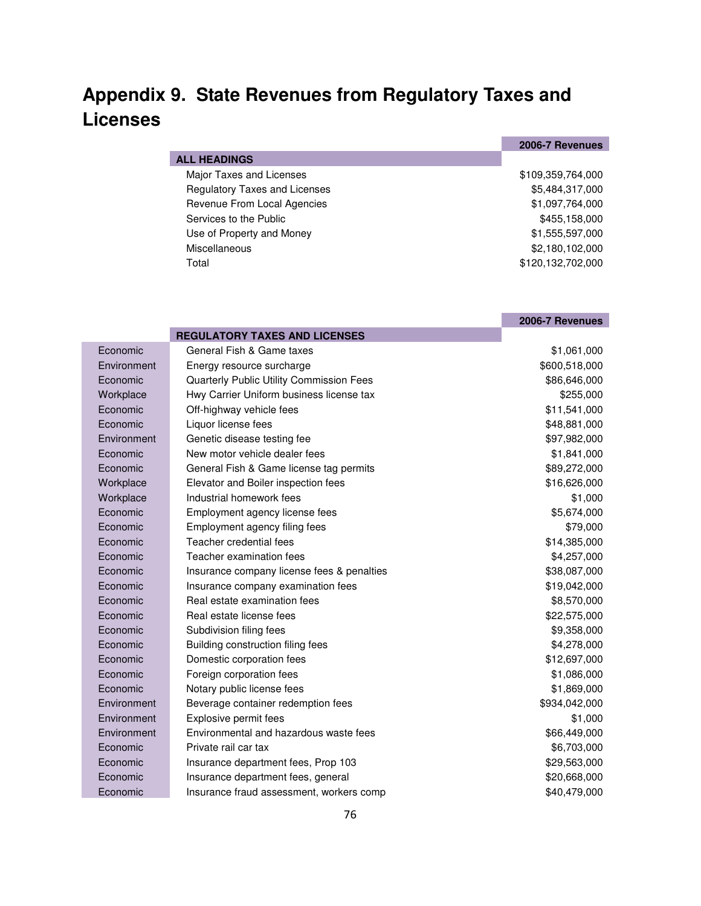# Appendix 9. State Revenues from Regulatory Taxes and Licenses

| ALL HEADINGS | 2006-7 Revenues |
|---|---|
| Major Taxes and Licenses | $109,359,764,000 |
| Regulatory Taxes and Licenses | $5,484,317,000 |
| Revenue From Local Agencies | $1,097,764,000 |
| Services to the Public | $455,158,000 |
| Use of Property and Money | $1,555,597,000 |
| Miscellaneous | $2,180,102,000 |
| Total | $120,132,702,000 |

| | REGULATORY TAXES AND LICENSES | 2006-7 Revenues |
|---|---|---|
| Economic | General Fish & Game taxes | $1,061,000 |
| Environment | Energy resource surcharge | $600,518,000 |
| Economic | Quarterly Public Utility Commission Fees | $86,646,000 |
| Workplace | Hwy Carrier Uniform business license tax | $255,000 |
| Economic | Off-highway vehicle fees | $11,541,000 |
| Economic | Liquor license fees | $48,881,000 |
| Environment | Genetic disease testing fee | $97,982,000 |
| Economic | New motor vehicle dealer fees | $1,841,000 |
| Economic | General Fish & Game license tag permits | $89,272,000 |
| Workplace | Elevator and Boiler inspection fees | $16,626,000 |
| Workplace | Industrial homework fees | $1,000 |
| Economic | Employment agency license fees | $5,674,000 |
| Economic | Employment agency filing fees | $79,000 |
| Economic | Teacher credential fees | $14,385,000 |
| Economic | Teacher examination fees | $4,257,000 |
| Economic | Insurance company license fees & penalties | $38,087,000 |
| Economic | Insurance company examination fees | $19,042,000 |
| Economic | Real estate examination fees | $8,570,000 |
| Economic | Real estate license fees | $22,575,000 |
| Economic | Subdivision filing fees | $9,358,000 |
| Economic | Building construction filing fees | $4,278,000 |
| Economic | Domestic corporation fees | $12,697,000 |
| Economic | Foreign corporation fees | $1,086,000 |
| Economic | Notary public license fees | $1,869,000 |
| Environment | Beverage container redemption fees | $934,042,000 |
| Environment | Explosive permit fees | $1,000 |
| Environment | Environmental and hazardous waste fees | $66,449,000 |
| Economic | Private rail car tax | $6,703,000 |
| Economic | Insurance department fees, Prop 103 | $29,563,000 |
| Economic | Insurance department fees, general | $20,668,000 |
| Economic | Insurance fraud assessment, workers comp | $40,479,000 |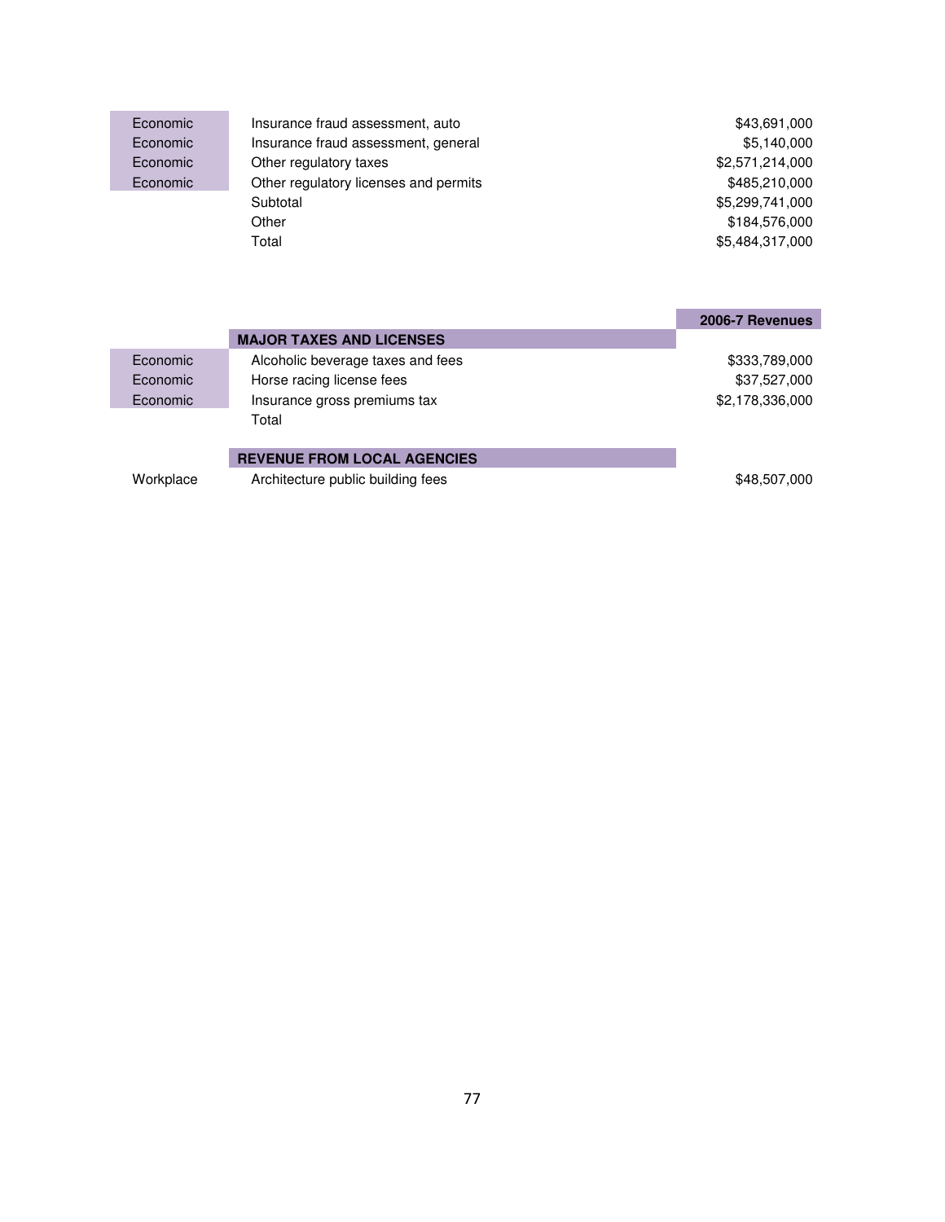| | | |
|---|---|---|
| Economic | Insurance fraud assessment, auto | $43,691,000 |
| Economic | Insurance fraud assessment, general | $5,140,000 |
| Economic | Other regulatory taxes | $2,571,214,000 |
| Economic | Other regulatory licenses and permits | $485,210,000 |
| | Subtotal | $5,299,741,000 |
| | Other | $184,576,000 |
| | Total | $5,484,317,000 |

| | | 2006-7 Revenues |
|---|---|---|
| | **MAJOR TAXES AND LICENSES** | |
| Economic | Alcoholic beverage taxes and fees | $333,789,000 |
| Economic | Horse racing license fees | $37,527,000 |
| Economic | Insurance gross premiums tax | $2,178,336,000 |
| | Total | |
| | **REVENUE FROM LOCAL AGENCIES** | |
| Workplace | Architecture public building fees | $48,507,000 |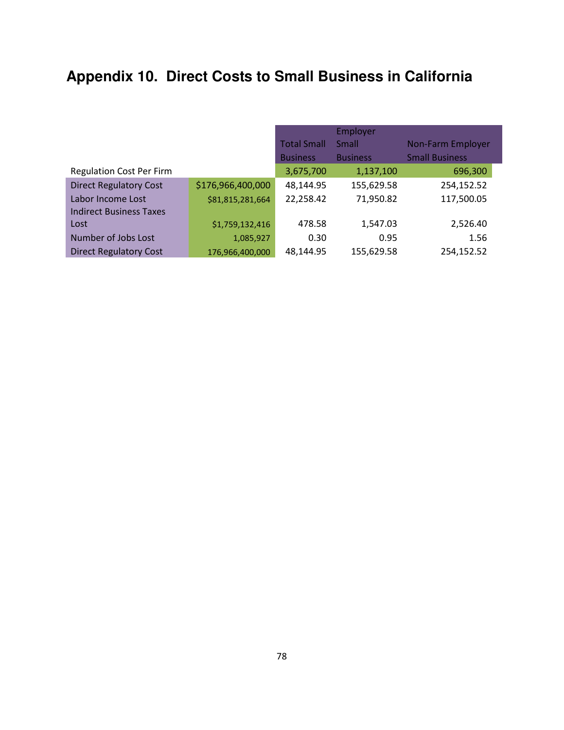# Appendix 10. Direct Costs to Small Business in California

| | | Total Small Business | Employer Small Business | Non-Farm Employer Small Business |
|---|---|---|---|---|
| Regulation Cost Per Firm | | 3,675,700 | 1,137,100 | 696,300 |
| Direct Regulatory Cost | $176,966,400,000 | 48,144.95 | 155,629.58 | 254,152.52 |
| Labor Income Lost | $81,815,281,664 | 22,258.42 | 71,950.82 | 117,500.05 |
| Indirect Business Taxes Lost | $1,759,132,416 | 478.58 | 1,547.03 | 2,526.40 |
| Number of Jobs Lost | 1,085,927 | 0.30 | 0.95 | 1.56 |
| Direct Regulatory Cost | 176,966,400,000 | 48,144.95 | 155,629.58 | 254,152.52 |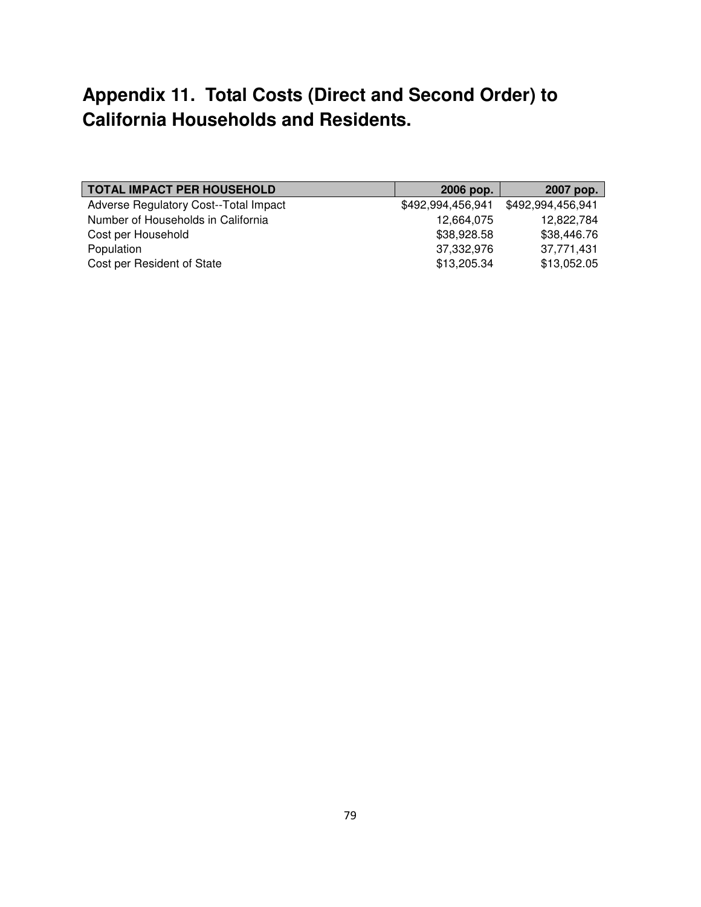# Appendix 11. Total Costs (Direct and Second Order) to California Households and Residents.

| TOTAL IMPACT PER HOUSEHOLD | 2006 pop. | 2007 pop. |
|---|---:|---:|
| Adverse Regulatory Cost--Total Impact | $492,994,456,941 | $492,994,456,941 |
| Number of Households in California | 12,664,075 | 12,822,784 |
| Cost per Household | $38,928.58 | $38,446.76 |
| Population | 37,332,976 | 37,771,431 |
| Cost per Resident of State | $13,205.34 | $13,052.05 |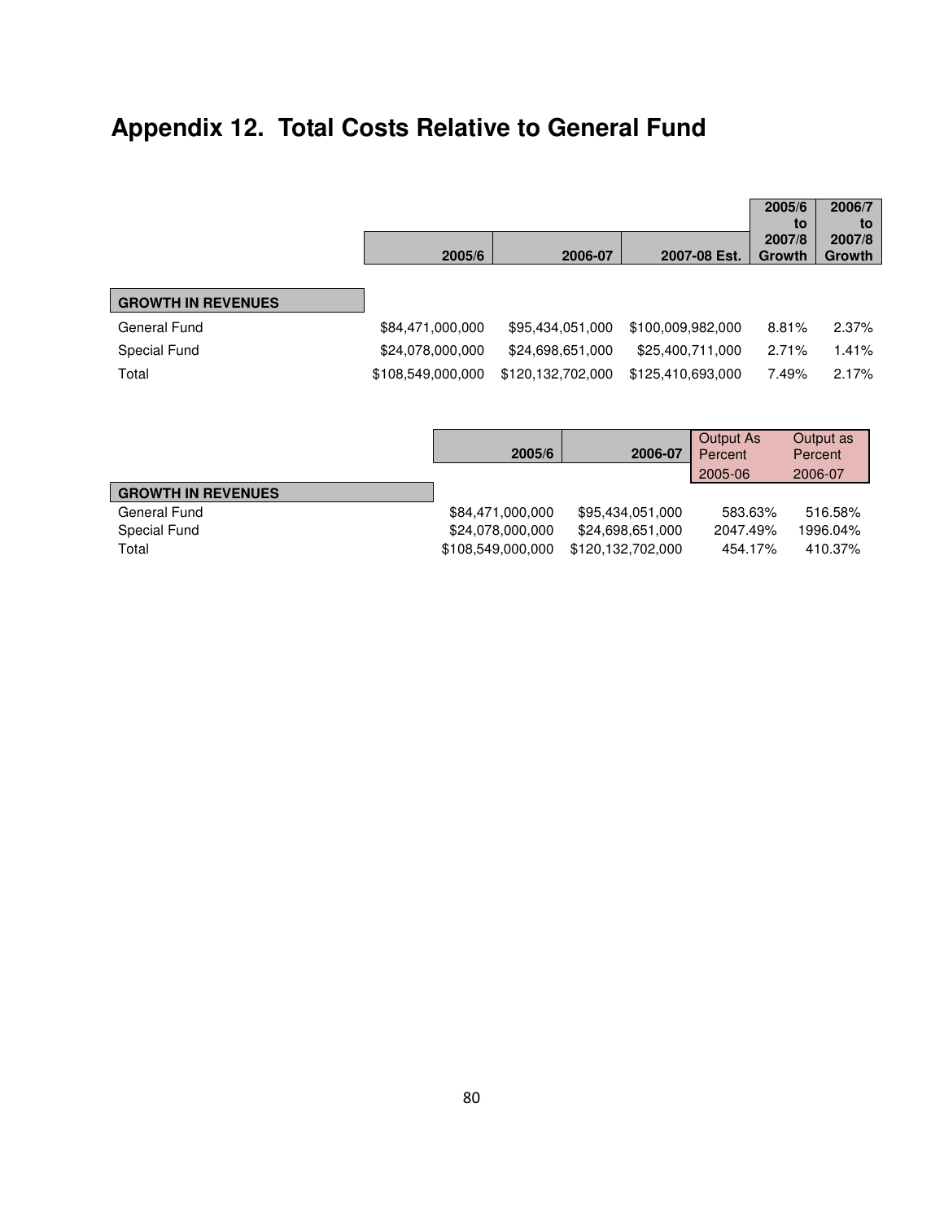# Appendix 12. Total Costs Relative to General Fund

| | 2005/6 | 2006-07 | 2007-08 Est. | 2005/6 to 2007/8 Growth | 2006/7 to 2007/8 Growth |
|---|---|---|---|---|---|
| **GROWTH IN REVENUES** | | | | | |
| General Fund | $84,471,000,000 | $95,434,051,000 | $100,009,982,000 | 8.81% | 2.37% |
| Special Fund | $24,078,000,000 | $24,698,651,000 | $25,400,711,000 | 2.71% | 1.41% |
| Total | $108,549,000,000 | $120,132,702,000 | $125,410,693,000 | 7.49% | 2.17% |

| | 2005/6 | 2006-07 | Output As Percent 2005-06 | Output as Percent 2006-07 |
|---|---|---|---|---|
| **GROWTH IN REVENUES** | | | | |
| General Fund | $84,471,000,000 | $95,434,051,000 | 583.63% | 516.58% |
| Special Fund | $24,078,000,000 | $24,698,651,000 | 2047.49% | 1996.04% |
| Total | $108,549,000,000 | $120,132,702,000 | 454.17% | 410.37% |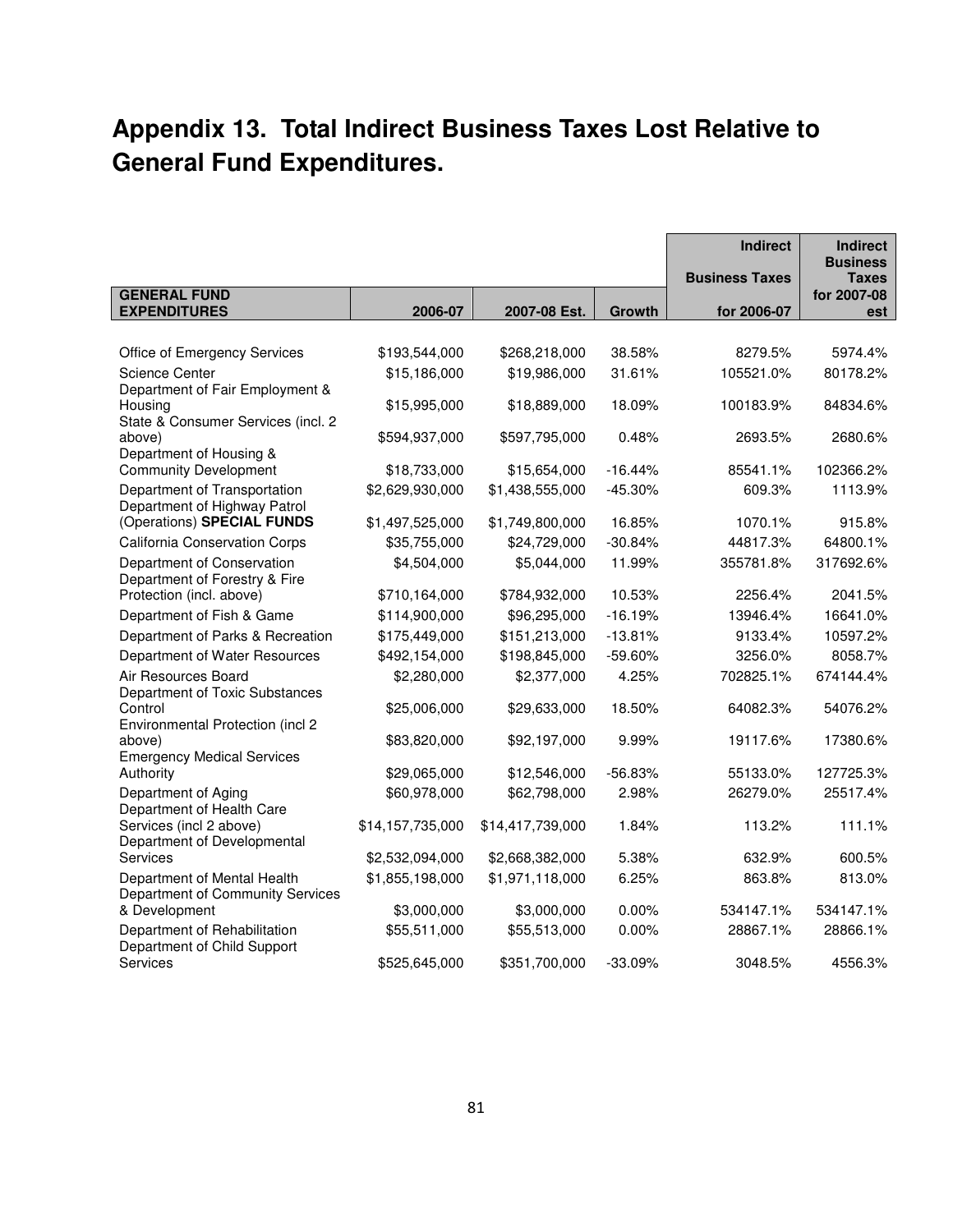# Appendix 13. Total Indirect Business Taxes Lost Relative to General Fund Expenditures.

| GENERAL FUND EXPENDITURES | 2006-07 | 2007-08 Est. | Growth | Indirect Business Taxes for 2006-07 | Indirect Business Taxes for 2007-08 est |
|---|---|---|---|---|---|
| Office of Emergency Services | $193,544,000 | $268,218,000 | 38.58% | 8279.5% | 5974.4% |
| Science Center | $15,186,000 | $19,986,000 | 31.61% | 105521.0% | 80178.2% |
| Department of Fair Employment & Housing | $15,995,000 | $18,889,000 | 18.09% | 100183.9% | 84834.6% |
| State & Consumer Services (incl. 2 above) | $594,937,000 | $597,795,000 | 0.48% | 2693.5% | 2680.6% |
| Department of Housing & Community Development | $18,733,000 | $15,654,000 | -16.44% | 85541.1% | 102366.2% |
| Department of Transportation | $2,629,930,000 | $1,438,555,000 | -45.30% | 609.3% | 1113.9% |
| Department of Highway Patrol (Operations) **SPECIAL FUNDS** | $1,497,525,000 | $1,749,800,000 | 16.85% | 1070.1% | 915.8% |
| California Conservation Corps | $35,755,000 | $24,729,000 | -30.84% | 44817.3% | 64800.1% |
| Department of Conservation | $4,504,000 | $5,044,000 | 11.99% | 355781.8% | 317692.6% |
| Department of Forestry & Fire Protection (incl. above) | $710,164,000 | $784,932,000 | 10.53% | 2256.4% | 2041.5% |
| Department of Fish & Game | $114,900,000 | $96,295,000 | -16.19% | 13946.4% | 16641.0% |
| Department of Parks & Recreation | $175,449,000 | $151,213,000 | -13.81% | 9133.4% | 10597.2% |
| Department of Water Resources | $492,154,000 | $198,845,000 | -59.60% | 3256.0% | 8058.7% |
| Air Resources Board | $2,280,000 | $2,377,000 | 4.25% | 702825.1% | 674144.4% |
| Department of Toxic Substances Control | $25,006,000 | $29,633,000 | 18.50% | 64082.3% | 54076.2% |
| Environmental Protection (incl 2 above) | $83,820,000 | $92,197,000 | 9.99% | 19117.6% | 17380.6% |
| Emergency Medical Services Authority | $29,065,000 | $12,546,000 | -56.83% | 55133.0% | 127725.3% |
| Department of Aging | $60,978,000 | $62,798,000 | 2.98% | 26279.0% | 25517.4% |
| Department of Health Care Services (incl 2 above) | $14,157,735,000 | $14,417,739,000 | 1.84% | 113.2% | 111.1% |
| Department of Developmental Services | $2,532,094,000 | $2,668,382,000 | 5.38% | 632.9% | 600.5% |
| Department of Mental Health | $1,855,198,000 | $1,971,118,000 | 6.25% | 863.8% | 813.0% |
| Department of Community Services & Development | $3,000,000 | $3,000,000 | 0.00% | 534147.1% | 534147.1% |
| Department of Rehabilitation | $55,511,000 | $55,513,000 | 0.00% | 28867.1% | 28866.1% |
| Department of Child Support Services | $525,645,000 | $351,700,000 | -33.09% | 3048.5% | 4556.3% |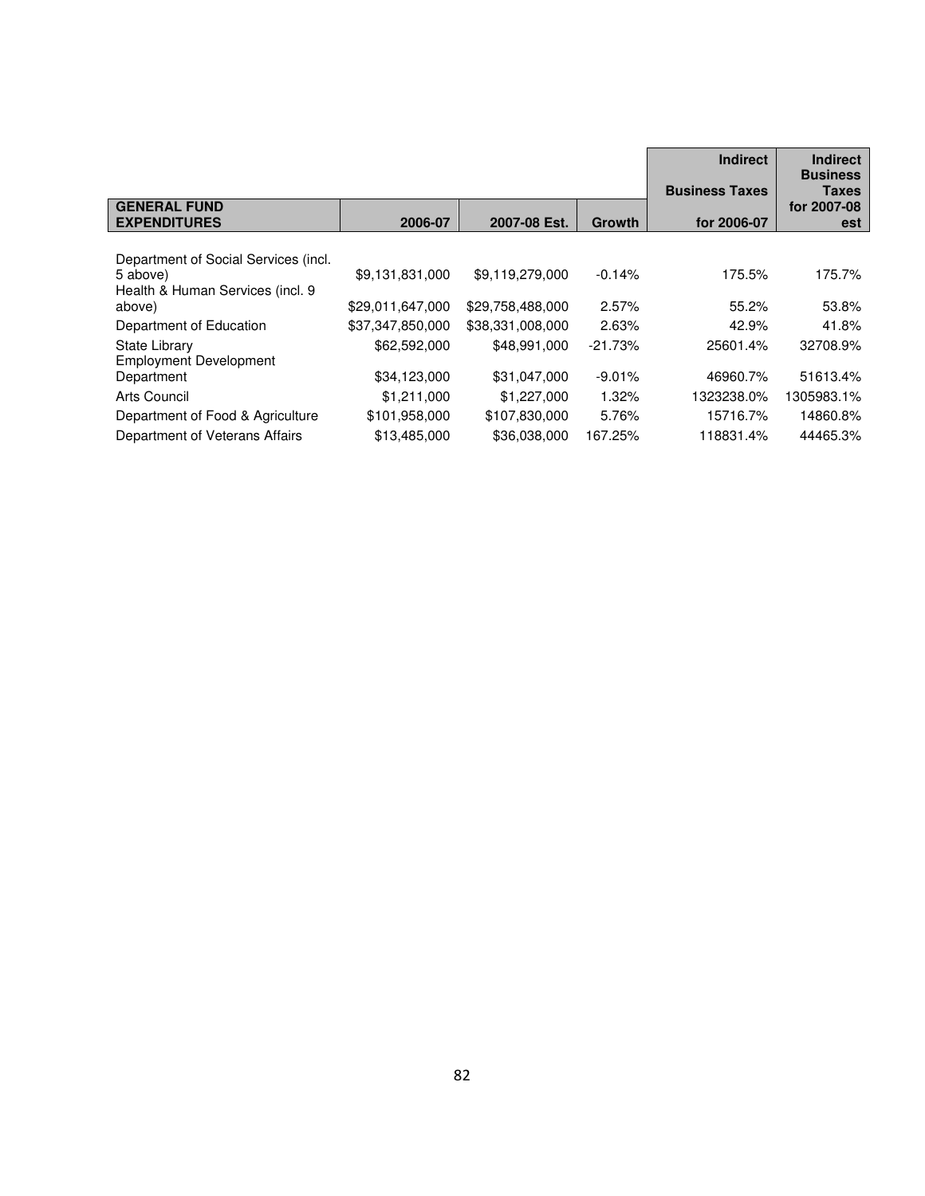| GENERAL FUND EXPENDITURES | 2006-07 | 2007-08 Est. | Growth | Indirect Business Taxes for 2006-07 | Indirect Business Taxes for 2007-08 est |
|---|---|---|---|---|---|
| Department of Social Services (incl. 5 above) | $9,131,831,000 | $9,119,279,000 | -0.14% | 175.5% | 175.7% |
| Health & Human Services (incl. 9 above) | $29,011,647,000 | $29,758,488,000 | 2.57% | 55.2% | 53.8% |
| Department of Education | $37,347,850,000 | $38,331,008,000 | 2.63% | 42.9% | 41.8% |
| State Library | $62,592,000 | $48,991,000 | -21.73% | 25601.4% | 32708.9% |
| Employment Development Department | $34,123,000 | $31,047,000 | -9.01% | 46960.7% | 51613.4% |
| Arts Council | $1,211,000 | $1,227,000 | 1.32% | 1323238.0% | 1305983.1% |
| Department of Food & Agriculture | $101,958,000 | $107,830,000 | 5.76% | 15716.7% | 14860.8% |
| Department of Veterans Affairs | $13,485,000 | $36,038,000 | 167.25% | 118831.4% | 44465.3% |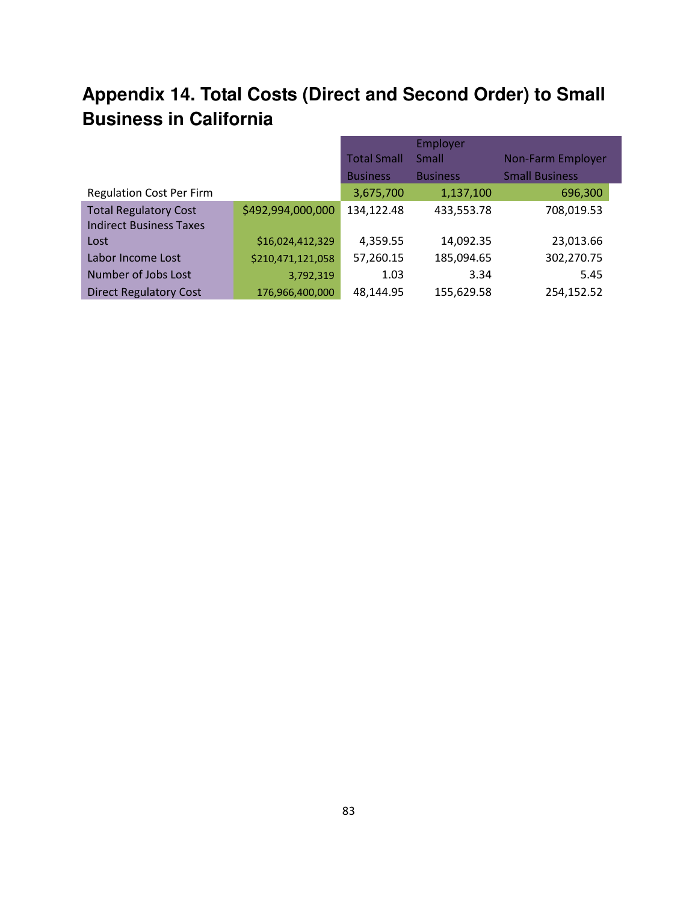# Appendix 14. Total Costs (Direct and Second Order) to Small Business in California

| | | Total Small Business | Employer Small Business | Non-Farm Employer Small Business |
|---|---|---|---|---|
| Regulation Cost Per Firm | | 3,675,700 | 1,137,100 | 696,300 |
| Total Regulatory Cost | $492,994,000,000 | 134,122.48 | 433,553.78 | 708,019.53 |
| Indirect Business Taxes Lost | $16,024,412,329 | 4,359.55 | 14,092.35 | 23,013.66 |
| Labor Income Lost | $210,471,121,058 | 57,260.15 | 185,094.65 | 302,270.75 |
| Number of Jobs Lost | 3,792,319 | 1.03 | 3.34 | 5.45 |
| Direct Regulatory Cost | 176,966,400,000 | 48,144.95 | 155,629.58 | 254,152.52 |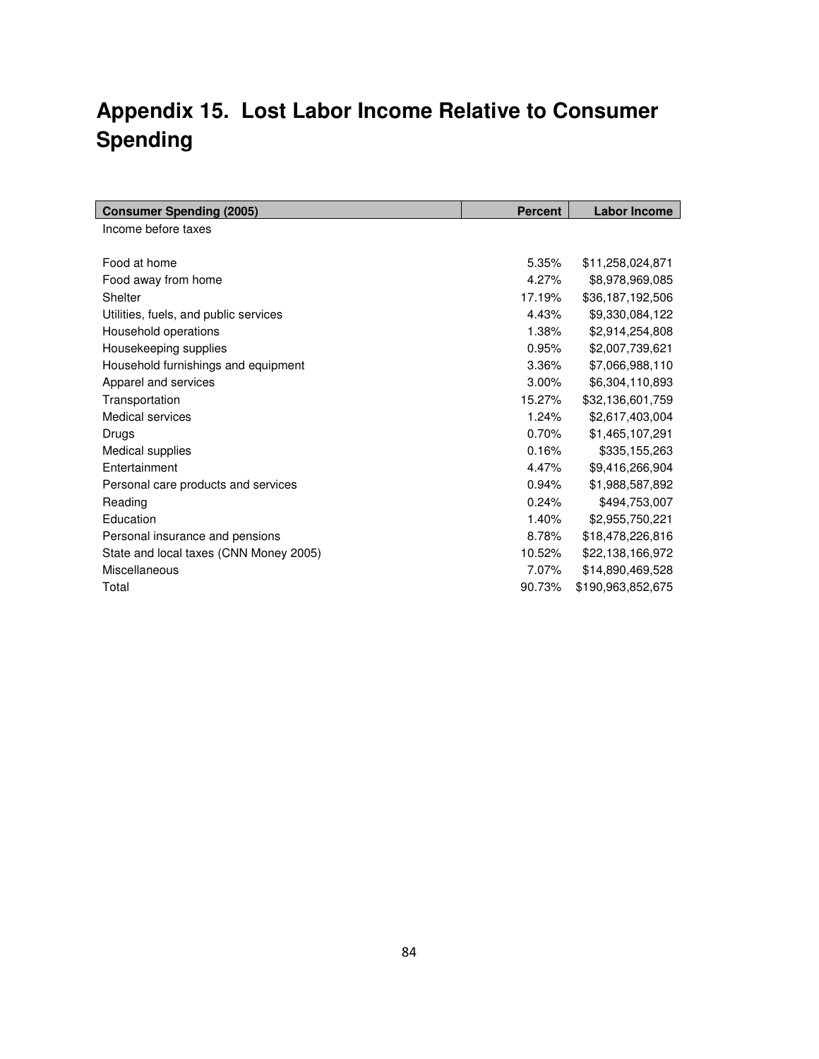# Appendix 15. Lost Labor Income Relative to Consumer Spending

| Consumer Spending (2005) | Percent | Labor Income |
|---|---|---|
| Income before taxes | | |
| | | |
| Food at home | 5.35% | $11,258,024,871 |
| Food away from home | 4.27% | $8,978,969,085 |
| Shelter | 17.19% | $36,187,192,506 |
| Utilities, fuels, and public services | 4.43% | $9,330,084,122 |
| Household operations | 1.38% | $2,914,254,808 |
| Housekeeping supplies | 0.95% | $2,007,739,621 |
| Household furnishings and equipment | 3.36% | $7,066,988,110 |
| Apparel and services | 3.00% | $6,304,110,893 |
| Transportation | 15.27% | $32,136,601,759 |
| Medical services | 1.24% | $2,617,403,004 |
| Drugs | 0.70% | $1,465,107,291 |
| Medical supplies | 0.16% | $335,155,263 |
| Entertainment | 4.47% | $9,416,266,904 |
| Personal care products and services | 0.94% | $1,988,587,892 |
| Reading | 0.24% | $494,753,007 |
| Education | 1.40% | $2,955,750,221 |
| Personal insurance and pensions | 8.78% | $18,478,226,816 |
| State and local taxes (CNN Money 2005) | 10.52% | $22,138,166,972 |
| Miscellaneous | 7.07% | $14,890,469,528 |
| Total | 90.73% | $190,963,852,675 |